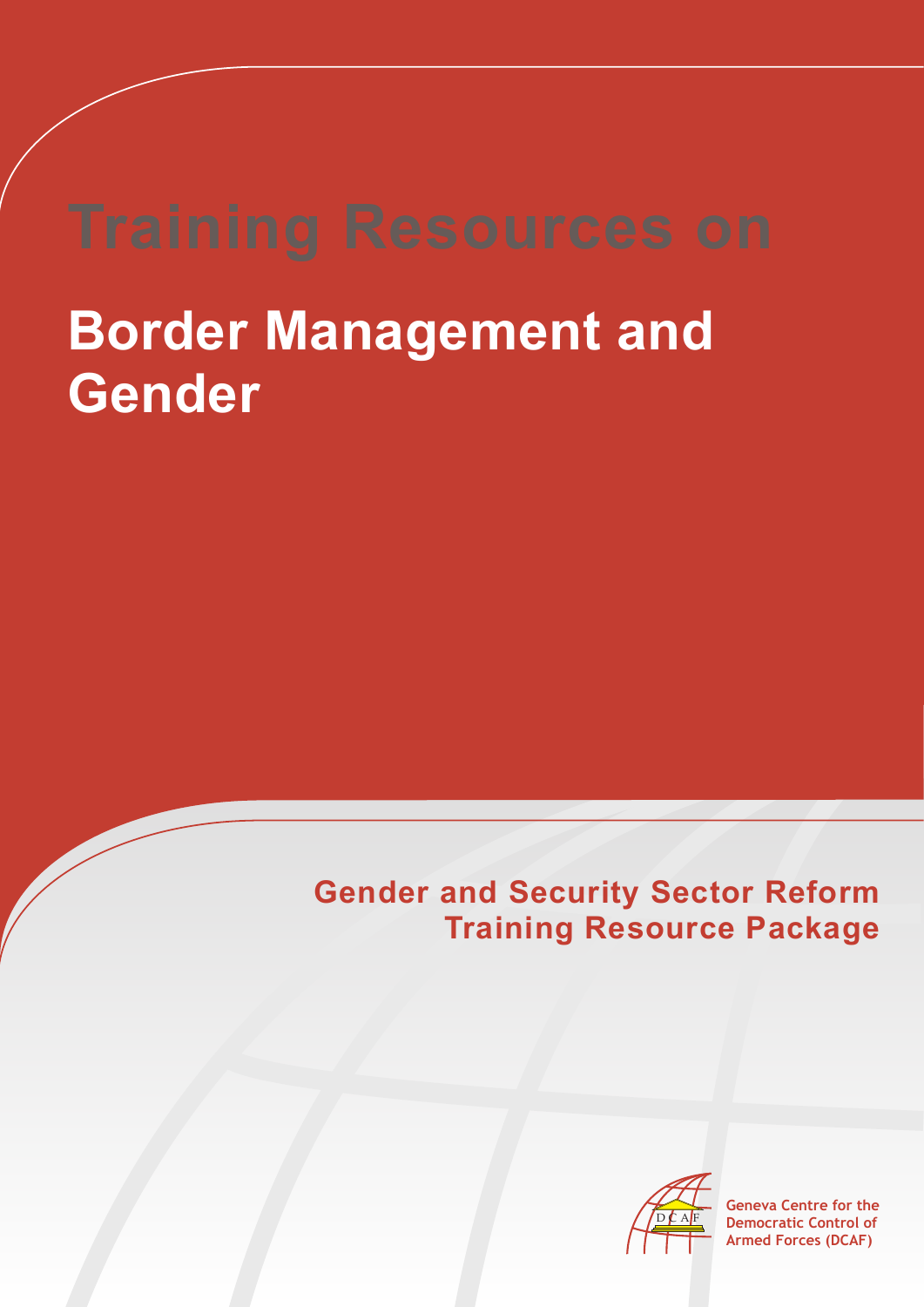# Training Resources on

# Border Management and Gender

**Gender and Security Sector Reform Training Resource Package**

Geneva Centre for the Democratic Control of Armed Forces (DCAF)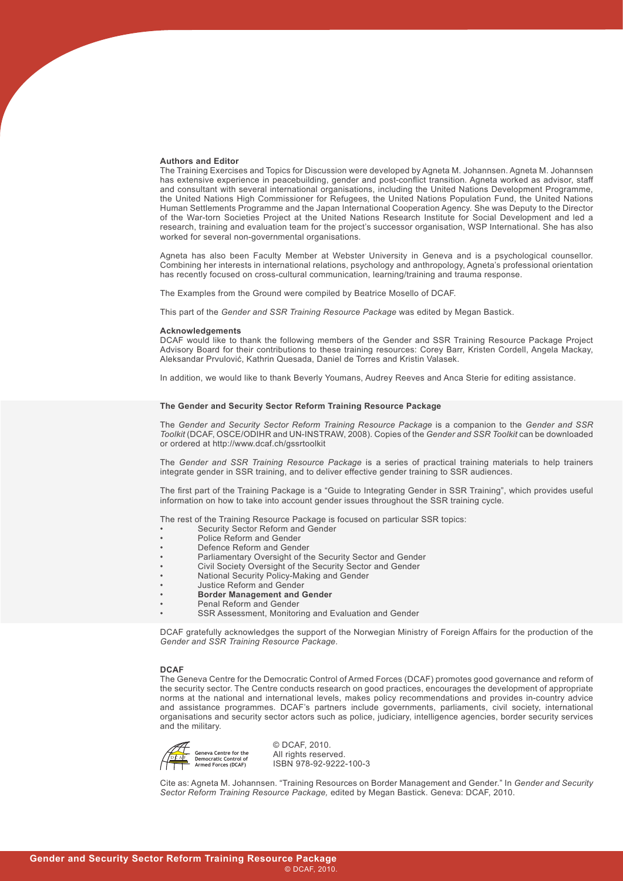**Authors and Editor**

The Training Exercises and Topics for Discussion were developed by Agneta M. Johannsen. Agneta M. Johannsen has extensive experience in peacebuilding, gender and post-conflict transition. Agneta worked as advisor, staff and consultant with several international organisations, including the United Nations Development Programme, the United Nations High Commissioner for Refugees, the United Nations Population Fund, the United Nations Human Settlements Programme and the Japan International Cooperation Agency. She was Deputy to the Director of the War-torn Societies Project at the United Nations Research Institute for Social Development and led a research, training and evaluation team for the project's successor organisation, WSP International. She has also worked for several non-governmental organisations.

Agneta has also been Faculty Member at Webster University in Geneva and is a psychological counsellor. Combining her interests in international relations, psychology and anthropology, Agneta's professional orientation has recently focused on cross-cultural communication, learning/training and trauma response.

The Examples from the Ground were compiled by Beatrice Mosello of DCAF.

This part of the *Gender and SSR Training Resource Package* was edited by Megan Bastick.

**Acknowledgements**

DCAF would like to thank the following members of the Gender and SSR Training Resource Package Project Advisory Board for their contributions to these training resources: Corey Barr, Kristen Cordell, Angela Mackay, Aleksandar Prvulović, Kathrin Quesada, Daniel de Torres and Kristin Valasek.

In addition, we would like to thank Beverly Youmans, Audrey Reeves and Anca Sterie for editing assistance.

**The Gender and Security Sector Reform Training Resource Package**

The *Gender and Security Sector Reform Training Resource Package* is a companion to the *Gender and SSR Toolkit* (DCAF, OSCE/ODIHR and UN-INSTRAW, 2008). Copies of the *Gender and SSR Toolkit* can be downloaded or ordered at http://www.dcaf.ch/gssrtoolkit

The *Gender and SSR Training Resource Package* is a series of practical training materials to help trainers integrate gender in SSR training, and to deliver effective gender training to SSR audiences.

The first part of the Training Package is a "Guide to Integrating Gender in SSR Training", which provides useful information on how to take into account gender issues throughout the SSR training cycle.

The rest of the Training Resource Package is focused on particular SSR topics:

- Security Sector Reform and Gender
- Police Reform and Gender
- Defence Reform and Gender
- Parliamentary Oversight of the Security Sector and Gender
- Civil Society Oversight of the Security Sector and Gender
- National Security Policy-Making and Gender
- Justice Reform and Gender
- **Border Management and Gender**
- Penal Reform and Gender
- SSR Assessment, Monitoring and Evaluation and Gender

DCAF gratefully acknowledges the support of the Norwegian Ministry of Foreign Affairs for the production of the *Gender and SSR Training Resource Package*.

**DCAF**

The Geneva Centre for the Democratic Control of Armed Forces (DCAF) promotes good governance and reform of the security sector. The Centre conducts research on good practices, encourages the development of appropriate norms at the national and international levels, makes policy recommendations and provides in-country advice and assistance programmes. DCAF's partners include governments, parliaments, civil society, international organisations and security sector actors such as police, judiciary, intelligence agencies, border security services and the military.

Geneva Centre for the Democratic Control of Armed Forces (DCAF)

© DCAF, 2010.
All rights reserved.
ISBN 978-92-9222-100-3

Cite as: Agneta M. Johannsen. "Training Resources on Border Management and Gender." In *Gender and Security Sector Reform Training Resource Package,* edited by Megan Bastick. Geneva: DCAF, 2010.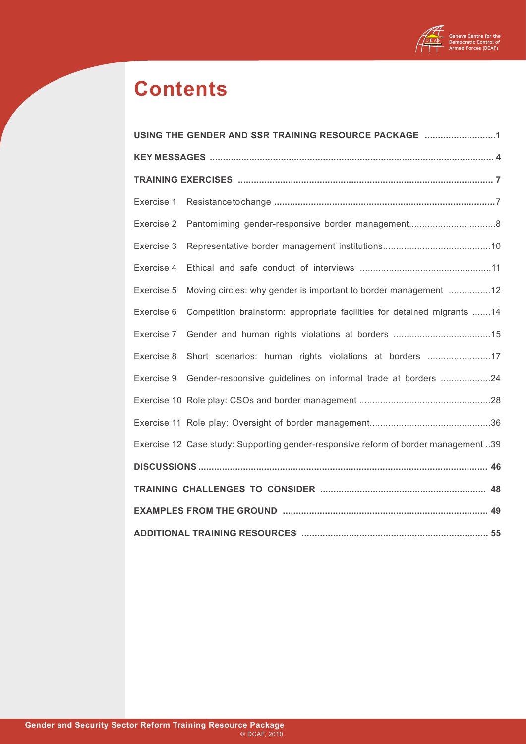# Contents

**USING THE GENDER AND SSR TRAINING RESOURCE PACKAGE ...........................1**

**KEY MESSAGES .......................................................................................................... 4**

**TRAINING EXERCISES ................................................................................................. 7**

Exercise 1 Resistance to change ...................................................................................7

Exercise 2 Pantomiming gender-responsive border management.................................8

Exercise 3 Representative border management institutions.........................................10

Exercise 4 Ethical and safe conduct of interviews .................................................11

Exercise 5 Moving circles: why gender is important to border management ................12

Exercise 6 Competition brainstorm: appropriate facilities for detained migrants .......14

Exercise 7 Gender and human rights violations at borders .....................................15

Exercise 8 Short scenarios: human rights violations at borders ........................17

Exercise 9 Gender-responsive guidelines on informal trade at borders ...................24

Exercise 10 Role play: CSOs and border management .................................................28

Exercise 11 Role play: Oversight of border management.............................................36

Exercise 12 Case study: Supporting gender-responsive reform of border management ..39

**DISCUSSIONS ............................................................................................................ 46**

**TRAINING CHALLENGES TO CONSIDER .............................................................. 48**

**EXAMPLES FROM THE GROUND ............................................................................. 49**

**ADDITIONAL TRAINING RESOURCES ...................................................................... 55**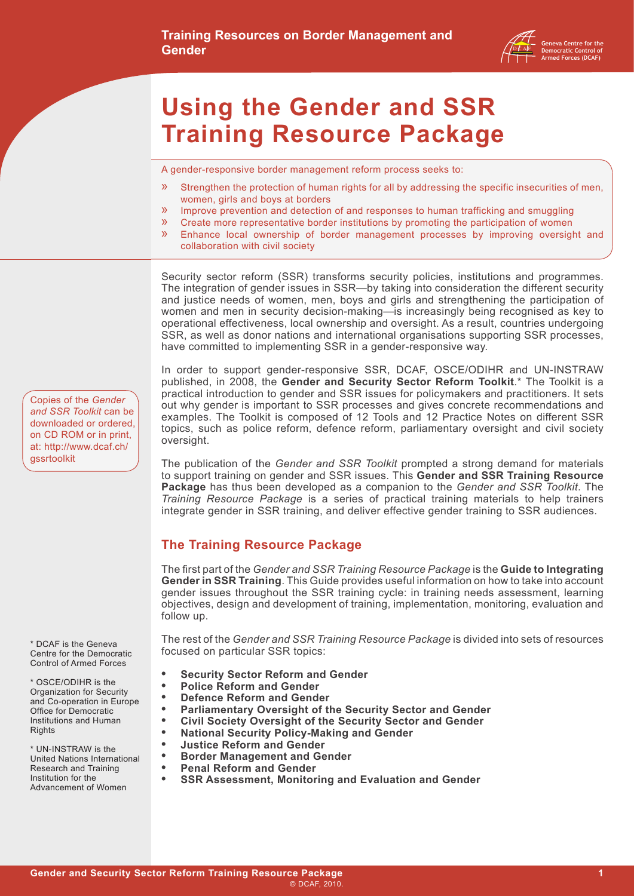# Using the Gender and SSR Training Resource Package

A gender-responsive border management reform process seeks to:

- Strengthen the protection of human rights for all by addressing the specific insecurities of men, women, girls and boys at borders
- Improve prevention and detection of and responses to human trafficking and smuggling
- Create more representative border institutions by promoting the participation of women
- Enhance local ownership of border management processes by improving oversight and collaboration with civil society

Security sector reform (SSR) transforms security policies, institutions and programmes. The integration of gender issues in SSR—by taking into consideration the different security and justice needs of women, men, boys and girls and strengthening the participation of women and men in security decision-making—is increasingly being recognised as key to operational effectiveness, local ownership and oversight. As a result, countries undergoing SSR, as well as donor nations and international organisations supporting SSR processes, have committed to implementing SSR in a gender-responsive way.

In order to support gender-responsive SSR, DCAF, OSCE/ODIHR and UN-INSTRAW published, in 2008, the **Gender and Security Sector Reform Toolkit**.* The Toolkit is a practical introduction to gender and SSR issues for policymakers and practitioners. It sets out why gender is important to SSR processes and gives concrete recommendations and examples. The Toolkit is composed of 12 Tools and 12 Practice Notes on different SSR topics, such as police reform, defence reform, parliamentary oversight and civil society oversight.

Copies of the *Gender and SSR Toolkit* can be downloaded or ordered, on CD ROM or in print, at: http://www.dcaf.ch/gssrtoolkit

The publication of the *Gender and SSR Toolkit* prompted a strong demand for materials to support training on gender and SSR issues. This **Gender and SSR Training Resource Package** has thus been developed as a companion to the *Gender and SSR Toolkit*. The *Training Resource Package* is a series of practical training materials to help trainers integrate gender in SSR training, and deliver effective gender training to SSR audiences.

## The Training Resource Package

The first part of the *Gender and SSR Training Resource Package* is the **Guide to Integrating Gender in SSR Training**. This Guide provides useful information on how to take into account gender issues throughout the SSR training cycle: in training needs assessment, learning objectives, design and development of training, implementation, monitoring, evaluation and follow up.

The rest of the *Gender and SSR Training Resource Package* is divided into sets of resources focused on particular SSR topics:

- **Security Sector Reform and Gender**
- **Police Reform and Gender**
- **Defence Reform and Gender**
- **Parliamentary Oversight of the Security Sector and Gender**
- **Civil Society Oversight of the Security Sector and Gender**
- **National Security Policy-Making and Gender**
- **Justice Reform and Gender**
- **Border Management and Gender**
- **Penal Reform and Gender**
- **SSR Assessment, Monitoring and Evaluation and Gender**

\* DCAF is the Geneva Centre for the Democratic Control of Armed Forces

\* OSCE/ODIHR is the Organization for Security and Co-operation in Europe Office for Democratic Institutions and Human Rights

\* UN-INSTRAW is the United Nations International Research and Training Institution for the Advancement of Women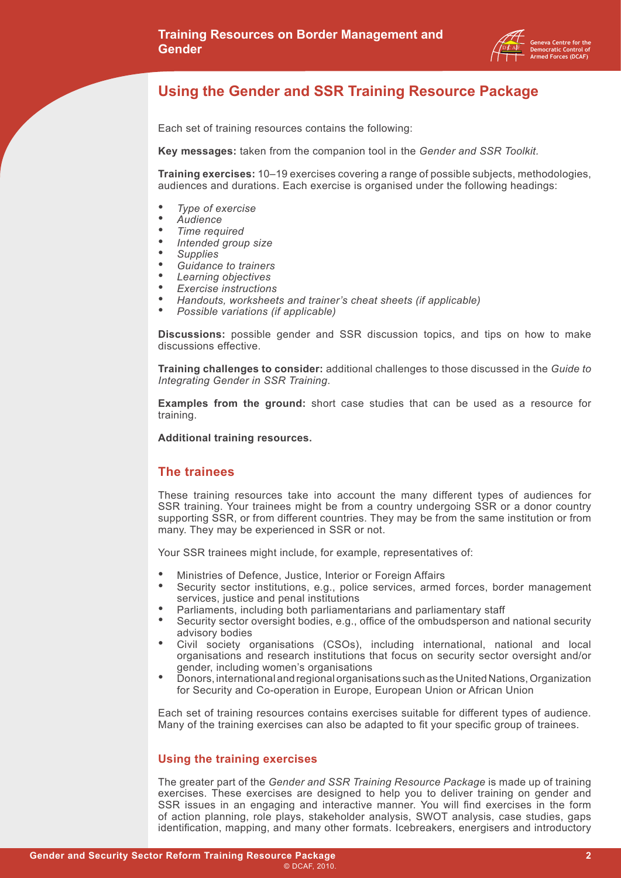## Using the Gender and SSR Training Resource Package

Each set of training resources contains the following:

**Key messages:** taken from the companion tool in the *Gender and SSR Toolkit.*

**Training exercises:** 10–19 exercises covering a range of possible subjects, methodologies, audiences and durations. Each exercise is organised under the following headings:

- *Type of exercise*
- *Audience*
- *Time required*
- *Intended group size*
- *Supplies*
- *Guidance to trainers*
- *Learning objectives*
- *Exercise instructions*
- *Handouts, worksheets and trainer's cheat sheets (if applicable)*
- *Possible variations (if applicable)*

**Discussions:** possible gender and SSR discussion topics, and tips on how to make discussions effective.

**Training challenges to consider:** additional challenges to those discussed in the *Guide to Integrating Gender in SSR Training*.

**Examples from the ground:** short case studies that can be used as a resource for training.

**Additional training resources.**

### The trainees

These training resources take into account the many different types of audiences for SSR training. Your trainees might be from a country undergoing SSR or a donor country supporting SSR, or from different countries. They may be from the same institution or from many. They may be experienced in SSR or not.

Your SSR trainees might include, for example, representatives of:

- Ministries of Defence, Justice, Interior or Foreign Affairs
- Security sector institutions, e.g., police services, armed forces, border management services, justice and penal institutions
- Parliaments, including both parliamentarians and parliamentary staff
- Security sector oversight bodies, e.g., office of the ombudsperson and national security advisory bodies
- Civil society organisations (CSOs), including international, national and local organisations and research institutions that focus on security sector oversight and/or gender, including women's organisations
- Donors, international and regional organisations such as the United Nations, Organization for Security and Co-operation in Europe, European Union or African Union

Each set of training resources contains exercises suitable for different types of audience. Many of the training exercises can also be adapted to fit your specific group of trainees.

### Using the training exercises

The greater part of the *Gender and SSR Training Resource Package* is made up of training exercises. These exercises are designed to help you to deliver training on gender and SSR issues in an engaging and interactive manner. You will find exercises in the form of action planning, role plays, stakeholder analysis, SWOT analysis, case studies, gaps identification, mapping, and many other formats. Icebreakers, energisers and introductory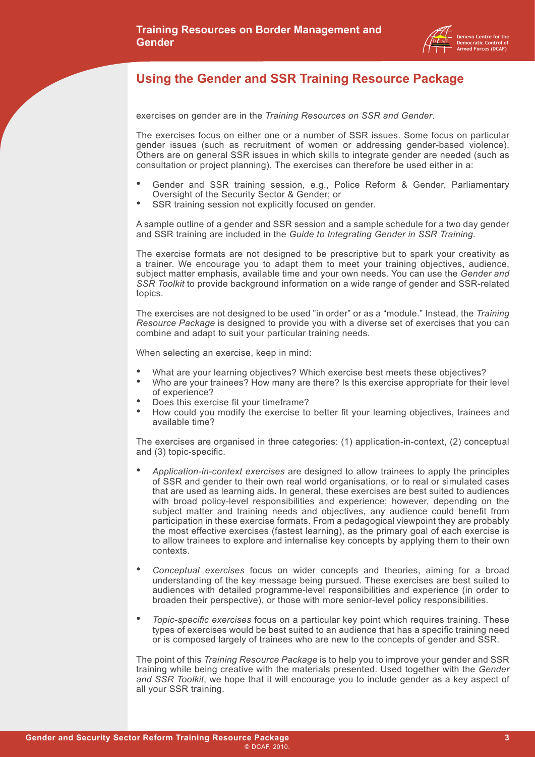## Using the Gender and SSR Training Resource Package

exercises on gender are in the *Training Resources on SSR and Gender*.

The exercises focus on either one or a number of SSR issues. Some focus on particular gender issues (such as recruitment of women or addressing gender-based violence). Others are on general SSR issues in which skills to integrate gender are needed (such as consultation or project planning). The exercises can therefore be used either in a:

- Gender and SSR training session, e.g., Police Reform & Gender, Parliamentary Oversight of the Security Sector & Gender; or
- SSR training session not explicitly focused on gender.

A sample outline of a gender and SSR session and a sample schedule for a two day gender and SSR training are included in the *Guide to Integrating Gender in SSR Training*.

The exercise formats are not designed to be prescriptive but to spark your creativity as a trainer. We encourage you to adapt them to meet your training objectives, audience, subject matter emphasis, available time and your own needs. You can use the *Gender and SSR Toolkit* to provide background information on a wide range of gender and SSR-related topics.

The exercises are not designed to be used "in order" or as a "module." Instead, the *Training Resource Package* is designed to provide you with a diverse set of exercises that you can combine and adapt to suit your particular training needs.

When selecting an exercise, keep in mind:

- What are your learning objectives? Which exercise best meets these objectives?
- Who are your trainees? How many are there? Is this exercise appropriate for their level of experience?
- Does this exercise fit your timeframe?
- How could you modify the exercise to better fit your learning objectives, trainees and available time?

The exercises are organised in three categories: (1) application-in-context, (2) conceptual and (3) topic-specific.

- *Application-in-context exercises* are designed to allow trainees to apply the principles of SSR and gender to their own real world organisations, or to real or simulated cases that are used as learning aids. In general, these exercises are best suited to audiences with broad policy-level responsibilities and experience; however, depending on the subject matter and training needs and objectives, any audience could benefit from participation in these exercise formats. From a pedagogical viewpoint they are probably the most effective exercises (fastest learning), as the primary goal of each exercise is to allow trainees to explore and internalise key concepts by applying them to their own contexts.

- *Conceptual exercises* focus on wider concepts and theories, aiming for a broad understanding of the key message being pursued. These exercises are best suited to audiences with detailed programme-level responsibilities and experience (in order to broaden their perspective), or those with more senior-level policy responsibilities.

- *Topic-specific exercises* focus on a particular key point which requires training. These types of exercises would be best suited to an audience that has a specific training need or is composed largely of trainees who are new to the concepts of gender and SSR.

The point of this *Training Resource Package* is to help you to improve your gender and SSR training while being creative with the materials presented. Used together with the *Gender and SSR Toolkit*, we hope that it will encourage you to include gender as a key aspect of all your SSR training.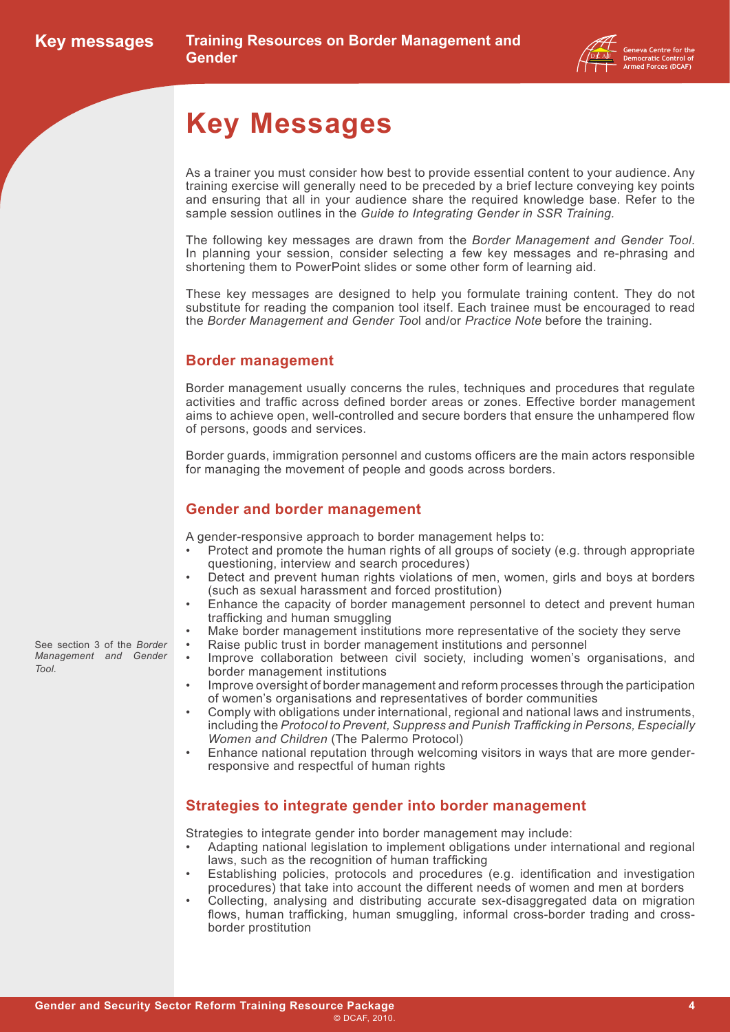# Key Messages

As a trainer you must consider how best to provide essential content to your audience. Any training exercise will generally need to be preceded by a brief lecture conveying key points and ensuring that all in your audience share the required knowledge base. Refer to the sample session outlines in the *Guide to Integrating Gender in SSR Training*.

The following key messages are drawn from the *Border Management and Gender Tool*. In planning your session, consider selecting a few key messages and re-phrasing and shortening them to PowerPoint slides or some other form of learning aid.

These key messages are designed to help you formulate training content. They do not substitute for reading the companion tool itself. Each trainee must be encouraged to read the *Border Management and Gender Tool* and/or *Practice Note* before the training.

## Border management

Border management usually concerns the rules, techniques and procedures that regulate activities and traffic across defined border areas or zones. Effective border management aims to achieve open, well-controlled and secure borders that ensure the unhampered flow of persons, goods and services.

Border guards, immigration personnel and customs officers are the main actors responsible for managing the movement of people and goods across borders.

## Gender and border management

See section 3 of the *Border Management and Gender Tool*.

A gender-responsive approach to border management helps to:

- Protect and promote the human rights of all groups of society (e.g. through appropriate questioning, interview and search procedures)
- Detect and prevent human rights violations of men, women, girls and boys at borders (such as sexual harassment and forced prostitution)
- Enhance the capacity of border management personnel to detect and prevent human trafficking and human smuggling
- Make border management institutions more representative of the society they serve
- Raise public trust in border management institutions and personnel
- Improve collaboration between civil society, including women's organisations, and border management institutions
- Improve oversight of border management and reform processes through the participation of women's organisations and representatives of border communities
- Comply with obligations under international, regional and national laws and instruments, including the *Protocol to Prevent, Suppress and Punish Trafficking in Persons, Especially Women and Children* (The Palermo Protocol)
- Enhance national reputation through welcoming visitors in ways that are more gender-responsive and respectful of human rights

## Strategies to integrate gender into border management

Strategies to integrate gender into border management may include:

- Adapting national legislation to implement obligations under international and regional laws, such as the recognition of human trafficking
- Establishing policies, protocols and procedures (e.g. identification and investigation procedures) that take into account the different needs of women and men at borders
- Collecting, analysing and distributing accurate sex-disaggregated data on migration flows, human trafficking, human smuggling, informal cross-border trading and cross-border prostitution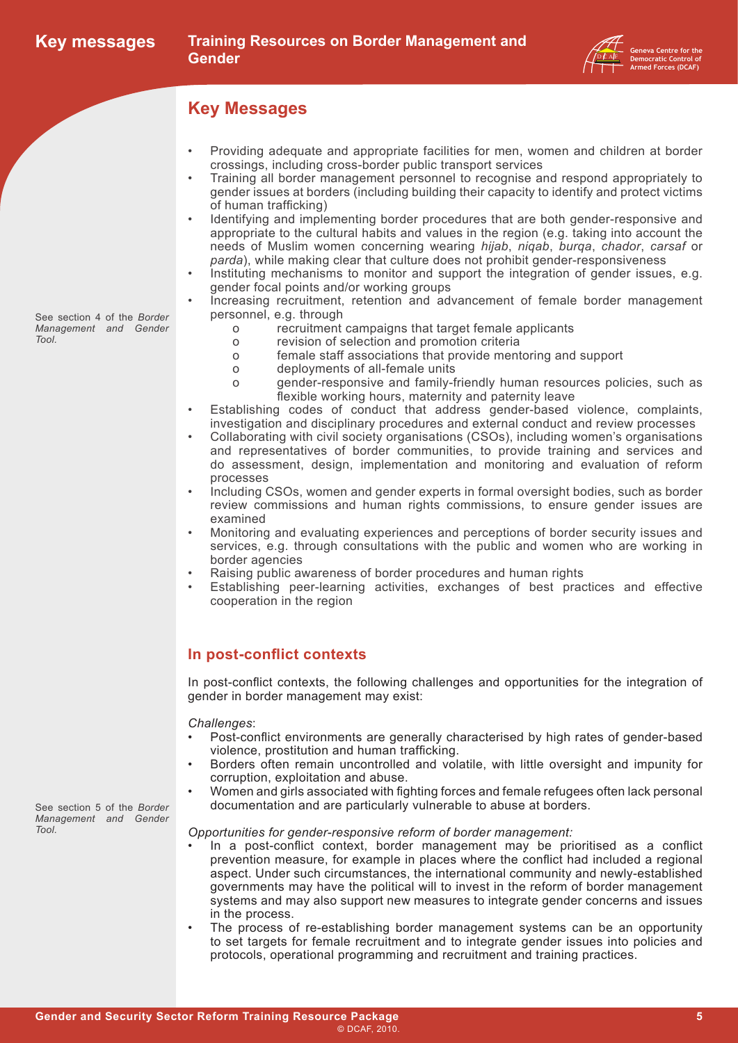## Key Messages

- Providing adequate and appropriate facilities for men, women and children at border crossings, including cross-border public transport services
- Training all border management personnel to recognise and respond appropriately to gender issues at borders (including building their capacity to identify and protect victims of human trafficking)
- Identifying and implementing border procedures that are both gender-responsive and appropriate to the cultural habits and values in the region (e.g. taking into account the needs of Muslim women concerning wearing *hijab*, *niqab*, *burqa*, *chador*, *carsaf* or *parda*), while making clear that culture does not prohibit gender-responsiveness
- Instituting mechanisms to monitor and support the integration of gender issues, e.g. gender focal points and/or working groups
- Increasing recruitment, retention and advancement of female border management personnel, e.g. through
    - recruitment campaigns that target female applicants
    - revision of selection and promotion criteria
    - female staff associations that provide mentoring and support
    - deployments of all-female units
    - gender-responsive and family-friendly human resources policies, such as flexible working hours, maternity and paternity leave
- Establishing codes of conduct that address gender-based violence, complaints, investigation and disciplinary procedures and external conduct and review processes
- Collaborating with civil society organisations (CSOs), including women's organisations and representatives of border communities, to provide training and services and do assessment, design, implementation and monitoring and evaluation of reform processes
- Including CSOs, women and gender experts in formal oversight bodies, such as border review commissions and human rights commissions, to ensure gender issues are examined
- Monitoring and evaluating experiences and perceptions of border security issues and services, e.g. through consultations with the public and women who are working in border agencies
- Raising public awareness of border procedures and human rights
- Establishing peer-learning activities, exchanges of best practices and effective cooperation in the region

See section 4 of the *Border Management and Gender Tool.*

### In post-conflict contexts

In post-conflict contexts, the following challenges and opportunities for the integration of gender in border management may exist:

*Challenges*:

- Post-conflict environments are generally characterised by high rates of gender-based violence, prostitution and human trafficking.
- Borders often remain uncontrolled and volatile, with little oversight and impunity for corruption, exploitation and abuse.
- Women and girls associated with fighting forces and female refugees often lack personal documentation and are particularly vulnerable to abuse at borders.

See section 5 of the *Border Management and Gender Tool.*

*Opportunities for gender-responsive reform of border management:*

- In a post-conflict context, border management may be prioritised as a conflict prevention measure, for example in places where the conflict had included a regional aspect. Under such circumstances, the international community and newly-established governments may have the political will to invest in the reform of border management systems and may also support new measures to integrate gender concerns and issues in the process.
- The process of re-establishing border management systems can be an opportunity to set targets for female recruitment and to integrate gender issues into policies and protocols, operational programming and recruitment and training practices.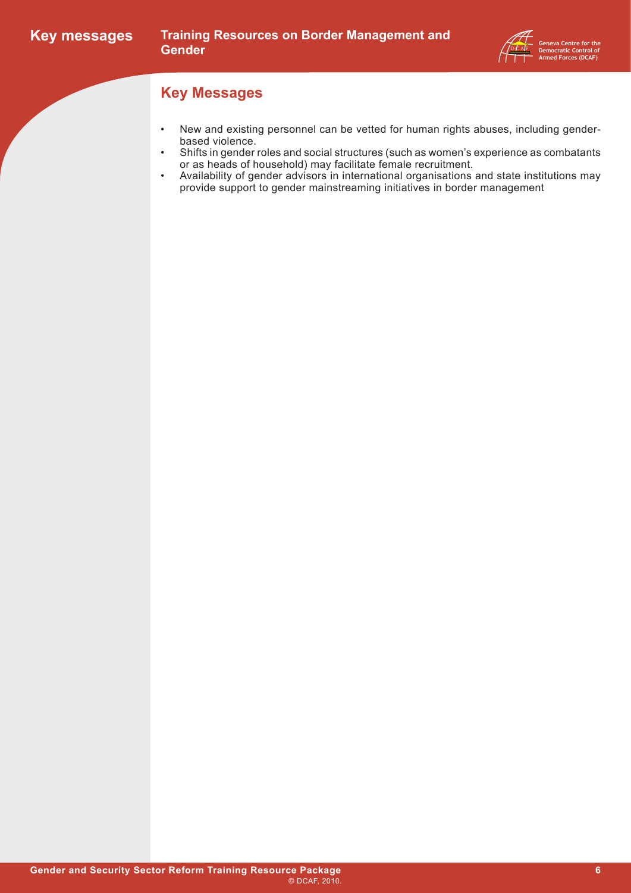## Key Messages

- New and existing personnel can be vetted for human rights abuses, including gender-based violence.
- Shifts in gender roles and social structures (such as women's experience as combatants or as heads of household) may facilitate female recruitment.
- Availability of gender advisors in international organisations and state institutions may provide support to gender mainstreaming initiatives in border management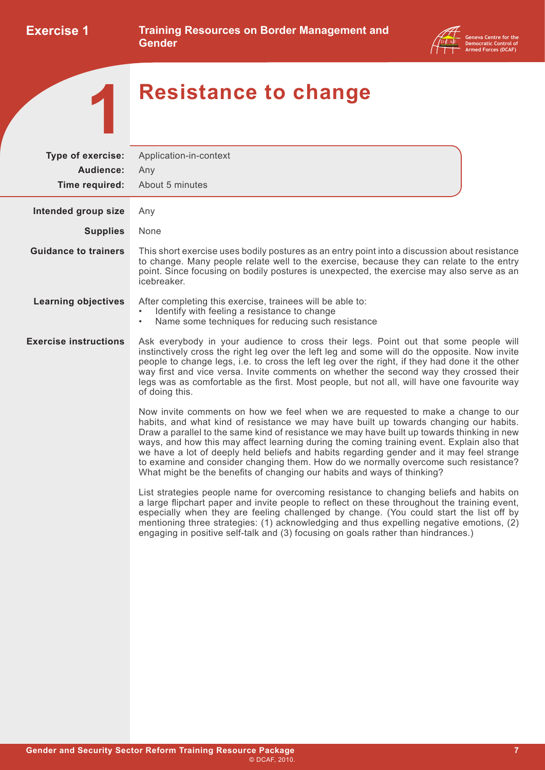# 1 Resistance to change

**Type of exercise:** Application-in-context

**Audience:** Any

**Time required:** About 5 minutes

**Intended group size** Any

**Supplies** None

**Guidance to trainers**

This short exercise uses bodily postures as an entry point into a discussion about resistance to change. Many people relate well to the exercise, because they can relate to the entry point. Since focusing on bodily postures is unexpected, the exercise may also serve as an icebreaker.

**Learning objectives**

After completing this exercise, trainees will be able to:

- Identify with feeling a resistance to change
- Name some techniques for reducing such resistance

**Exercise instructions**

Ask everybody in your audience to cross their legs. Point out that some people will instinctively cross the right leg over the left leg and some will do the opposite. Now invite people to change legs, i.e. to cross the left leg over the right, if they had done it the other way first and vice versa. Invite comments on whether the second way they crossed their legs was as comfortable as the first. Most people, but not all, will have one favourite way of doing this.

Now invite comments on how we feel when we are requested to make a change to our habits, and what kind of resistance we may have built up towards changing our habits. Draw a parallel to the same kind of resistance we may have built up towards thinking in new ways, and how this may affect learning during the coming training event. Explain also that we have a lot of deeply held beliefs and habits regarding gender and it may feel strange to examine and consider changing them. How do we normally overcome such resistance? What might be the benefits of changing our habits and ways of thinking?

List strategies people name for overcoming resistance to changing beliefs and habits on a large flipchart paper and invite people to reflect on these throughout the training event, especially when they are feeling challenged by change. (You could start the list off by mentioning three strategies: (1) acknowledging and thus expelling negative emotions, (2) engaging in positive self-talk and (3) focusing on goals rather than hindrances.)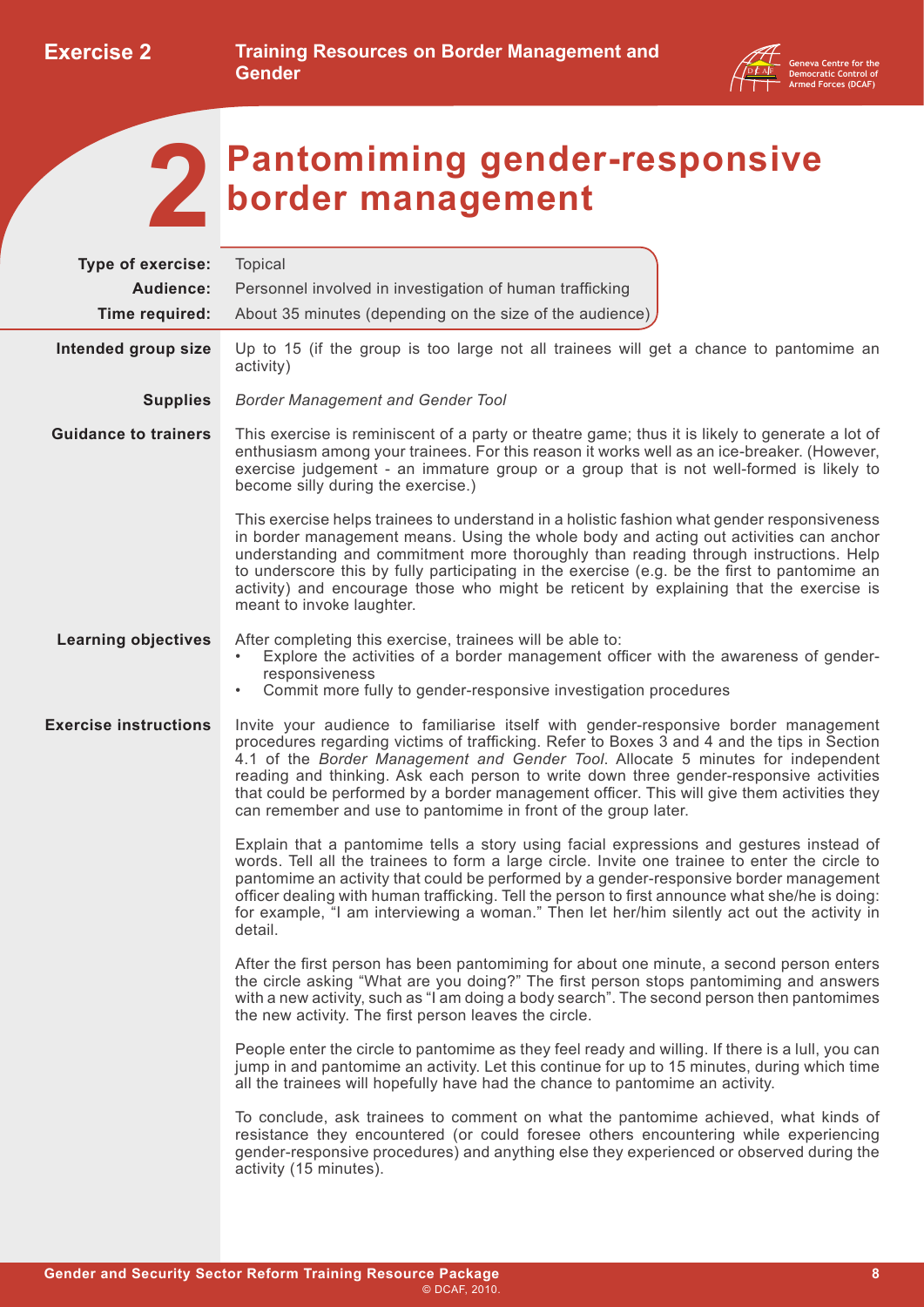# 2 Pantomiming gender-responsive border management

| | |
|---|---|
| **Type of exercise:** | Topical |
| **Audience:** | Personnel involved in investigation of human trafficking |
| **Time required:** | About 35 minutes (depending on the size of the audience) |

**Intended group size**

Up to 15 (if the group is too large not all trainees will get a chance to pantomime an activity)

**Supplies**

*Border Management and Gender Tool*

**Guidance to trainers**

This exercise is reminiscent of a party or theatre game; thus it is likely to generate a lot of enthusiasm among your trainees. For this reason it works well as an ice-breaker. (However, exercise judgement - an immature group or a group that is not well-formed is likely to become silly during the exercise.)

This exercise helps trainees to understand in a holistic fashion what gender responsiveness in border management means. Using the whole body and acting out activities can anchor understanding and commitment more thoroughly than reading through instructions. Help to underscore this by fully participating in the exercise (e.g. be the first to pantomime an activity) and encourage those who might be reticent by explaining that the exercise is meant to invoke laughter.

**Learning objectives**

After completing this exercise, trainees will be able to:

- Explore the activities of a border management officer with the awareness of gender-responsiveness
- Commit more fully to gender-responsive investigation procedures

**Exercise instructions**

Invite your audience to familiarise itself with gender-responsive border management procedures regarding victims of trafficking. Refer to Boxes 3 and 4 and the tips in Section 4.1 of the *Border Management and Gender Tool*. Allocate 5 minutes for independent reading and thinking. Ask each person to write down three gender-responsive activities that could be performed by a border management officer. This will give them activities they can remember and use to pantomime in front of the group later.

Explain that a pantomime tells a story using facial expressions and gestures instead of words. Tell all the trainees to form a large circle. Invite one trainee to enter the circle to pantomime an activity that could be performed by a gender-responsive border management officer dealing with human trafficking. Tell the person to first announce what she/he is doing: for example, "I am interviewing a woman." Then let her/him silently act out the activity in detail.

After the first person has been pantomiming for about one minute, a second person enters the circle asking "What are you doing?" The first person stops pantomiming and answers with a new activity, such as "I am doing a body search". The second person then pantomimes the new activity. The first person leaves the circle.

People enter the circle to pantomime as they feel ready and willing. If there is a lull, you can jump in and pantomime an activity. Let this continue for up to 15 minutes, during which time all the trainees will hopefully have had the chance to pantomime an activity.

To conclude, ask trainees to comment on what the pantomime achieved, what kinds of resistance they encountered (or could foresee others encountering while experiencing gender-responsive procedures) and anything else they experienced or observed during the activity (15 minutes).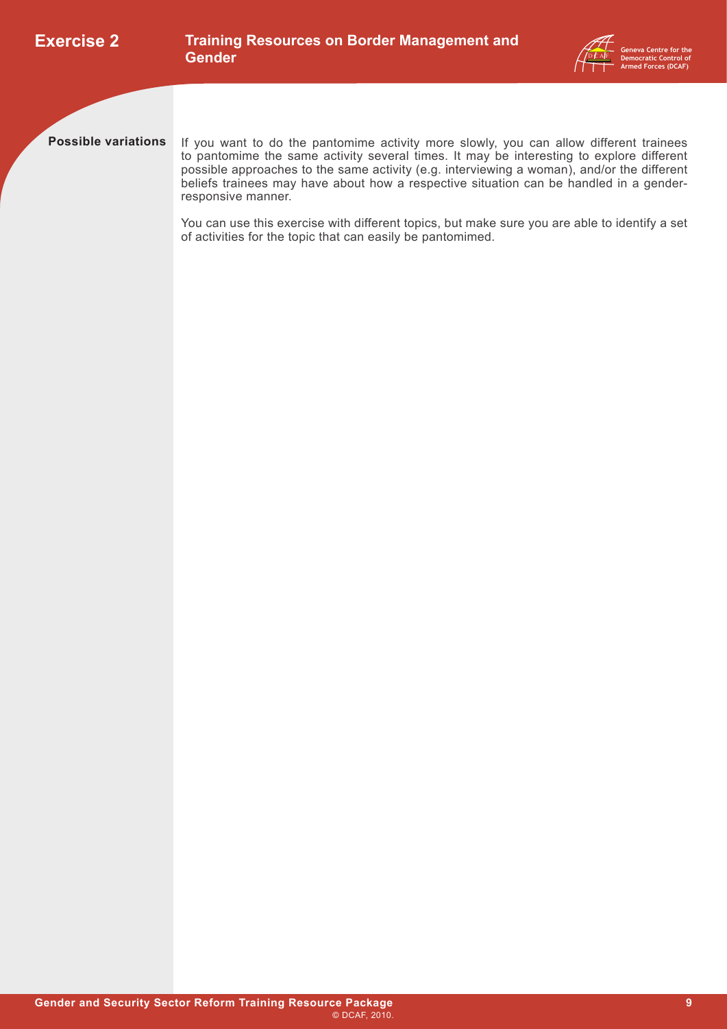**Possible variations**

If you want to do the pantomime activity more slowly, you can allow different trainees to pantomime the same activity several times. It may be interesting to explore different possible approaches to the same activity (e.g. interviewing a woman), and/or the different beliefs trainees may have about how a respective situation can be handled in a gender-responsive manner.

You can use this exercise with different topics, but make sure you are able to identify a set of activities for the topic that can easily be pantomimed.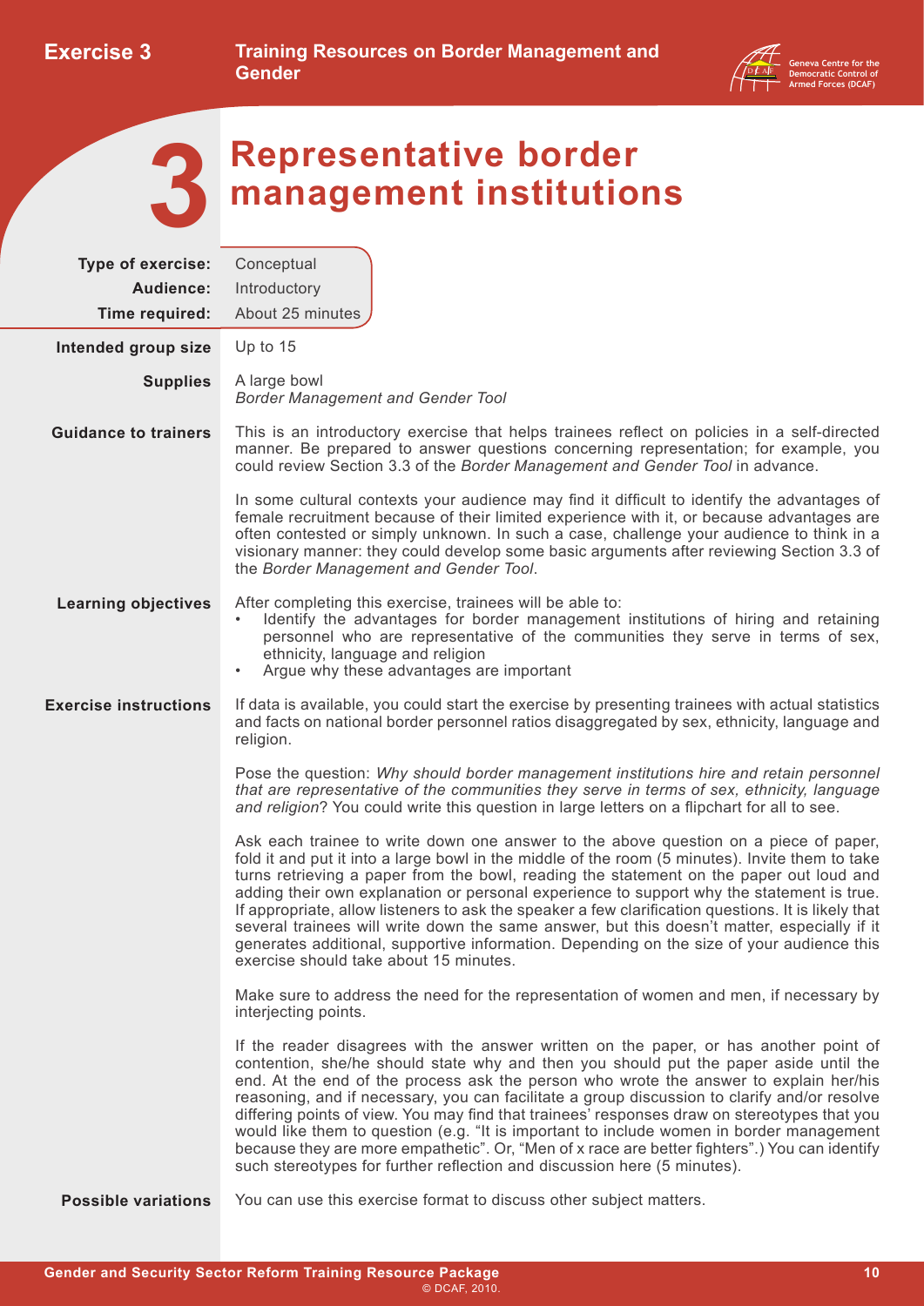# 3 Representative border management institutions

**Type of exercise:** Conceptual

**Audience:** Introductory

**Time required:** About 25 minutes

**Intended group size** Up to 15

**Supplies** A large bowl
*Border Management and Gender Tool*

**Guidance to trainers** This is an introductory exercise that helps trainees reflect on policies in a self-directed manner. Be prepared to answer questions concerning representation; for example, you could review Section 3.3 of the *Border Management and Gender Tool* in advance.

In some cultural contexts your audience may find it difficult to identify the advantages of female recruitment because of their limited experience with it, or because advantages are often contested or simply unknown. In such a case, challenge your audience to think in a visionary manner: they could develop some basic arguments after reviewing Section 3.3 of the *Border Management and Gender Tool*.

**Learning objectives** After completing this exercise, trainees will be able to:

- Identify the advantages for border management institutions of hiring and retaining personnel who are representative of the communities they serve in terms of sex, ethnicity, language and religion
- Argue why these advantages are important

**Exercise instructions** If data is available, you could start the exercise by presenting trainees with actual statistics and facts on national border personnel ratios disaggregated by sex, ethnicity, language and religion.

Pose the question: *Why should border management institutions hire and retain personnel that are representative of the communities they serve in terms of sex, ethnicity, language and religion*? You could write this question in large letters on a flipchart for all to see.

Ask each trainee to write down one answer to the above question on a piece of paper, fold it and put it into a large bowl in the middle of the room (5 minutes). Invite them to take turns retrieving a paper from the bowl, reading the statement on the paper out loud and adding their own explanation or personal experience to support why the statement is true. If appropriate, allow listeners to ask the speaker a few clarification questions. It is likely that several trainees will write down the same answer, but this doesn't matter, especially if it generates additional, supportive information. Depending on the size of your audience this exercise should take about 15 minutes.

Make sure to address the need for the representation of women and men, if necessary by interjecting points.

If the reader disagrees with the answer written on the paper, or has another point of contention, she/he should state why and then you should put the paper aside until the end. At the end of the process ask the person who wrote the answer to explain her/his reasoning, and if necessary, you can facilitate a group discussion to clarify and/or resolve differing points of view. You may find that trainees' responses draw on stereotypes that you would like them to question (e.g. "It is important to include women in border management because they are more empathetic". Or, "Men of x race are better fighters".) You can identify such stereotypes for further reflection and discussion here (5 minutes).

**Possible variations** You can use this exercise format to discuss other subject matters.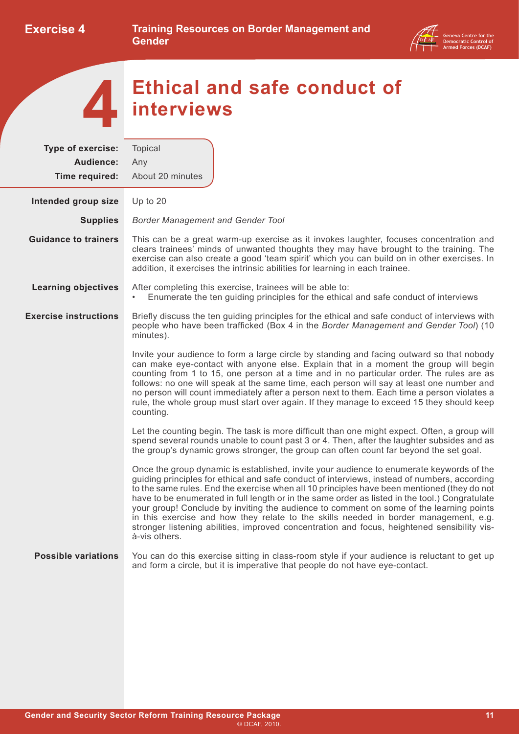# 4 Ethical and safe conduct of interviews

**Type of exercise:** Topical
**Audience:** Any
**Time required:** About 20 minutes

**Intended group size** Up to 20

**Supplies** *Border Management and Gender Tool*

**Guidance to trainers** This can be a great warm-up exercise as it invokes laughter, focuses concentration and clears trainees' minds of unwanted thoughts they may have brought to the training. The exercise can also create a good 'team spirit' which you can build on in other exercises. In addition, it exercises the intrinsic abilities for learning in each trainee.

**Learning objectives** After completing this exercise, trainees will be able to:

- Enumerate the ten guiding principles for the ethical and safe conduct of interviews

**Exercise instructions** Briefly discuss the ten guiding principles for the ethical and safe conduct of interviews with people who have been trafficked (Box 4 in the *Border Management and Gender Tool*) (10 minutes).

Invite your audience to form a large circle by standing and facing outward so that nobody can make eye-contact with anyone else. Explain that in a moment the group will begin counting from 1 to 15, one person at a time and in no particular order. The rules are as follows: no one will speak at the same time, each person will say at least one number and no person will count immediately after a person next to them. Each time a person violates a rule, the whole group must start over again. If they manage to exceed 15 they should keep counting.

Let the counting begin. The task is more difficult than one might expect. Often, a group will spend several rounds unable to count past 3 or 4. Then, after the laughter subsides and as the group's dynamic grows stronger, the group can often count far beyond the set goal.

Once the group dynamic is established, invite your audience to enumerate keywords of the guiding principles for ethical and safe conduct of interviews, instead of numbers, according to the same rules. End the exercise when all 10 principles have been mentioned (they do not have to be enumerated in full length or in the same order as listed in the tool.) Congratulate your group! Conclude by inviting the audience to comment on some of the learning points in this exercise and how they relate to the skills needed in border management, e.g. stronger listening abilities, improved concentration and focus, heightened sensibility vis-à-vis others.

**Possible variations** You can do this exercise sitting in class-room style if your audience is reluctant to get up and form a circle, but it is imperative that people do not have eye-contact.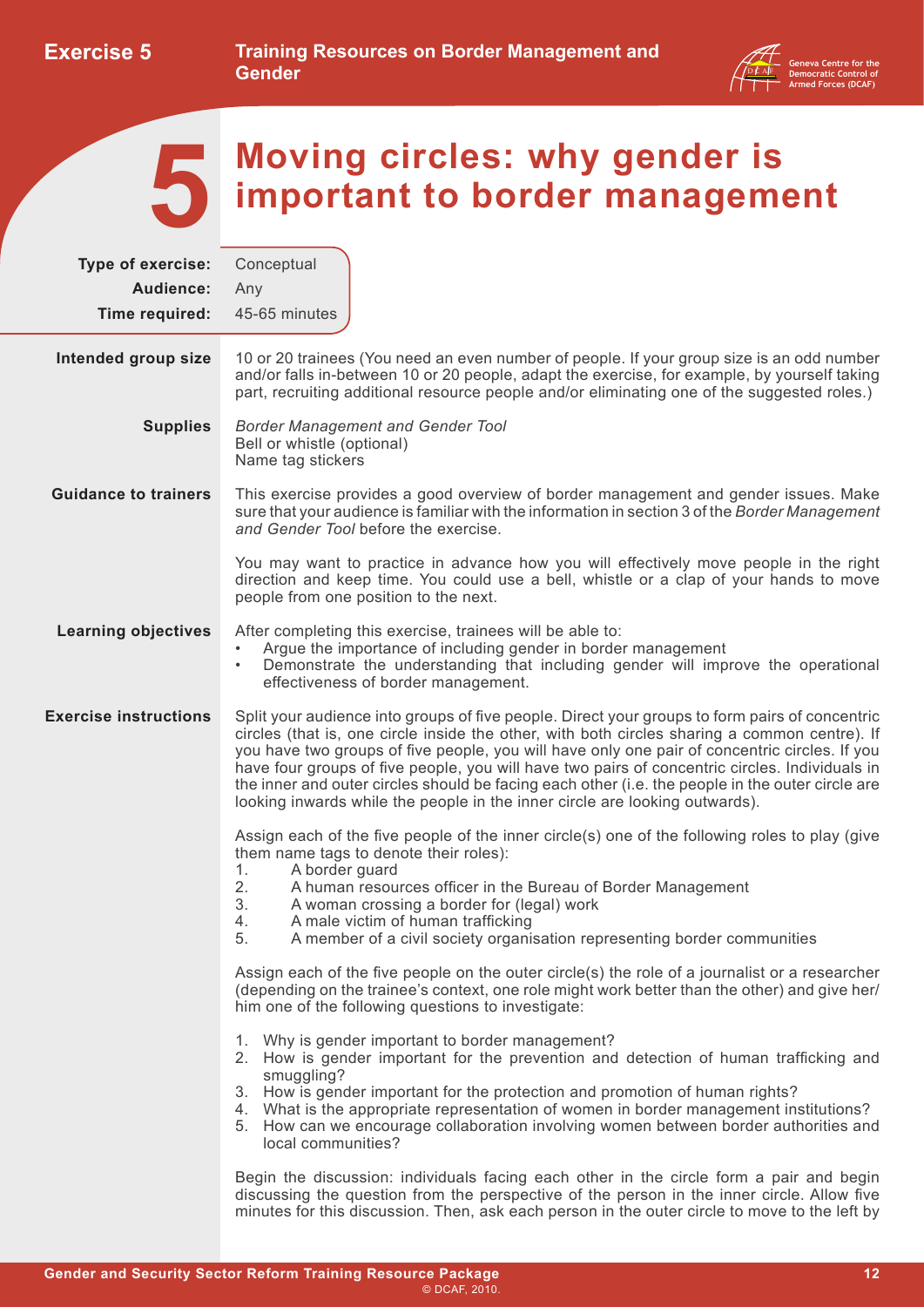# 5 Moving circles: why gender is important to border management

**Type of exercise:** Conceptual
**Audience:** Any
**Time required:** 45-65 minutes

**Intended group size**

10 or 20 trainees (You need an even number of people. If your group size is an odd number and/or falls in-between 10 or 20 people, adapt the exercise, for example, by yourself taking part, recruiting additional resource people and/or eliminating one of the suggested roles.)

**Supplies**

*Border Management and Gender Tool*
Bell or whistle (optional)
Name tag stickers

**Guidance to trainers**

This exercise provides a good overview of border management and gender issues. Make sure that your audience is familiar with the information in section 3 of the *Border Management and Gender Tool* before the exercise.

You may want to practice in advance how you will effectively move people in the right direction and keep time. You could use a bell, whistle or a clap of your hands to move people from one position to the next.

**Learning objectives**

After completing this exercise, trainees will be able to:

- Argue the importance of including gender in border management
- Demonstrate the understanding that including gender will improve the operational effectiveness of border management.

**Exercise instructions**

Split your audience into groups of five people. Direct your groups to form pairs of concentric circles (that is, one circle inside the other, with both circles sharing a common centre). If you have two groups of five people, you will have only one pair of concentric circles. If you have four groups of five people, you will have two pairs of concentric circles. Individuals in the inner and outer circles should be facing each other (i.e. the people in the outer circle are looking inwards while the people in the inner circle are looking outwards).

Assign each of the five people of the inner circle(s) one of the following roles to play (give them name tags to denote their roles):

1. A border guard
2. A human resources officer in the Bureau of Border Management
3. A woman crossing a border for (legal) work
4. A male victim of human trafficking
5. A member of a civil society organisation representing border communities

Assign each of the five people on the outer circle(s) the role of a journalist or a researcher (depending on the trainee's context, one role might work better than the other) and give her/him one of the following questions to investigate:

1. Why is gender important to border management?
2. How is gender important for the prevention and detection of human trafficking and smuggling?
3. How is gender important for the protection and promotion of human rights?
4. What is the appropriate representation of women in border management institutions?
5. How can we encourage collaboration involving women between border authorities and local communities?

Begin the discussion: individuals facing each other in the circle form a pair and begin discussing the question from the perspective of the person in the inner circle. Allow five minutes for this discussion. Then, ask each person in the outer circle to move to the left by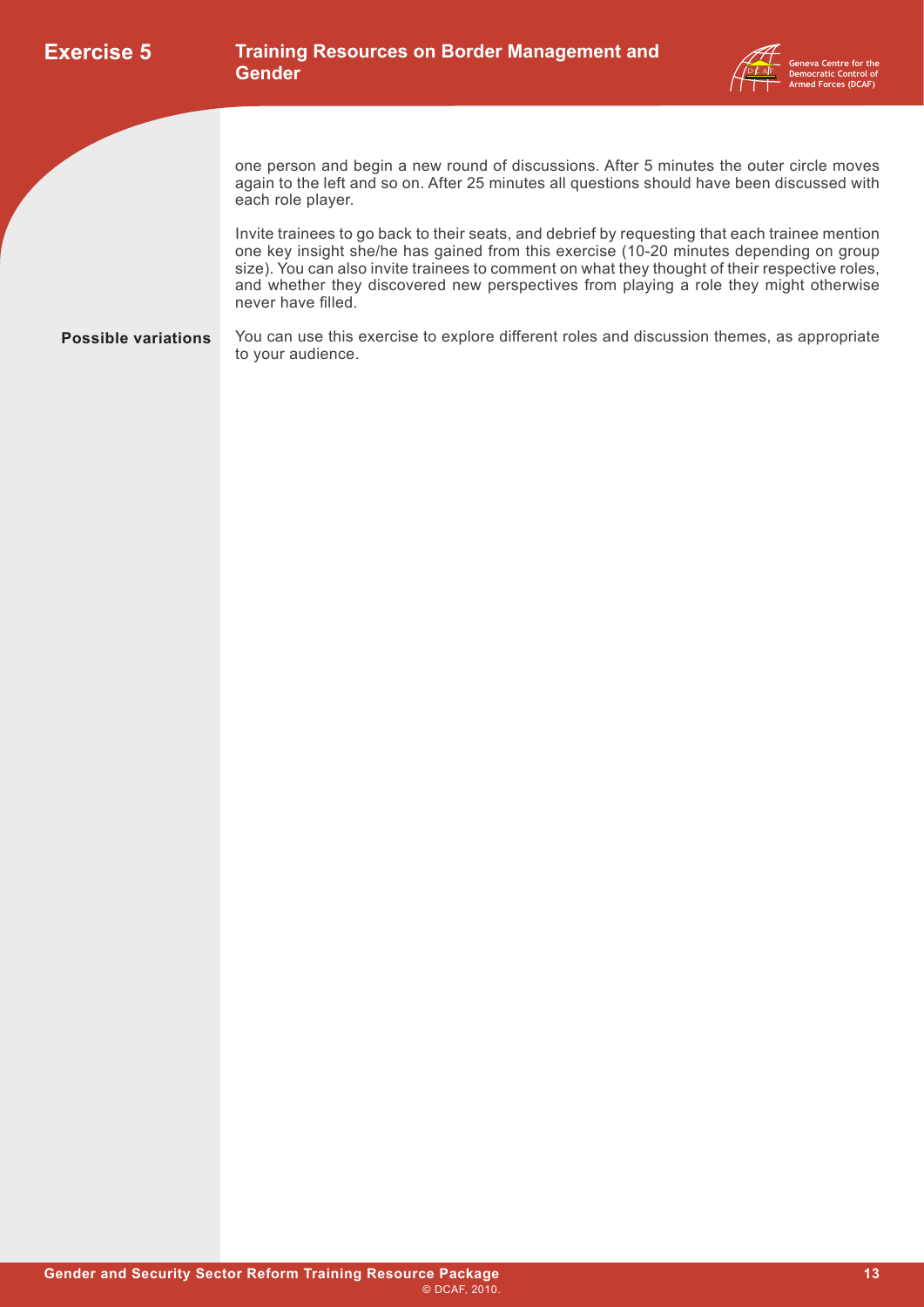one person and begin a new round of discussions. After 5 minutes the outer circle moves again to the left and so on. After 25 minutes all questions should have been discussed with each role player.

Invite trainees to go back to their seats, and debrief by requesting that each trainee mention one key insight she/he has gained from this exercise (10-20 minutes depending on group size). You can also invite trainees to comment on what they thought of their respective roles, and whether they discovered new perspectives from playing a role they might otherwise never have filled.

**Possible variations**

You can use this exercise to explore different roles and discussion themes, as appropriate to your audience.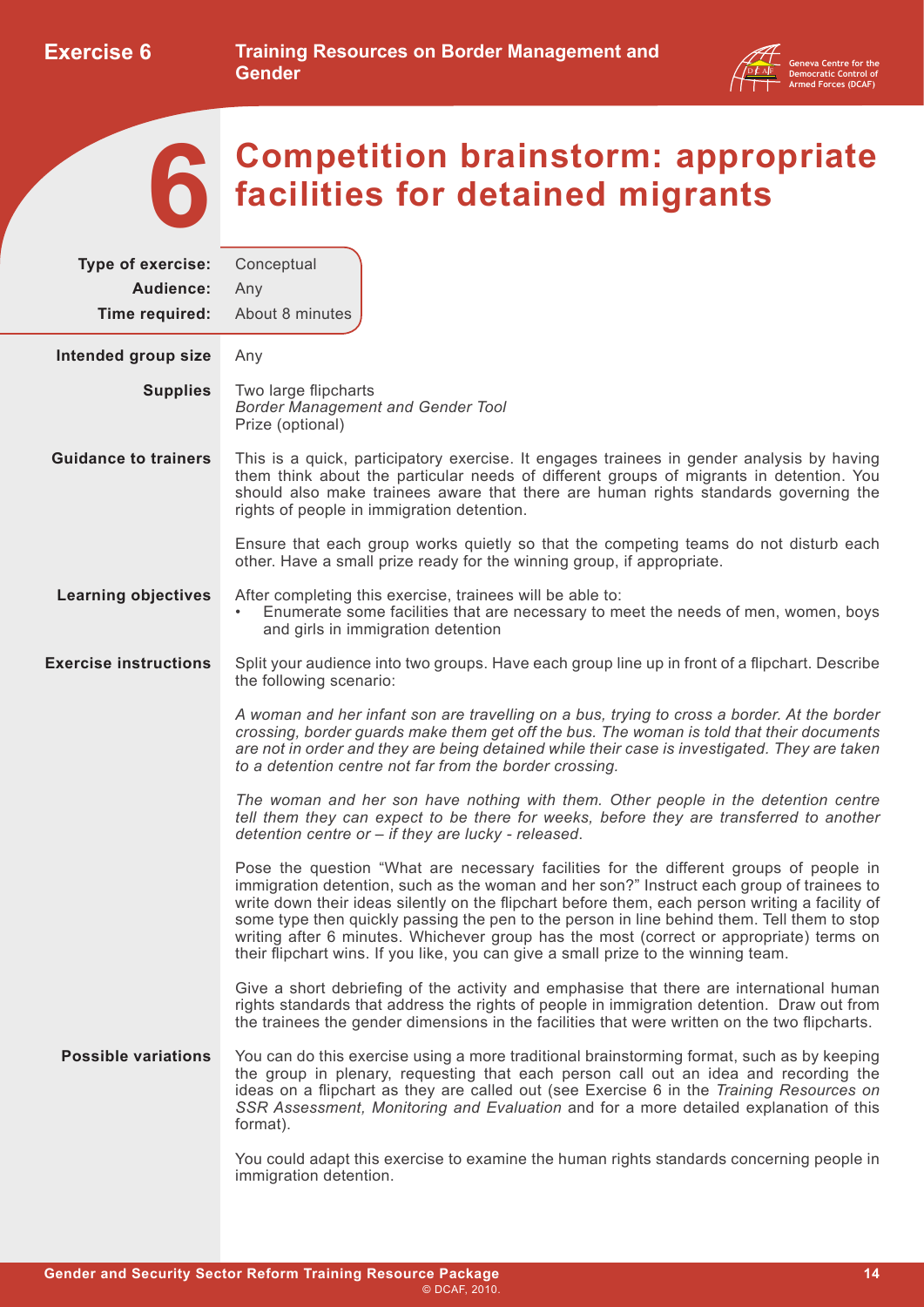# 6 Competition brainstorm: appropriate facilities for detained migrants

**Type of exercise:** Conceptual

**Audience:** Any

**Time required:** About 8 minutes

**Intended group size** Any

**Supplies**
Two large flipcharts
*Border Management and Gender Tool*
Prize (optional)

**Guidance to trainers**

This is a quick, participatory exercise. It engages trainees in gender analysis by having them think about the particular needs of different groups of migrants in detention. You should also make trainees aware that there are human rights standards governing the rights of people in immigration detention.

Ensure that each group works quietly so that the competing teams do not disturb each other. Have a small prize ready for the winning group, if appropriate.

**Learning objectives**

After completing this exercise, trainees will be able to:

- Enumerate some facilities that are necessary to meet the needs of men, women, boys and girls in immigration detention

**Exercise instructions**

Split your audience into two groups. Have each group line up in front of a flipchart. Describe the following scenario:

*A woman and her infant son are travelling on a bus, trying to cross a border. At the border crossing, border guards make them get off the bus. The woman is told that their documents are not in order and they are being detained while their case is investigated. They are taken to a detention centre not far from the border crossing.*

*The woman and her son have nothing with them. Other people in the detention centre tell them they can expect to be there for weeks, before they are transferred to another detention centre or – if they are lucky - released.*

Pose the question "What are necessary facilities for the different groups of people in immigration detention, such as the woman and her son?" Instruct each group of trainees to write down their ideas silently on the flipchart before them, each person writing a facility of some type then quickly passing the pen to the person in line behind them. Tell them to stop writing after 6 minutes. Whichever group has the most (correct or appropriate) terms on their flipchart wins. If you like, you can give a small prize to the winning team.

Give a short debriefing of the activity and emphasise that there are international human rights standards that address the rights of people in immigration detention. Draw out from the trainees the gender dimensions in the facilities that were written on the two flipcharts.

**Possible variations**

You can do this exercise using a more traditional brainstorming format, such as by keeping the group in plenary, requesting that each person call out an idea and recording the ideas on a flipchart as they are called out (see Exercise 6 in the *Training Resources on SSR Assessment, Monitoring and Evaluation* and for a more detailed explanation of this format).

You could adapt this exercise to examine the human rights standards concerning people in immigration detention.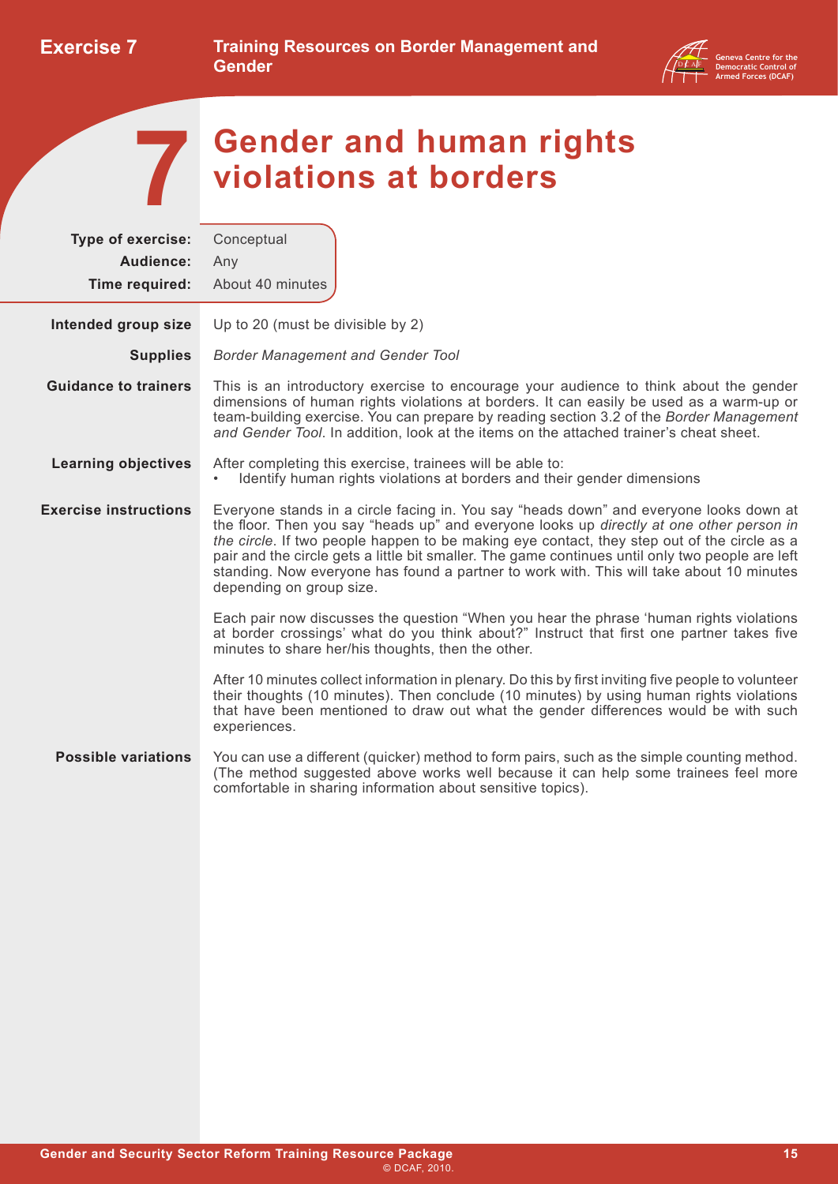# 7 Gender and human rights violations at borders

**Type of exercise:** Conceptual
**Audience:** Any
**Time required:** About 40 minutes

**Intended group size** Up to 20 (must be divisible by 2)

**Supplies** *Border Management and Gender Tool*

**Guidance to trainers** This is an introductory exercise to encourage your audience to think about the gender dimensions of human rights violations at borders. It can easily be used as a warm-up or team-building exercise. You can prepare by reading section 3.2 of the *Border Management and Gender Tool*. In addition, look at the items on the attached trainer's cheat sheet.

**Learning objectives** After completing this exercise, trainees will be able to:

- Identify human rights violations at borders and their gender dimensions

**Exercise instructions** Everyone stands in a circle facing in. You say "heads down" and everyone looks down at the floor. Then you say "heads up" and everyone looks up *directly at one other person in the circle*. If two people happen to be making eye contact, they step out of the circle as a pair and the circle gets a little bit smaller. The game continues until only two people are left standing. Now everyone has found a partner to work with. This will take about 10 minutes depending on group size.

Each pair now discusses the question "When you hear the phrase 'human rights violations at border crossings' what do you think about?" Instruct that first one partner takes five minutes to share her/his thoughts, then the other.

After 10 minutes collect information in plenary. Do this by first inviting five people to volunteer their thoughts (10 minutes). Then conclude (10 minutes) by using human rights violations that have been mentioned to draw out what the gender differences would be with such experiences.

**Possible variations** You can use a different (quicker) method to form pairs, such as the simple counting method. (The method suggested above works well because it can help some trainees feel more comfortable in sharing information about sensitive topics).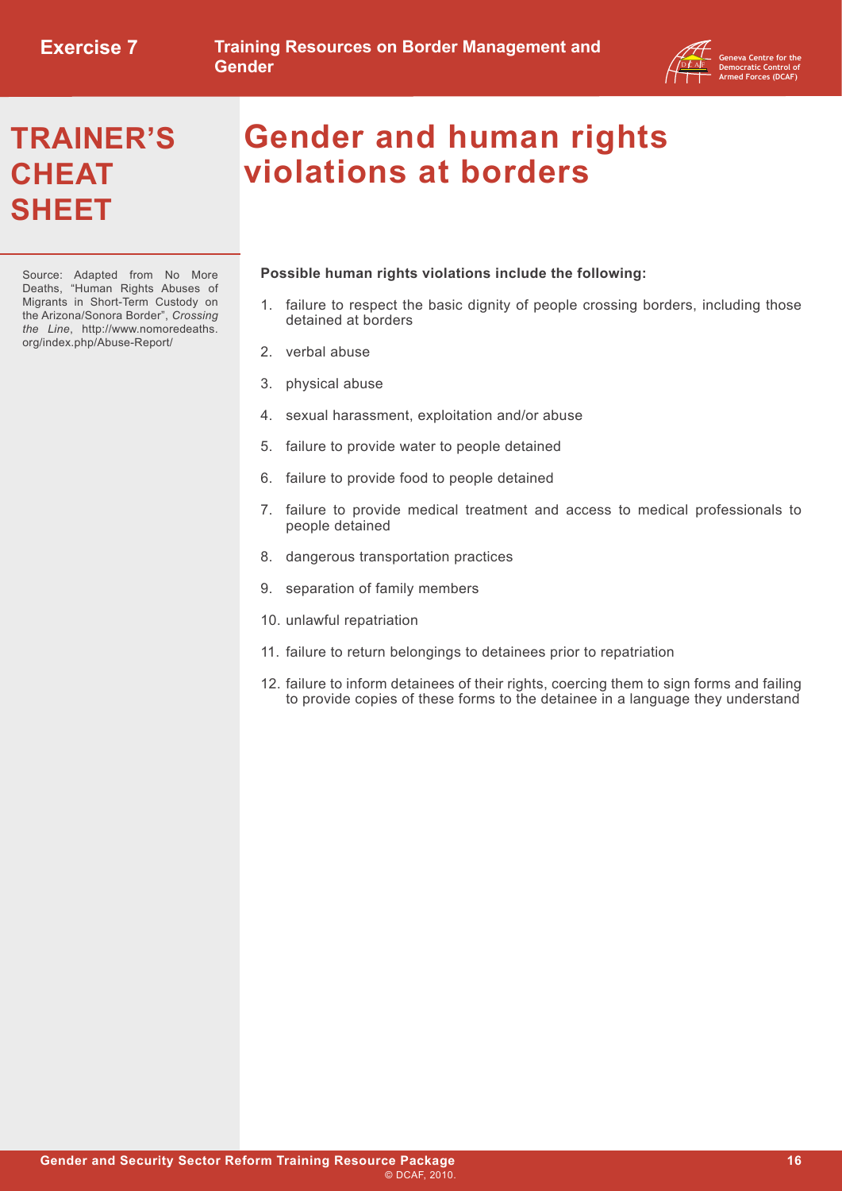# TRAINER'S CHEAT SHEET

# Gender and human rights violations at borders

Source: Adapted from No More Deaths, "Human Rights Abuses of Migrants in Short-Term Custody on the Arizona/Sonora Border", *Crossing the Line*, http://www.nomoredeaths.org/index.php/Abuse-Report/

**Possible human rights violations include the following:**

1. failure to respect the basic dignity of people crossing borders, including those detained at borders
2. verbal abuse
3. physical abuse
4. sexual harassment, exploitation and/or abuse
5. failure to provide water to people detained
6. failure to provide food to people detained
7. failure to provide medical treatment and access to medical professionals to people detained
8. dangerous transportation practices
9. separation of family members
10. unlawful repatriation
11. failure to return belongings to detainees prior to repatriation
12. failure to inform detainees of their rights, coercing them to sign forms and failing to provide copies of these forms to the detainee in a language they understand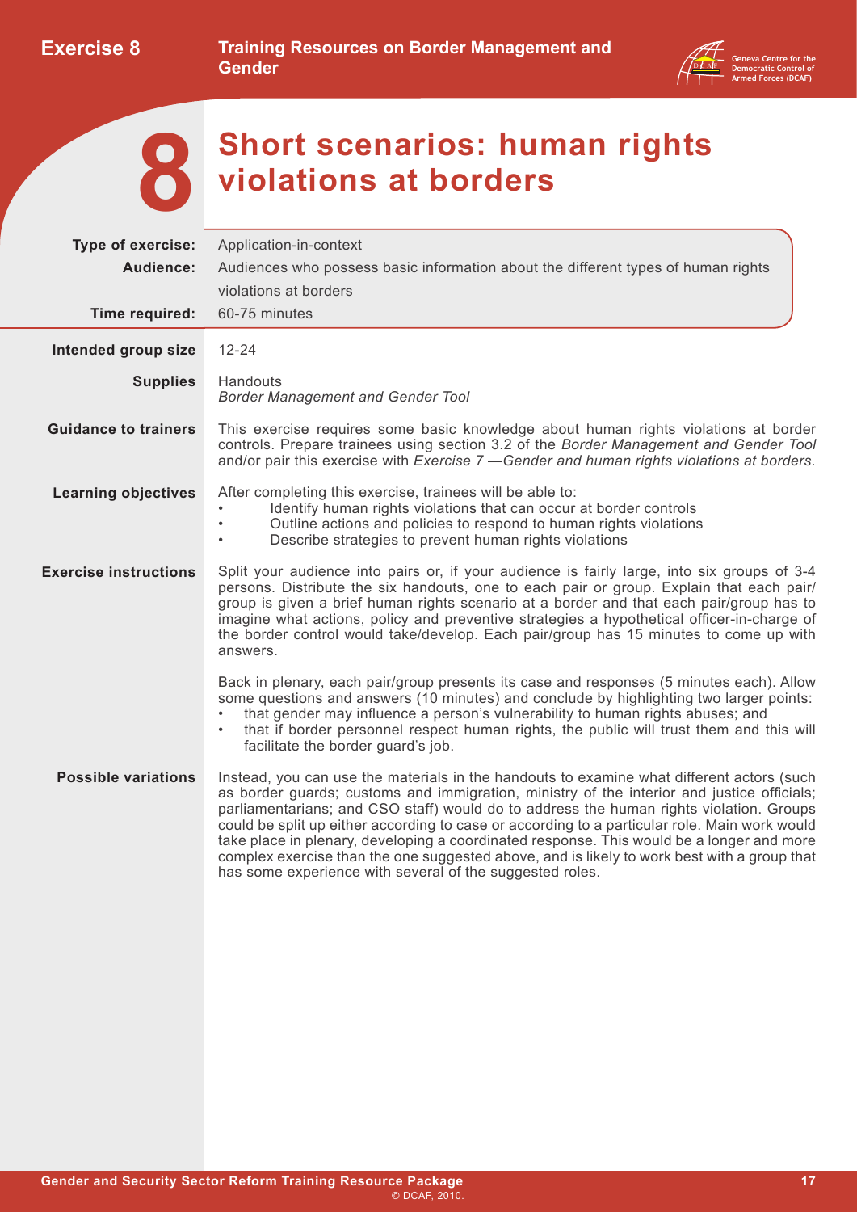# 8 Short scenarios: human rights violations at borders

**Type of exercise:** Application-in-context

**Audience:** Audiences who possess basic information about the different types of human rights violations at borders

**Time required:** 60-75 minutes

**Intended group size**

12-24

**Supplies**

Handouts
*Border Management and Gender Tool*

**Guidance to trainers**

This exercise requires some basic knowledge about human rights violations at border controls. Prepare trainees using section 3.2 of the *Border Management and Gender Tool* and/or pair this exercise with *Exercise 7 —Gender and human rights violations at borders*.

**Learning objectives**

After completing this exercise, trainees will be able to:

- Identify human rights violations that can occur at border controls
- Outline actions and policies to respond to human rights violations
- Describe strategies to prevent human rights violations

**Exercise instructions**

Split your audience into pairs or, if your audience is fairly large, into six groups of 3-4 persons. Distribute the six handouts, one to each pair or group. Explain that each pair/group is given a brief human rights scenario at a border and that each pair/group has to imagine what actions, policy and preventive strategies a hypothetical officer-in-charge of the border control would take/develop. Each pair/group has 15 minutes to come up with answers.

Back in plenary, each pair/group presents its case and responses (5 minutes each). Allow some questions and answers (10 minutes) and conclude by highlighting two larger points:

- that gender may influence a person's vulnerability to human rights abuses; and
- that if border personnel respect human rights, the public will trust them and this will facilitate the border guard's job.

**Possible variations**

Instead, you can use the materials in the handouts to examine what different actors (such as border guards; customs and immigration, ministry of the interior and justice officials; parliamentarians; and CSO staff) would do to address the human rights violation. Groups could be split up either according to case or according to a particular role. Main work would take place in plenary, developing a coordinated response. This would be a longer and more complex exercise than the one suggested above, and is likely to work best with a group that has some experience with several of the suggested roles.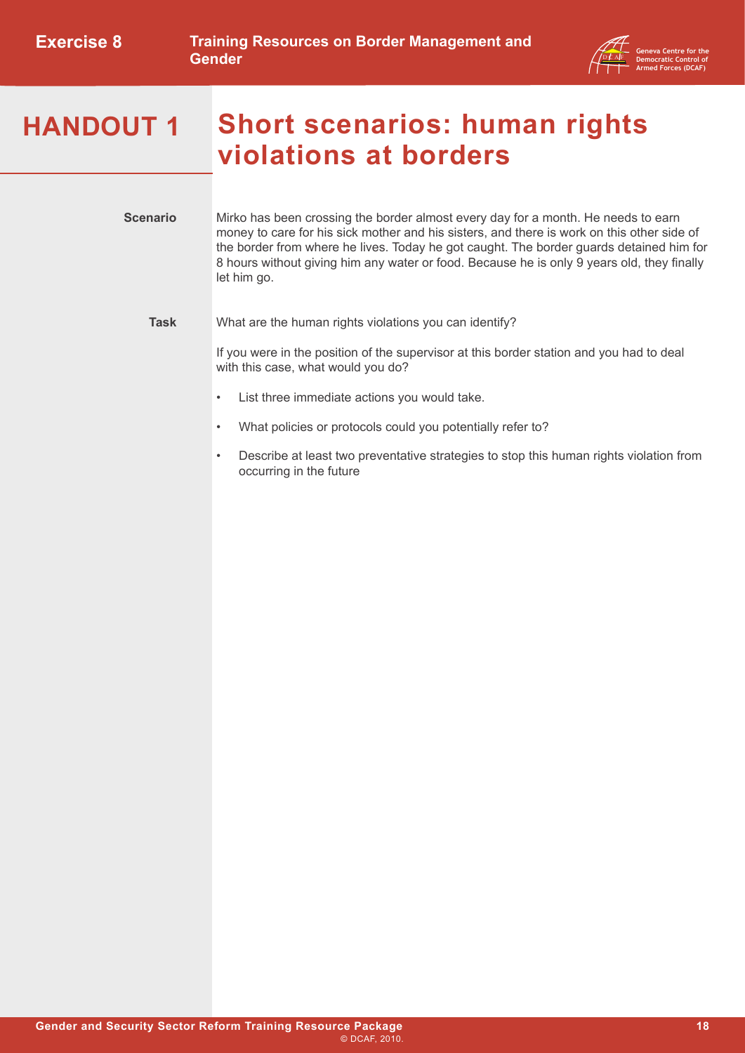# HANDOUT 1 Short scenarios: human rights violations at borders

**Scenario**

Mirko has been crossing the border almost every day for a month. He needs to earn money to care for his sick mother and his sisters, and there is work on this other side of the border from where he lives. Today he got caught. The border guards detained him for 8 hours without giving him any water or food. Because he is only 9 years old, they finally let him go.

**Task**

What are the human rights violations you can identify?

If you were in the position of the supervisor at this border station and you had to deal with this case, what would you do?

- List three immediate actions you would take.
- What policies or protocols could you potentially refer to?
- Describe at least two preventative strategies to stop this human rights violation from occurring in the future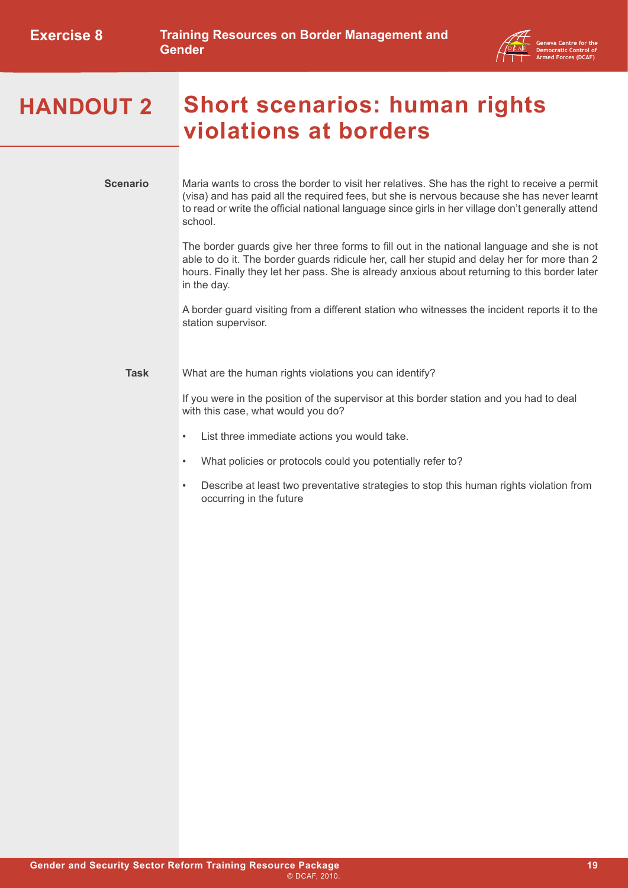# HANDOUT 2 Short scenarios: human rights violations at borders

**Scenario**

Maria wants to cross the border to visit her relatives. She has the right to receive a permit (visa) and has paid all the required fees, but she is nervous because she has never learnt to read or write the official national language since girls in her village don't generally attend school.

The border guards give her three forms to fill out in the national language and she is not able to do it. The border guards ridicule her, call her stupid and delay her for more than 2 hours. Finally they let her pass. She is already anxious about returning to this border later in the day.

A border guard visiting from a different station who witnesses the incident reports it to the station supervisor.

**Task**

What are the human rights violations you can identify?

If you were in the position of the supervisor at this border station and you had to deal with this case, what would you do?

- List three immediate actions you would take.
- What policies or protocols could you potentially refer to?
- Describe at least two preventative strategies to stop this human rights violation from occurring in the future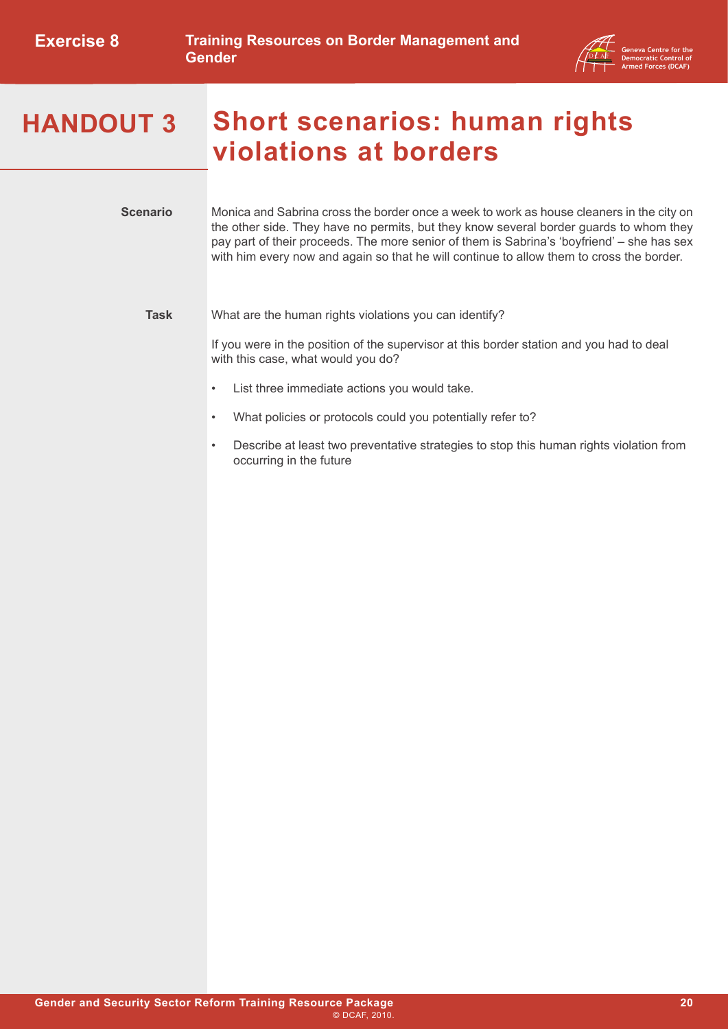# HANDOUT 3 Short scenarios: human rights violations at borders

**Scenario**

Monica and Sabrina cross the border once a week to work as house cleaners in the city on the other side. They have no permits, but they know several border guards to whom they pay part of their proceeds. The more senior of them is Sabrina's 'boyfriend' – she has sex with him every now and again so that he will continue to allow them to cross the border.

**Task**

What are the human rights violations you can identify?

If you were in the position of the supervisor at this border station and you had to deal with this case, what would you do?

- List three immediate actions you would take.
- What policies or protocols could you potentially refer to?
- Describe at least two preventative strategies to stop this human rights violation from occurring in the future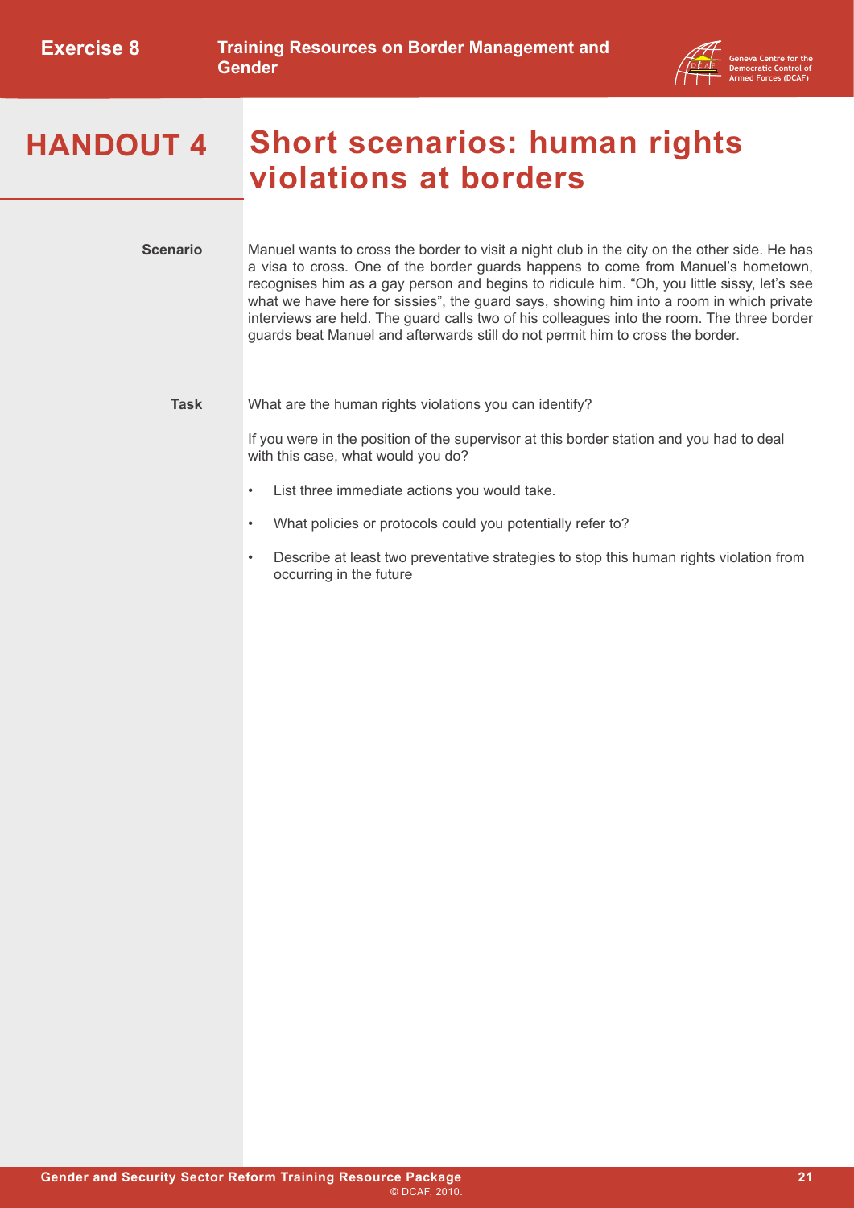# HANDOUT 4 Short scenarios: human rights violations at borders

**Scenario**

Manuel wants to cross the border to visit a night club in the city on the other side. He has a visa to cross. One of the border guards happens to come from Manuel's hometown, recognises him as a gay person and begins to ridicule him. "Oh, you little sissy, let's see what we have here for sissies", the guard says, showing him into a room in which private interviews are held. The guard calls two of his colleagues into the room. The three border guards beat Manuel and afterwards still do not permit him to cross the border.

**Task**

What are the human rights violations you can identify?

If you were in the position of the supervisor at this border station and you had to deal with this case, what would you do?

- List three immediate actions you would take.
- What policies or protocols could you potentially refer to?
- Describe at least two preventative strategies to stop this human rights violation from occurring in the future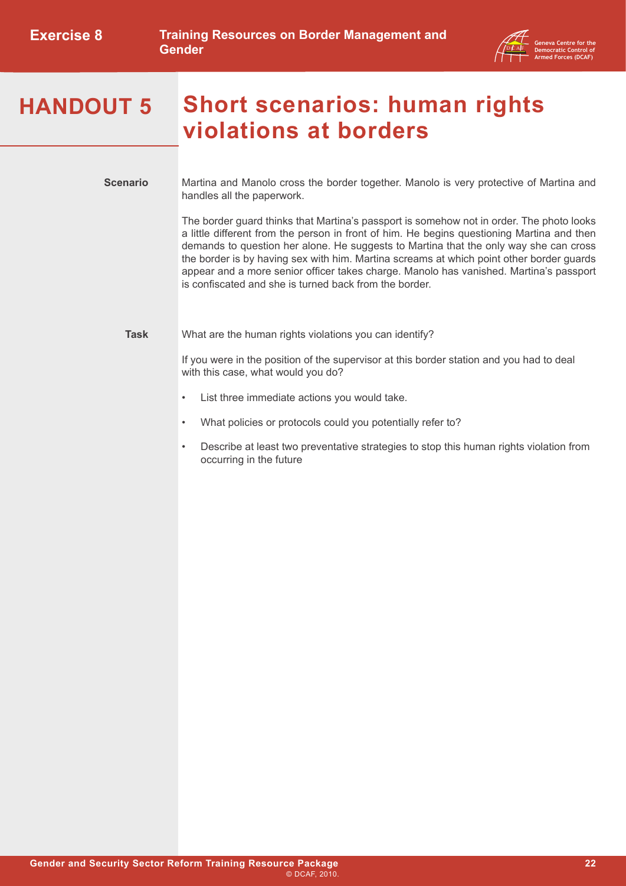# HANDOUT 5 Short scenarios: human rights violations at borders

**Scenario**

Martina and Manolo cross the border together. Manolo is very protective of Martina and handles all the paperwork.

The border guard thinks that Martina's passport is somehow not in order. The photo looks a little different from the person in front of him. He begins questioning Martina and then demands to question her alone. He suggests to Martina that the only way she can cross the border is by having sex with him. Martina screams at which point other border guards appear and a more senior officer takes charge. Manolo has vanished. Martina's passport is confiscated and she is turned back from the border.

**Task**

What are the human rights violations you can identify?

If you were in the position of the supervisor at this border station and you had to deal with this case, what would you do?

- List three immediate actions you would take.
- What policies or protocols could you potentially refer to?
- Describe at least two preventative strategies to stop this human rights violation from occurring in the future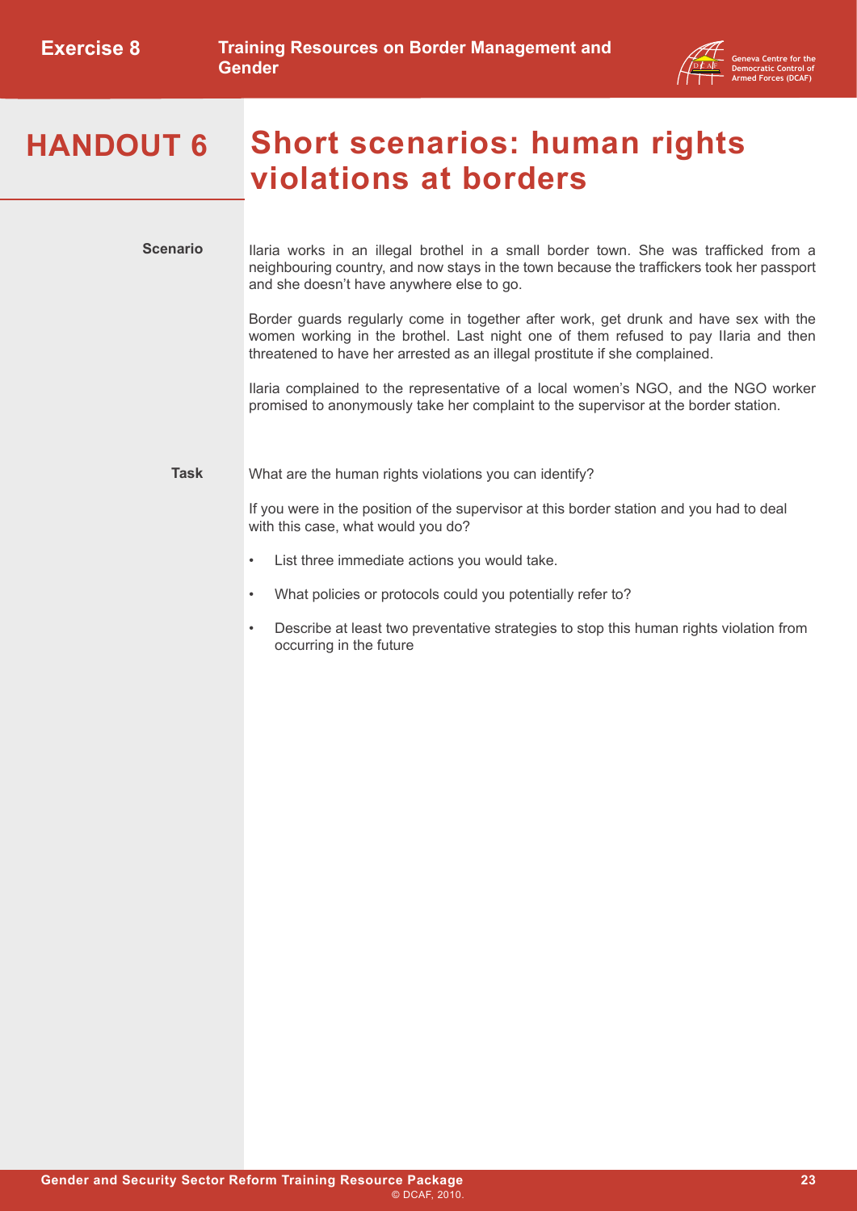# HANDOUT 6 Short scenarios: human rights violations at borders

**Scenario**

Ilaria works in an illegal brothel in a small border town. She was trafficked from a neighbouring country, and now stays in the town because the traffickers took her passport and she doesn't have anywhere else to go.

Border guards regularly come in together after work, get drunk and have sex with the women working in the brothel. Last night one of them refused to pay Ilaria and then threatened to have her arrested as an illegal prostitute if she complained.

Ilaria complained to the representative of a local women's NGO, and the NGO worker promised to anonymously take her complaint to the supervisor at the border station.

**Task**

What are the human rights violations you can identify?

If you were in the position of the supervisor at this border station and you had to deal with this case, what would you do?

- List three immediate actions you would take.
- What policies or protocols could you potentially refer to?
- Describe at least two preventative strategies to stop this human rights violation from occurring in the future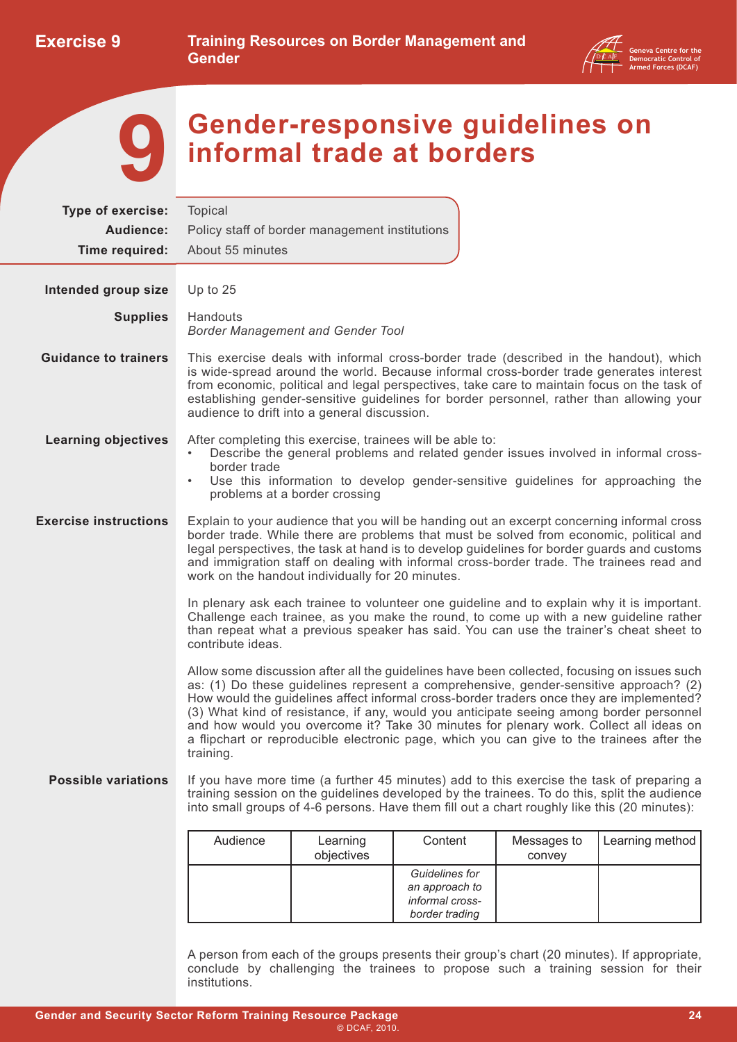# 9 Gender-responsive guidelines on informal trade at borders

**Type of exercise:** Topical

**Audience:** Policy staff of border management institutions

**Time required:** About 55 minutes

**Intended group size** Up to 25

**Supplies** Handouts
*Border Management and Gender Tool*

**Guidance to trainers** This exercise deals with informal cross-border trade (described in the handout), which is wide-spread around the world. Because informal cross-border trade generates interest from economic, political and legal perspectives, take care to maintain focus on the task of establishing gender-sensitive guidelines for border personnel, rather than allowing your audience to drift into a general discussion.

**Learning objectives** After completing this exercise, trainees will be able to:

- Describe the general problems and related gender issues involved in informal cross-border trade
- Use this information to develop gender-sensitive guidelines for approaching the problems at a border crossing

**Exercise instructions** Explain to your audience that you will be handing out an excerpt concerning informal cross border trade. While there are problems that must be solved from economic, political and legal perspectives, the task at hand is to develop guidelines for border guards and customs and immigration staff on dealing with informal cross-border trade. The trainees read and work on the handout individually for 20 minutes.

In plenary ask each trainee to volunteer one guideline and to explain why it is important. Challenge each trainee, as you make the round, to come up with a new guideline rather than repeat what a previous speaker has said. You can use the trainer's cheat sheet to contribute ideas.

Allow some discussion after all the guidelines have been collected, focusing on issues such as: (1) Do these guidelines represent a comprehensive, gender-sensitive approach? (2) How would the guidelines affect informal cross-border traders once they are implemented? (3) What kind of resistance, if any, would you anticipate seeing among border personnel and how would you overcome it? Take 30 minutes for plenary work. Collect all ideas on a flipchart or reproducible electronic page, which you can give to the trainees after the training.

**Possible variations** If you have more time (a further 45 minutes) add to this exercise the task of preparing a training session on the guidelines developed by the trainees. To do this, split the audience into small groups of 4-6 persons. Have them fill out a chart roughly like this (20 minutes):

| Audience | Learning objectives | Content | Messages to convey | Learning method |
|---|---|---|---|---|
| | | *Guidelines for an approach to informal cross-border trading* | | |

A person from each of the groups presents their group's chart (20 minutes). If appropriate, conclude by challenging the trainees to propose such a training session for their institutions.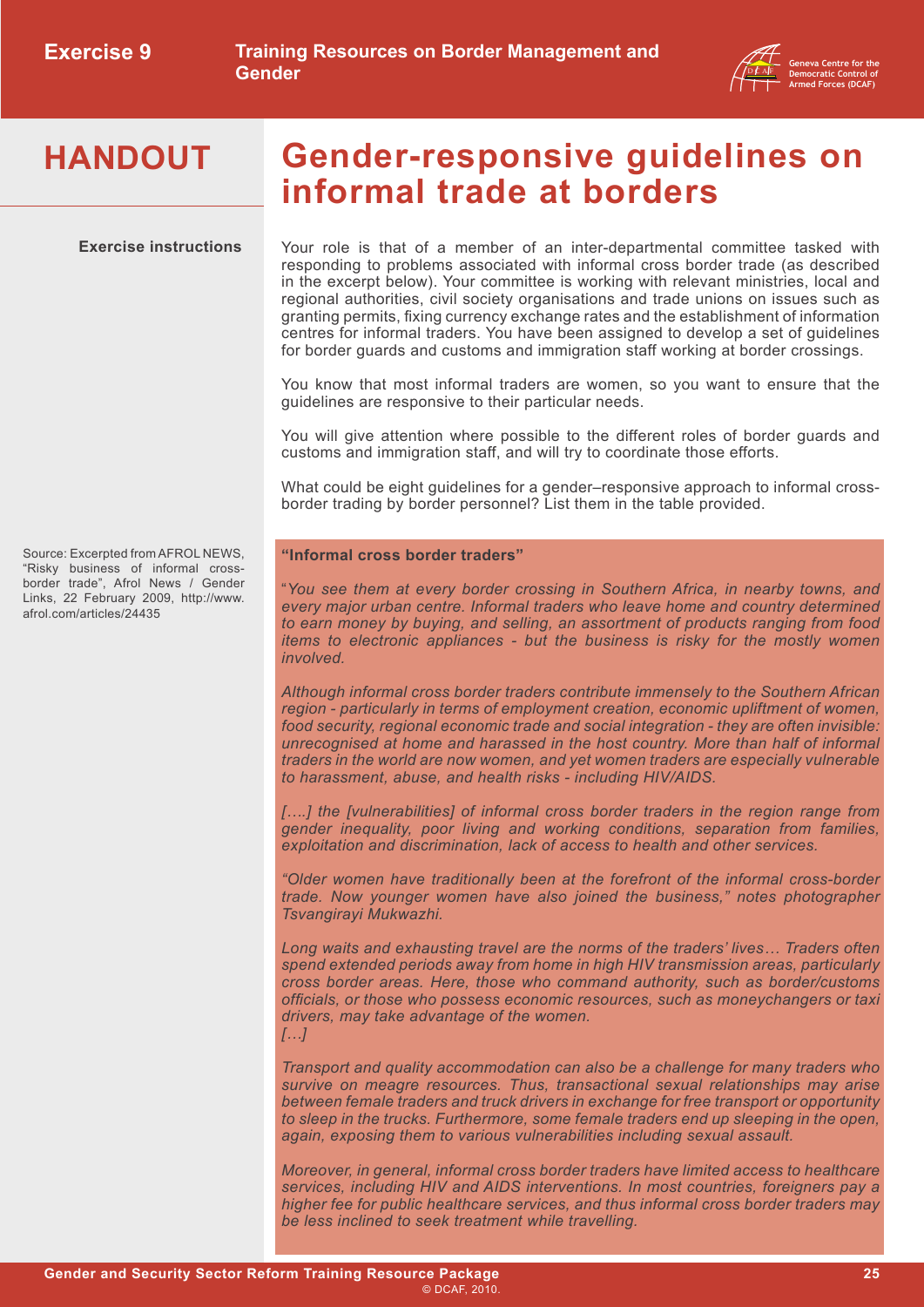# HANDOUT

# Gender-responsive guidelines on informal trade at borders

**Exercise instructions**

Your role is that of a member of an inter-departmental committee tasked with responding to problems associated with informal cross border trade (as described in the excerpt below). Your committee is working with relevant ministries, local and regional authorities, civil society organisations and trade unions on issues such as granting permits, fixing currency exchange rates and the establishment of information centres for informal traders. You have been assigned to develop a set of guidelines for border guards and customs and immigration staff working at border crossings.

You know that most informal traders are women, so you want to ensure that the guidelines are responsive to their particular needs.

You will give attention where possible to the different roles of border guards and customs and immigration staff, and will try to coordinate those efforts.

What could be eight guidelines for a gender–responsive approach to informal cross-border trading by border personnel? List them in the table provided.

Source: Excerpted from AFROL NEWS, "Risky business of informal cross-border trade", Afrol News / Gender Links, 22 February 2009, http://www.afrol.com/articles/24435

**"Informal cross border traders"**

"*You see them at every border crossing in Southern Africa, in nearby towns, and every major urban centre. Informal traders who leave home and country determined to earn money by buying, and selling, an assortment of products ranging from food items to electronic appliances - but the business is risky for the mostly women involved.*

*Although informal cross border traders contribute immensely to the Southern African region - particularly in terms of employment creation, economic upliftment of women, food security, regional economic trade and social integration - they are often invisible: unrecognised at home and harassed in the host country. More than half of informal traders in the world are now women, and yet women traders are especially vulnerable to harassment, abuse, and health risks - including HIV/AIDS.*

*[….] the [vulnerabilities] of informal cross border traders in the region range from gender inequality, poor living and working conditions, separation from families, exploitation and discrimination, lack of access to health and other services.*

*"Older women have traditionally been at the forefront of the informal cross-border trade. Now younger women have also joined the business," notes photographer Tsvangirayi Mukwazhi.*

*Long waits and exhausting travel are the norms of the traders' lives… Traders often spend extended periods away from home in high HIV transmission areas, particularly cross border areas. Here, those who command authority, such as border/customs officials, or those who possess economic resources, such as moneychangers or taxi drivers, may take advantage of the women.*
*[…]*

*Transport and quality accommodation can also be a challenge for many traders who survive on meagre resources. Thus, transactional sexual relationships may arise between female traders and truck drivers in exchange for free transport or opportunity to sleep in the trucks. Furthermore, some female traders end up sleeping in the open, again, exposing them to various vulnerabilities including sexual assault.*

*Moreover, in general, informal cross border traders have limited access to healthcare services, including HIV and AIDS interventions. In most countries, foreigners pay a higher fee for public healthcare services, and thus informal cross border traders may be less inclined to seek treatment while travelling.*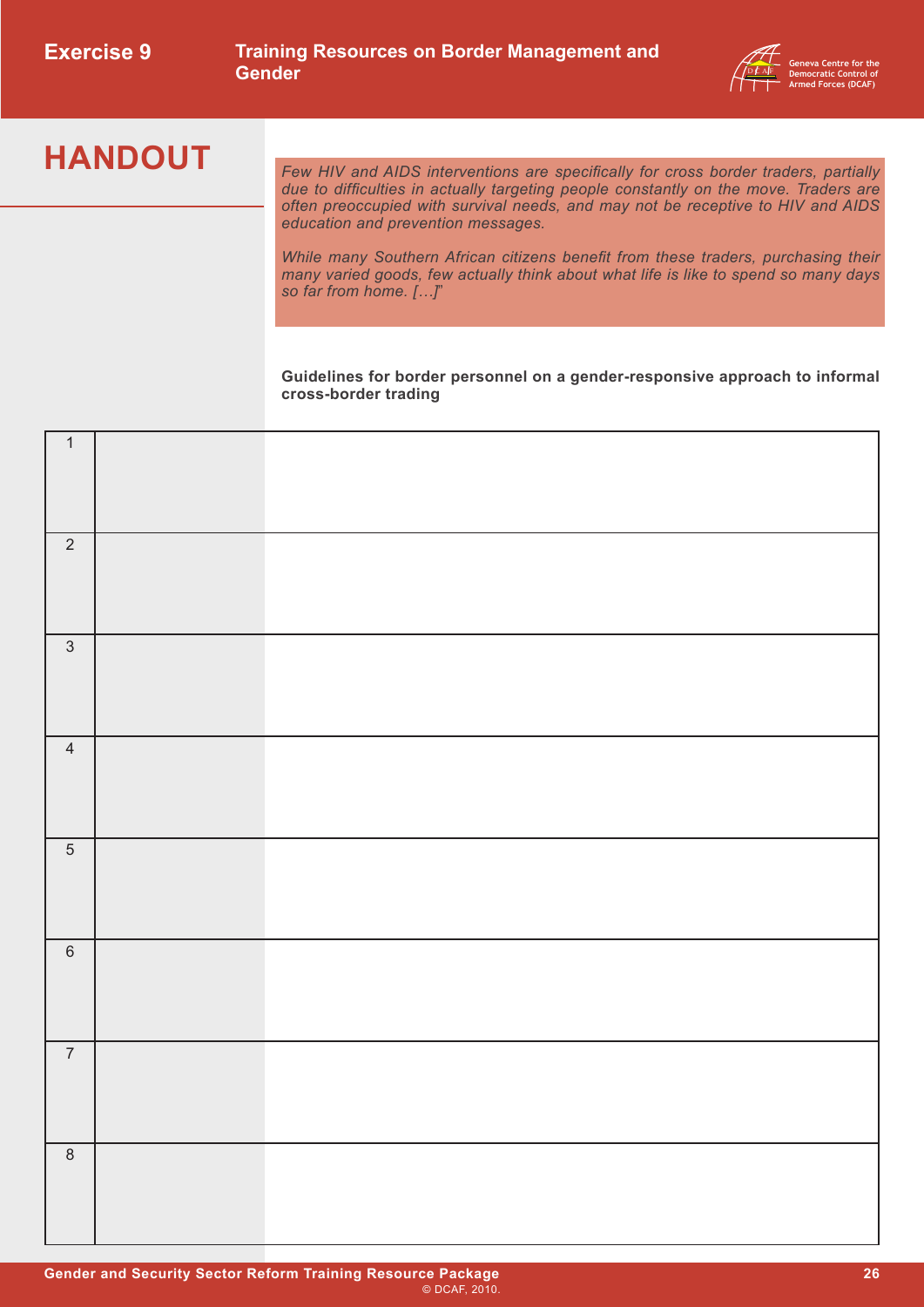# HANDOUT

*Few HIV and AIDS interventions are specifically for cross border traders, partially due to difficulties in actually targeting people constantly on the move. Traders are often preoccupied with survival needs, and may not be receptive to HIV and AIDS education and prevention messages.*

*While many Southern African citizens benefit from these traders, purchasing their many varied goods, few actually think about what life is like to spend so many days so far from home. […]"*

**Guidelines for border personnel on a gender-responsive approach to informal cross-border trading**

| | |
|---|---|
| 1 | |
| 2 | |
| 3 | |
| 4 | |
| 5 | |
| 6 | |
| 7 | |
| 8 | |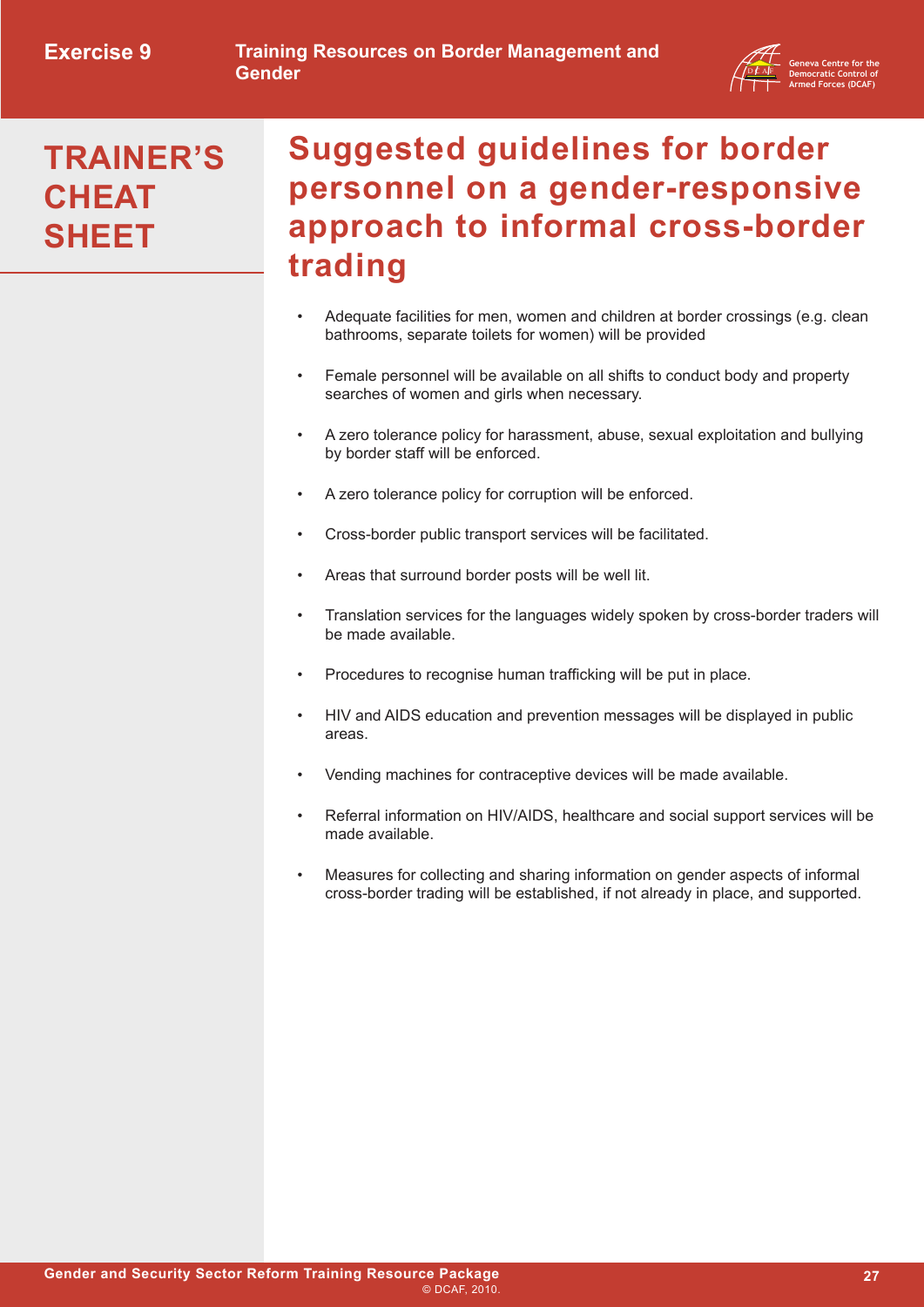# TRAINER'S CHEAT SHEET

## Suggested guidelines for border personnel on a gender-responsive approach to informal cross-border trading

- Adequate facilities for men, women and children at border crossings (e.g. clean bathrooms, separate toilets for women) will be provided
- Female personnel will be available on all shifts to conduct body and property searches of women and girls when necessary.
- A zero tolerance policy for harassment, abuse, sexual exploitation and bullying by border staff will be enforced.
- A zero tolerance policy for corruption will be enforced.
- Cross-border public transport services will be facilitated.
- Areas that surround border posts will be well lit.
- Translation services for the languages widely spoken by cross-border traders will be made available.
- Procedures to recognise human trafficking will be put in place.
- HIV and AIDS education and prevention messages will be displayed in public areas.
- Vending machines for contraceptive devices will be made available.
- Referral information on HIV/AIDS, healthcare and social support services will be made available.
- Measures for collecting and sharing information on gender aspects of informal cross-border trading will be established, if not already in place, and supported.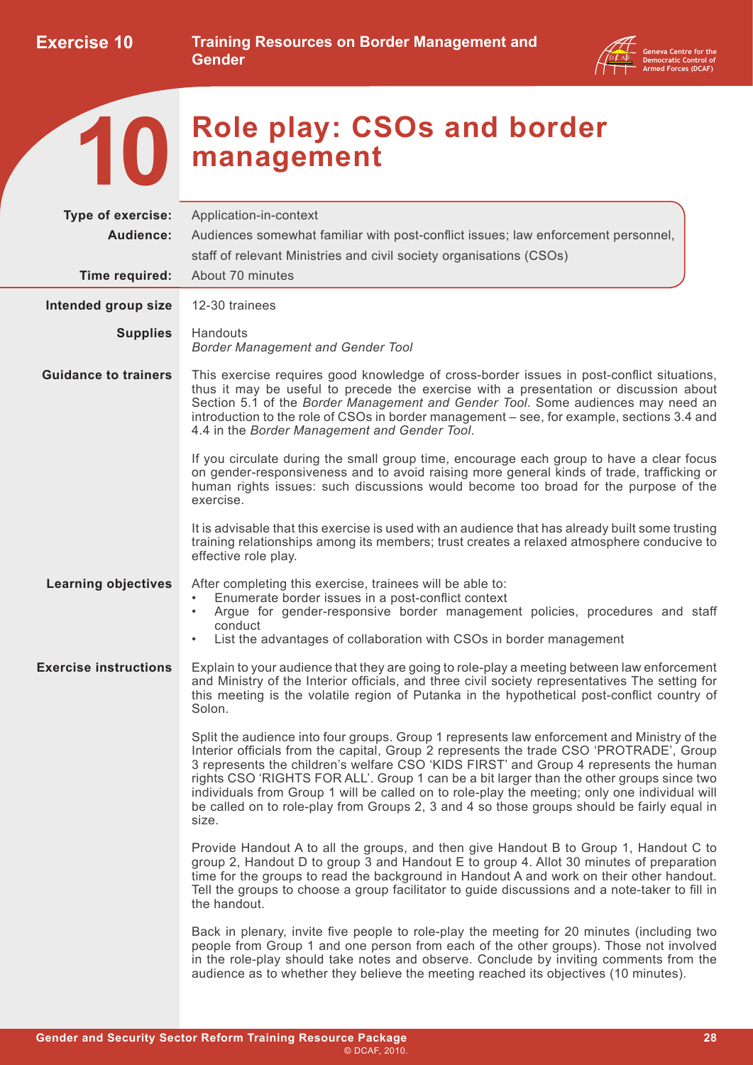# 10 Role play: CSOs and border management

**Type of exercise:** Application-in-context

**Audience:** Audiences somewhat familiar with post-conflict issues; law enforcement personnel, staff of relevant Ministries and civil society organisations (CSOs)

**Time required:** About 70 minutes

**Intended group size** 12-30 trainees

**Supplies** Handouts
*Border Management and Gender Tool*

**Guidance to trainers**

This exercise requires good knowledge of cross-border issues in post-conflict situations, thus it may be useful to precede the exercise with a presentation or discussion about Section 5.1 of the *Border Management and Gender Tool*. Some audiences may need an introduction to the role of CSOs in border management – see, for example, sections 3.4 and 4.4 in the *Border Management and Gender Tool*.

If you circulate during the small group time, encourage each group to have a clear focus on gender-responsiveness and to avoid raising more general kinds of trade, trafficking or human rights issues: such discussions would become too broad for the purpose of the exercise.

It is advisable that this exercise is used with an audience that has already built some trusting training relationships among its members; trust creates a relaxed atmosphere conducive to effective role play.

**Learning objectives**

After completing this exercise, trainees will be able to:

- Enumerate border issues in a post-conflict context
- Argue for gender-responsive border management policies, procedures and staff conduct
- List the advantages of collaboration with CSOs in border management

**Exercise instructions**

Explain to your audience that they are going to role-play a meeting between law enforcement and Ministry of the Interior officials, and three civil society representatives The setting for this meeting is the volatile region of Putanka in the hypothetical post-conflict country of Solon.

Split the audience into four groups. Group 1 represents law enforcement and Ministry of the Interior officials from the capital, Group 2 represents the trade CSO 'PROTRADE', Group 3 represents the children's welfare CSO 'KIDS FIRST' and Group 4 represents the human rights CSO 'RIGHTS FOR ALL'. Group 1 can be a bit larger than the other groups since two individuals from Group 1 will be called on to role-play the meeting; only one individual will be called on to role-play from Groups 2, 3 and 4 so those groups should be fairly equal in size.

Provide Handout A to all the groups, and then give Handout B to Group 1, Handout C to group 2, Handout D to group 3 and Handout E to group 4. Allot 30 minutes of preparation time for the groups to read the background in Handout A and work on their other handout. Tell the groups to choose a group facilitator to guide discussions and a note-taker to fill in the handout.

Back in plenary, invite five people to role-play the meeting for 20 minutes (including two people from Group 1 and one person from each of the other groups). Those not involved in the role-play should take notes and observe. Conclude by inviting comments from the audience as to whether they believe the meeting reached its objectives (10 minutes).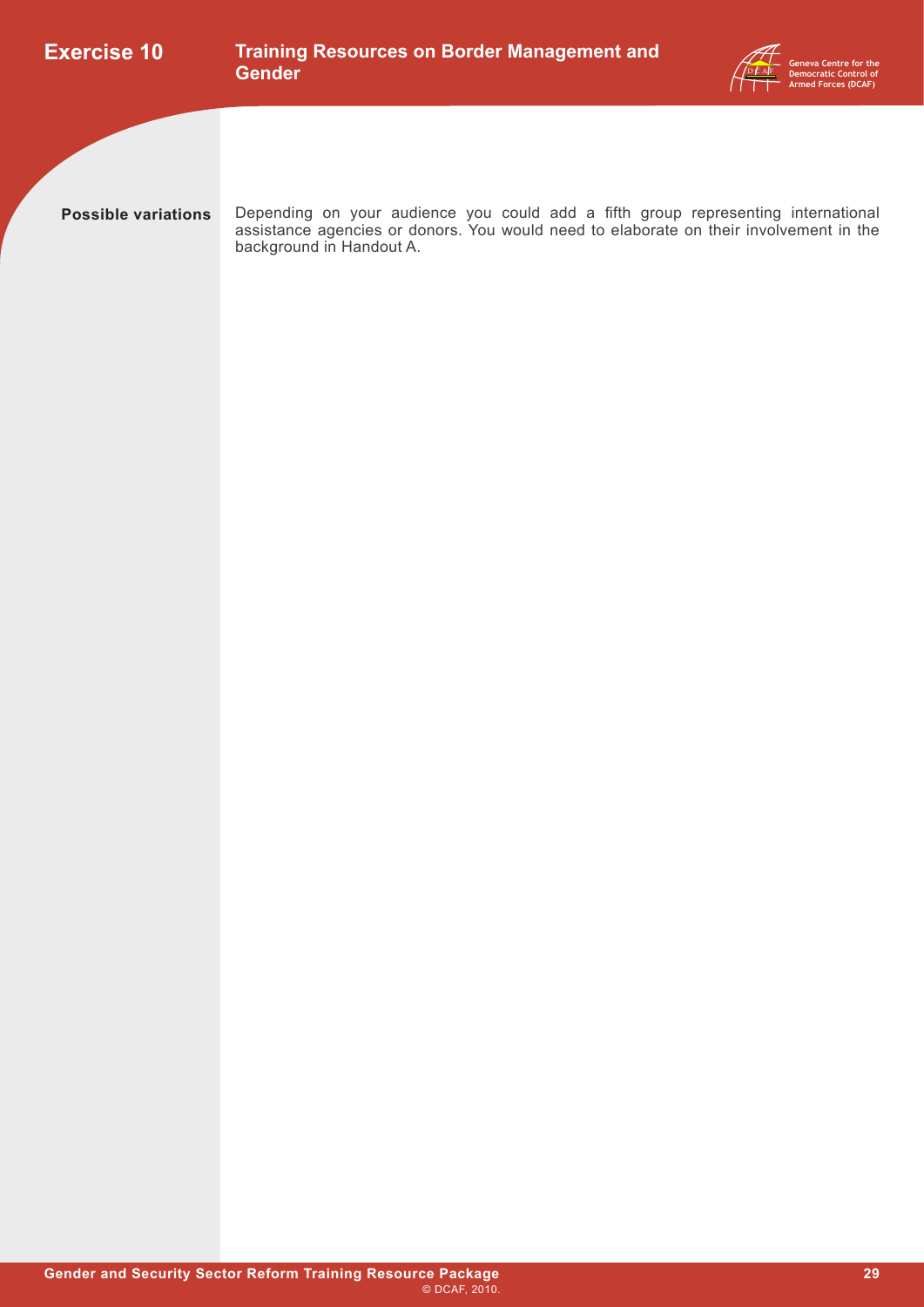**Possible variations**

Depending on your audience you could add a fifth group representing international assistance agencies or donors. You would need to elaborate on their involvement in the background in Handout A.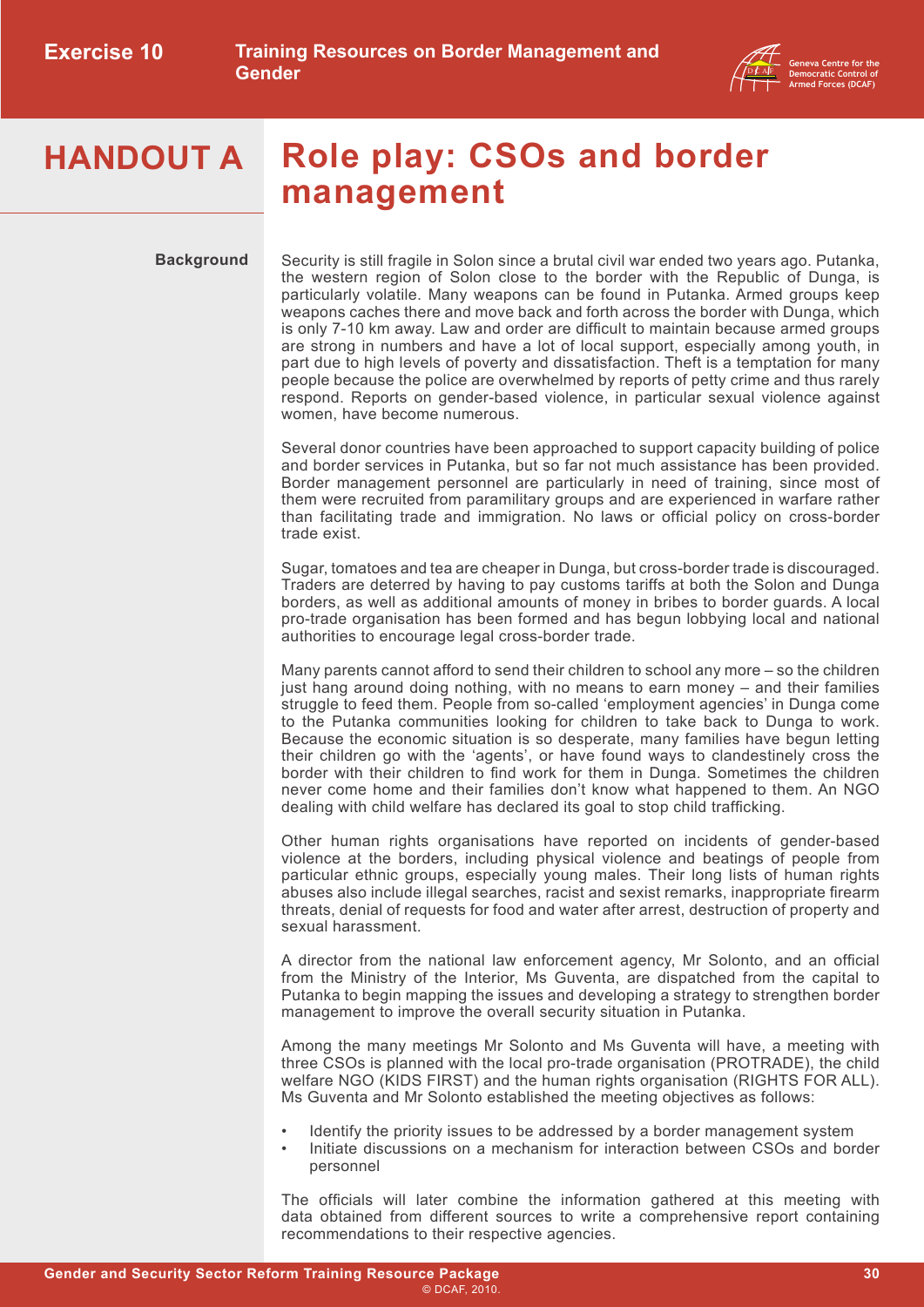# HANDOUT A Role play: CSOs and border management

**Background**

Security is still fragile in Solon since a brutal civil war ended two years ago. Putanka, the western region of Solon close to the border with the Republic of Dunga, is particularly volatile. Many weapons can be found in Putanka. Armed groups keep weapons caches there and move back and forth across the border with Dunga, which is only 7-10 km away. Law and order are difficult to maintain because armed groups are strong in numbers and have a lot of local support, especially among youth, in part due to high levels of poverty and dissatisfaction. Theft is a temptation for many people because the police are overwhelmed by reports of petty crime and thus rarely respond. Reports on gender-based violence, in particular sexual violence against women, have become numerous.

Several donor countries have been approached to support capacity building of police and border services in Putanka, but so far not much assistance has been provided. Border management personnel are particularly in need of training, since most of them were recruited from paramilitary groups and are experienced in warfare rather than facilitating trade and immigration. No laws or official policy on cross-border trade exist.

Sugar, tomatoes and tea are cheaper in Dunga, but cross-border trade is discouraged. Traders are deterred by having to pay customs tariffs at both the Solon and Dunga borders, as well as additional amounts of money in bribes to border guards. A local pro-trade organisation has been formed and has begun lobbying local and national authorities to encourage legal cross-border trade.

Many parents cannot afford to send their children to school any more – so the children just hang around doing nothing, with no means to earn money – and their families struggle to feed them. People from so-called 'employment agencies' in Dunga come to the Putanka communities looking for children to take back to Dunga to work. Because the economic situation is so desperate, many families have begun letting their children go with the 'agents', or have found ways to clandestinely cross the border with their children to find work for them in Dunga. Sometimes the children never come home and their families don't know what happened to them. An NGO dealing with child welfare has declared its goal to stop child trafficking.

Other human rights organisations have reported on incidents of gender-based violence at the borders, including physical violence and beatings of people from particular ethnic groups, especially young males. Their long lists of human rights abuses also include illegal searches, racist and sexist remarks, inappropriate firearm threats, denial of requests for food and water after arrest, destruction of property and sexual harassment.

A director from the national law enforcement agency, Mr Solonto, and an official from the Ministry of the Interior, Ms Guventa, are dispatched from the capital to Putanka to begin mapping the issues and developing a strategy to strengthen border management to improve the overall security situation in Putanka.

Among the many meetings Mr Solonto and Ms Guventa will have, a meeting with three CSOs is planned with the local pro-trade organisation (PROTRADE), the child welfare NGO (KIDS FIRST) and the human rights organisation (RIGHTS FOR ALL). Ms Guventa and Mr Solonto established the meeting objectives as follows:

- Identify the priority issues to be addressed by a border management system
- Initiate discussions on a mechanism for interaction between CSOs and border personnel

The officials will later combine the information gathered at this meeting with data obtained from different sources to write a comprehensive report containing recommendations to their respective agencies.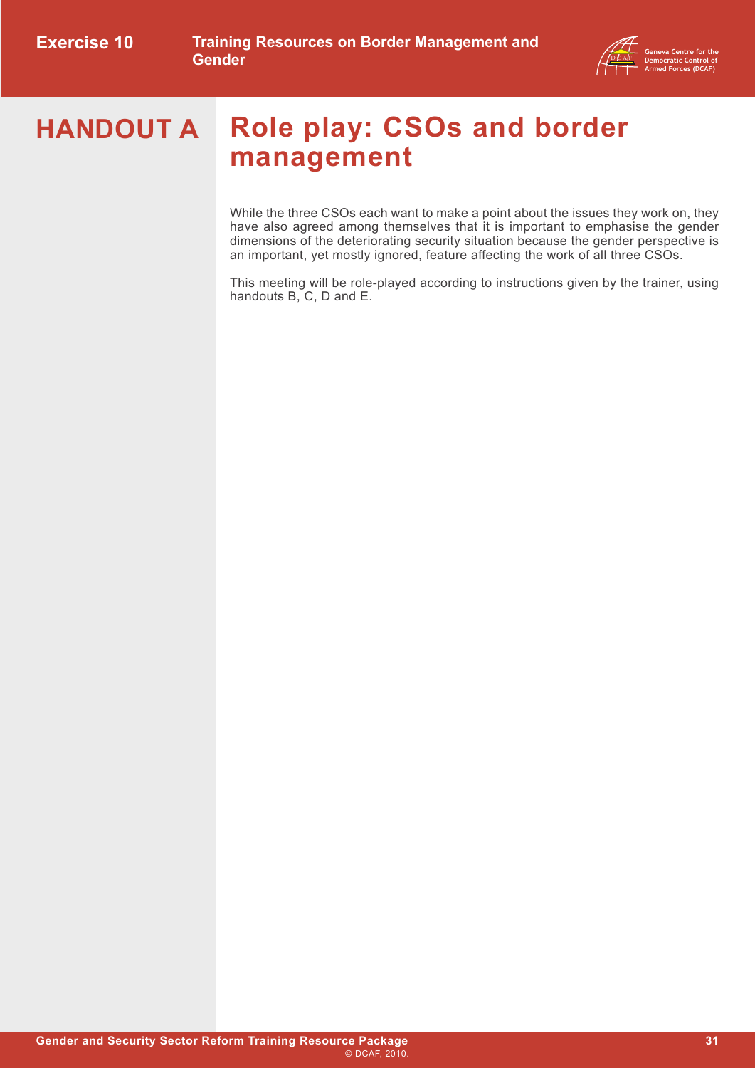# HANDOUT A Role play: CSOs and border management

While the three CSOs each want to make a point about the issues they work on, they have also agreed among themselves that it is important to emphasise the gender dimensions of the deteriorating security situation because the gender perspective is an important, yet mostly ignored, feature affecting the work of all three CSOs.

This meeting will be role-played according to instructions given by the trainer, using handouts B, C, D and E.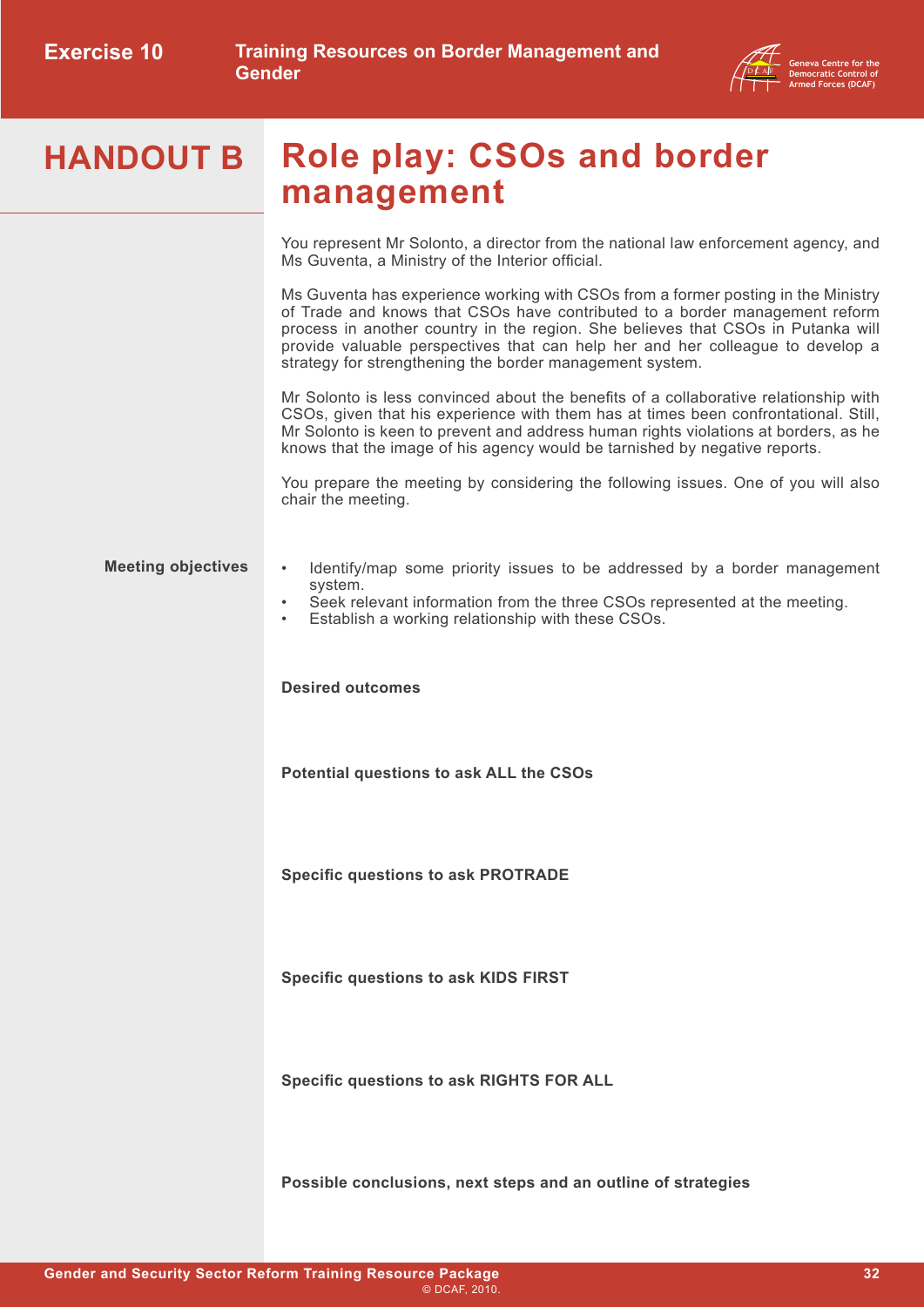# HANDOUT B

## Role play: CSOs and border management

You represent Mr Solonto, a director from the national law enforcement agency, and Ms Guventa, a Ministry of the Interior official.

Ms Guventa has experience working with CSOs from a former posting in the Ministry of Trade and knows that CSOs have contributed to a border management reform process in another country in the region. She believes that CSOs in Putanka will provide valuable perspectives that can help her and her colleague to develop a strategy for strengthening the border management system.

Mr Solonto is less convinced about the benefits of a collaborative relationship with CSOs, given that his experience with them has at times been confrontational. Still, Mr Solonto is keen to prevent and address human rights violations at borders, as he knows that the image of his agency would be tarnished by negative reports.

You prepare the meeting by considering the following issues. One of you will also chair the meeting.

**Meeting objectives**

- Identify/map some priority issues to be addressed by a border management system.
- Seek relevant information from the three CSOs represented at the meeting.
- Establish a working relationship with these CSOs.

**Desired outcomes**

**Potential questions to ask ALL the CSOs**

**Specific questions to ask PROTRADE**

**Specific questions to ask KIDS FIRST**

**Specific questions to ask RIGHTS FOR ALL**

**Possible conclusions, next steps and an outline of strategies**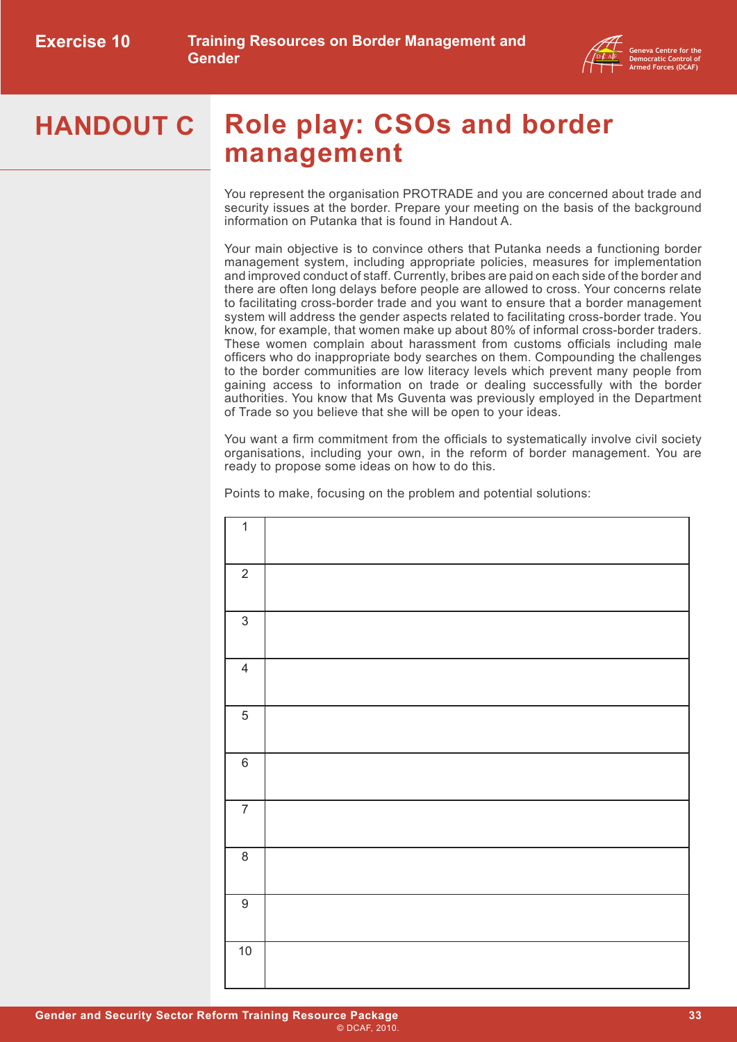# HANDOUT C

## Role play: CSOs and border management

You represent the organisation PROTRADE and you are concerned about trade and security issues at the border. Prepare your meeting on the basis of the background information on Putanka that is found in Handout A.

Your main objective is to convince others that Putanka needs a functioning border management system, including appropriate policies, measures for implementation and improved conduct of staff. Currently, bribes are paid on each side of the border and there are often long delays before people are allowed to cross. Your concerns relate to facilitating cross-border trade and you want to ensure that a border management system will address the gender aspects related to facilitating cross-border trade. You know, for example, that women make up about 80% of informal cross-border traders. These women complain about harassment from customs officials including male officers who do inappropriate body searches on them. Compounding the challenges to the border communities are low literacy levels which prevent many people from gaining access to information on trade or dealing successfully with the border authorities. You know that Ms Guventa was previously employed in the Department of Trade so you believe that she will be open to your ideas.

You want a firm commitment from the officials to systematically involve civil society organisations, including your own, in the reform of border management. You are ready to propose some ideas on how to do this.

Points to make, focusing on the problem and potential solutions:

| | |
|---|---|
| 1 | |
| 2 | |
| 3 | |
| 4 | |
| 5 | |
| 6 | |
| 7 | |
| 8 | |
| 9 | |
| 10 | |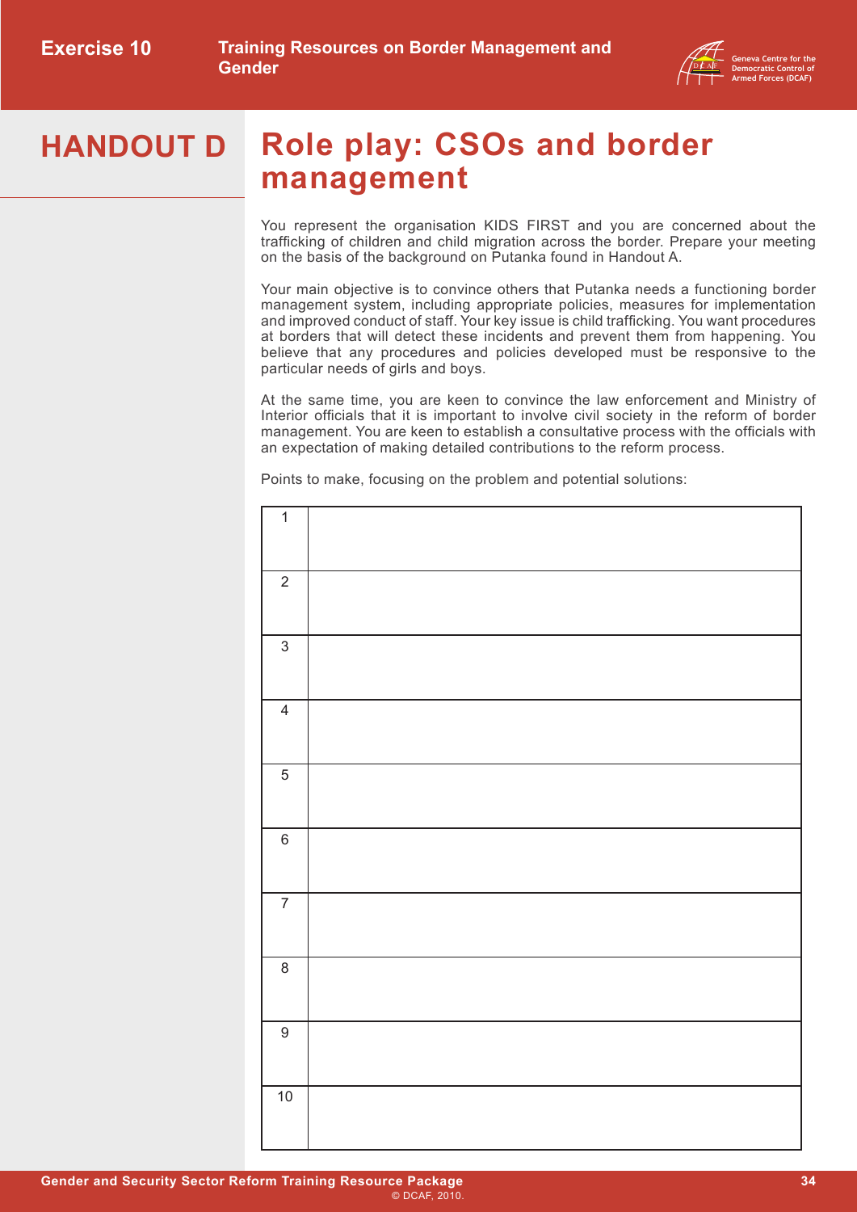# HANDOUT D

## Role play: CSOs and border management

You represent the organisation KIDS FIRST and you are concerned about the trafficking of children and child migration across the border. Prepare your meeting on the basis of the background on Putanka found in Handout A.

Your main objective is to convince others that Putanka needs a functioning border management system, including appropriate policies, measures for implementation and improved conduct of staff. Your key issue is child trafficking. You want procedures at borders that will detect these incidents and prevent them from happening. You believe that any procedures and policies developed must be responsive to the particular needs of girls and boys.

At the same time, you are keen to convince the law enforcement and Ministry of Interior officials that it is important to involve civil society in the reform of border management. You are keen to establish a consultative process with the officials with an expectation of making detailed contributions to the reform process.

Points to make, focusing on the problem and potential solutions:

| | |
|---|---|
| 1 | |
| 2 | |
| 3 | |
| 4 | |
| 5 | |
| 6 | |
| 7 | |
| 8 | |
| 9 | |
| 10 | |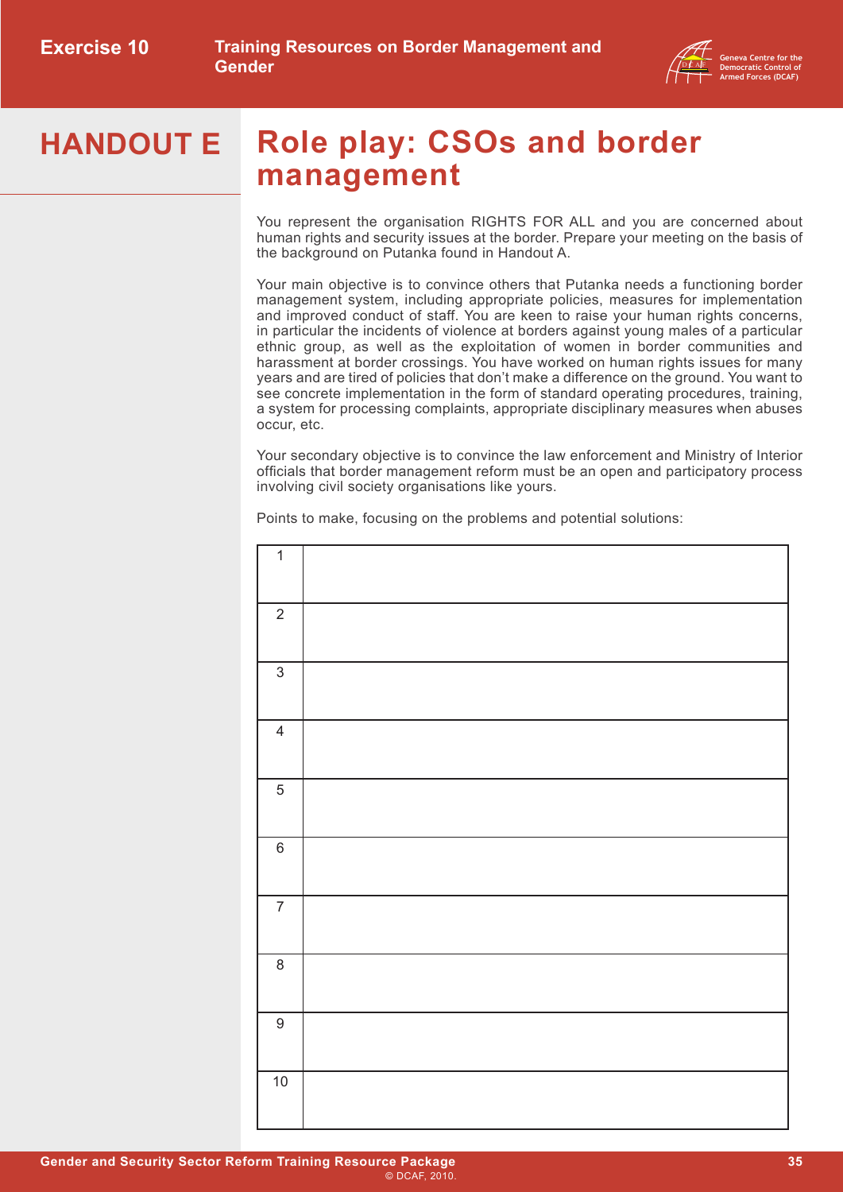# HANDOUT E Role play: CSOs and border management

You represent the organisation RIGHTS FOR ALL and you are concerned about human rights and security issues at the border. Prepare your meeting on the basis of the background on Putanka found in Handout A.

Your main objective is to convince others that Putanka needs a functioning border management system, including appropriate policies, measures for implementation and improved conduct of staff. You are keen to raise your human rights concerns, in particular the incidents of violence at borders against young males of a particular ethnic group, as well as the exploitation of women in border communities and harassment at border crossings. You have worked on human rights issues for many years and are tired of policies that don't make a difference on the ground. You want to see concrete implementation in the form of standard operating procedures, training, a system for processing complaints, appropriate disciplinary measures when abuses occur, etc.

Your secondary objective is to convince the law enforcement and Ministry of Interior officials that border management reform must be an open and participatory process involving civil society organisations like yours.

Points to make, focusing on the problems and potential solutions:

| | |
|---|---|
| 1 | |
| 2 | |
| 3 | |
| 4 | |
| 5 | |
| 6 | |
| 7 | |
| 8 | |
| 9 | |
| 10 | |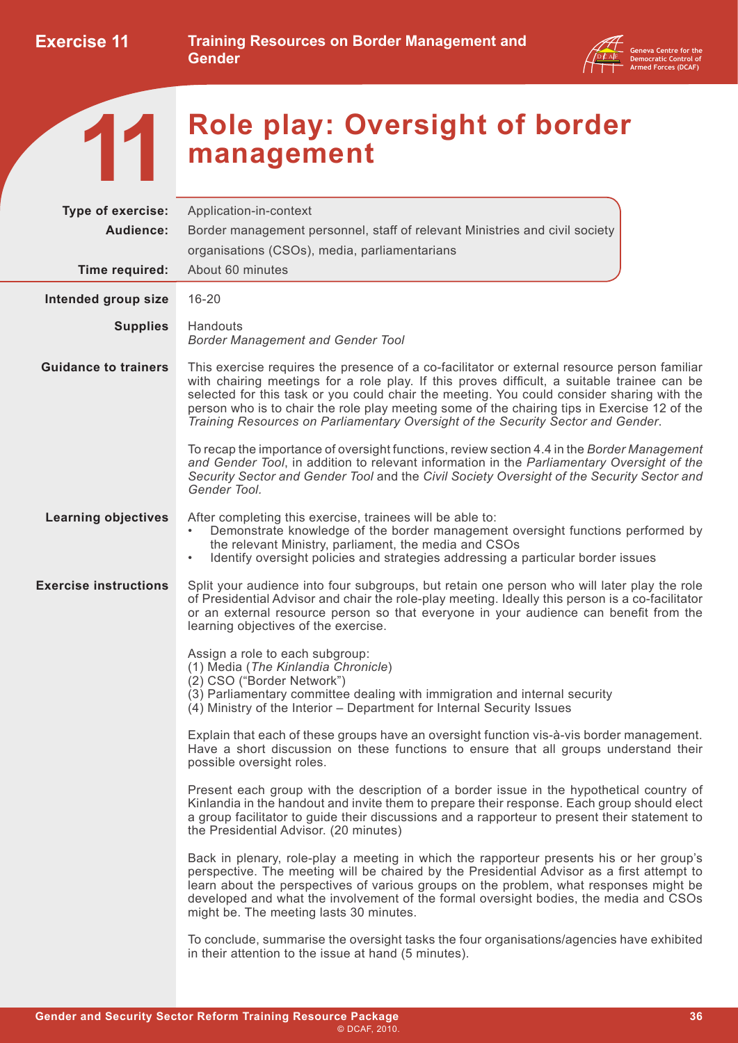# 11 Role play: Oversight of border management

**Type of exercise:** Application-in-context

**Audience:** Border management personnel, staff of relevant Ministries and civil society organisations (CSOs), media, parliamentarians

**Time required:** About 60 minutes

**Intended group size** 16-20

**Supplies** Handouts
*Border Management and Gender Tool*

**Guidance to trainers**

This exercise requires the presence of a co-facilitator or external resource person familiar with chairing meetings for a role play. If this proves difficult, a suitable trainee can be selected for this task or you could chair the meeting. You could consider sharing with the person who is to chair the role play meeting some of the chairing tips in Exercise 12 of the *Training Resources on Parliamentary Oversight of the Security Sector and Gender*.

To recap the importance of oversight functions, review section 4.4 in the *Border Management and Gender Tool*, in addition to relevant information in the *Parliamentary Oversight of the Security Sector and Gender Tool* and the *Civil Society Oversight of the Security Sector and Gender Tool*.

**Learning objectives**

After completing this exercise, trainees will be able to:

- Demonstrate knowledge of the border management oversight functions performed by the relevant Ministry, parliament, the media and CSOs
- Identify oversight policies and strategies addressing a particular border issues

**Exercise instructions**

Split your audience into four subgroups, but retain one person who will later play the role of Presidential Advisor and chair the role-play meeting. Ideally this person is a co-facilitator or an external resource person so that everyone in your audience can benefit from the learning objectives of the exercise.

Assign a role to each subgroup:
(1) Media (*The Kinlandia Chronicle*)
(2) CSO ("Border Network")
(3) Parliamentary committee dealing with immigration and internal security
(4) Ministry of the Interior – Department for Internal Security Issues

Explain that each of these groups have an oversight function vis-à-vis border management. Have a short discussion on these functions to ensure that all groups understand their possible oversight roles.

Present each group with the description of a border issue in the hypothetical country of Kinlandia in the handout and invite them to prepare their response. Each group should elect a group facilitator to guide their discussions and a rapporteur to present their statement to the Presidential Advisor. (20 minutes)

Back in plenary, role-play a meeting in which the rapporteur presents his or her group's perspective. The meeting will be chaired by the Presidential Advisor as a first attempt to learn about the perspectives of various groups on the problem, what responses might be developed and what the involvement of the formal oversight bodies, the media and CSOs might be. The meeting lasts 30 minutes.

To conclude, summarise the oversight tasks the four organisations/agencies have exhibited in their attention to the issue at hand (5 minutes).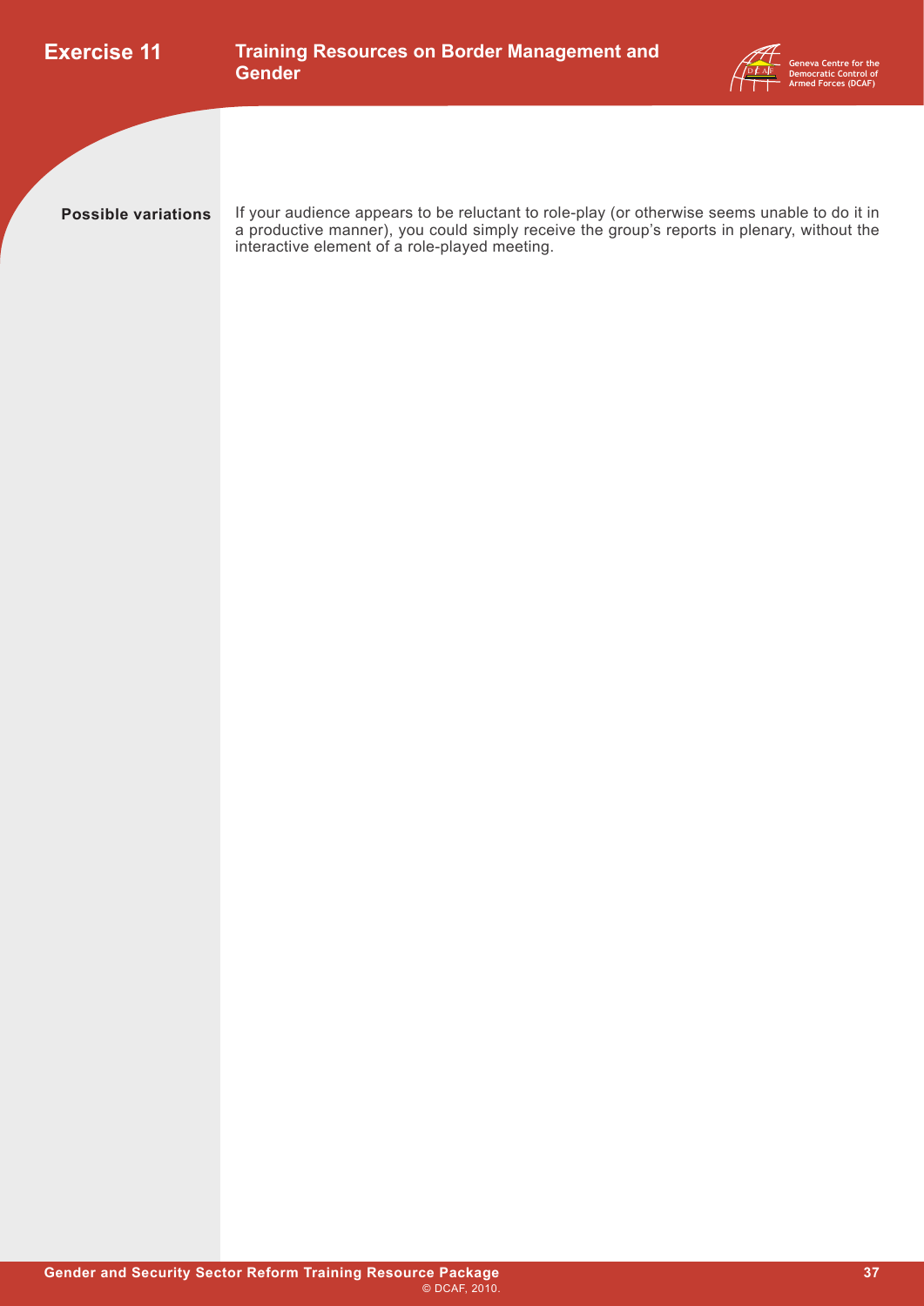**Possible variations**

If your audience appears to be reluctant to role-play (or otherwise seems unable to do it in a productive manner), you could simply receive the group's reports in plenary, without the interactive element of a role-played meeting.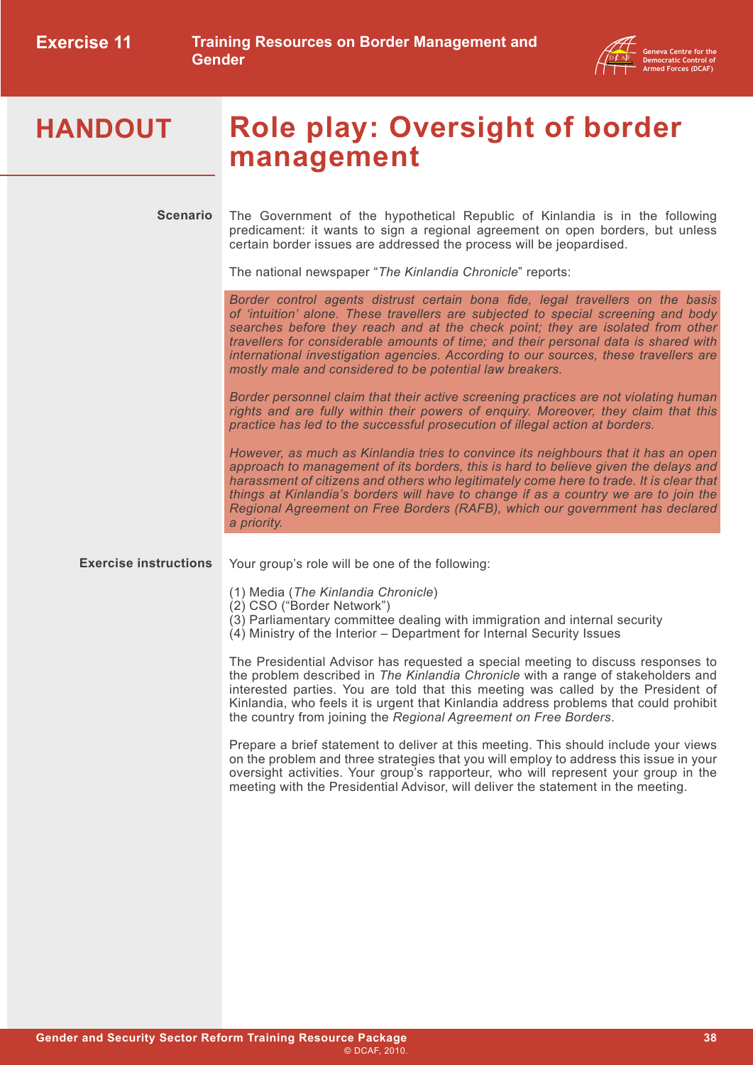# HANDOUT

# Role play: Oversight of border management

**Scenario**

The Government of the hypothetical Republic of Kinlandia is in the following predicament: it wants to sign a regional agreement on open borders, but unless certain border issues are addressed the process will be jeopardised.

The national newspaper "*The Kinlandia Chronicle*" reports:

*Border control agents distrust certain bona fide, legal travellers on the basis of 'intuition' alone. These travellers are subjected to special screening and body searches before they reach and at the check point; they are isolated from other travellers for considerable amounts of time; and their personal data is shared with international investigation agencies. According to our sources, these travellers are mostly male and considered to be potential law breakers.*

*Border personnel claim that their active screening practices are not violating human rights and are fully within their powers of enquiry. Moreover, they claim that this practice has led to the successful prosecution of illegal action at borders.*

*However, as much as Kinlandia tries to convince its neighbours that it has an open approach to management of its borders, this is hard to believe given the delays and harassment of citizens and others who legitimately come here to trade. It is clear that things at Kinlandia's borders will have to change if as a country we are to join the Regional Agreement on Free Borders (RAFB), which our government has declared a priority.*

**Exercise instructions**

Your group's role will be one of the following:

(1) Media (*The Kinlandia Chronicle*)
(2) CSO ("Border Network")
(3) Parliamentary committee dealing with immigration and internal security
(4) Ministry of the Interior – Department for Internal Security Issues

The Presidential Advisor has requested a special meeting to discuss responses to the problem described in *The Kinlandia Chronicle* with a range of stakeholders and interested parties. You are told that this meeting was called by the President of Kinlandia, who feels it is urgent that Kinlandia address problems that could prohibit the country from joining the *Regional Agreement on Free Borders*.

Prepare a brief statement to deliver at this meeting. This should include your views on the problem and three strategies that you will employ to address this issue in your oversight activities. Your group's rapporteur, who will represent your group in the meeting with the Presidential Advisor, will deliver the statement in the meeting.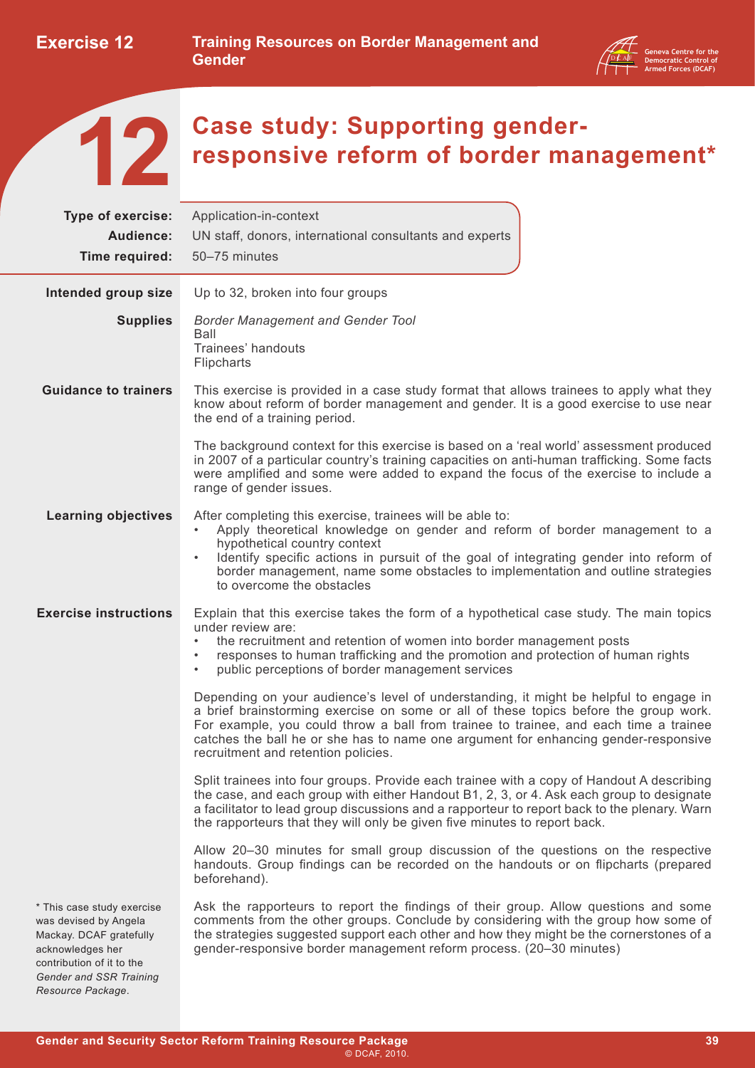# 12 Case study: Supporting gender-responsive reform of border management*

| | |
|---|---|
| **Type of exercise:** | Application-in-context |
| **Audience:** | UN staff, donors, international consultants and experts |
| **Time required:** | 50–75 minutes |

**Intended group size**

Up to 32, broken into four groups

**Supplies**

*Border Management and Gender Tool*
Ball
Trainees' handouts
Flipcharts

**Guidance to trainers**

This exercise is provided in a case study format that allows trainees to apply what they know about reform of border management and gender. It is a good exercise to use near the end of a training period.

The background context for this exercise is based on a 'real world' assessment produced in 2007 of a particular country's training capacities on anti-human trafficking. Some facts were amplified and some were added to expand the focus of the exercise to include a range of gender issues.

**Learning objectives**

After completing this exercise, trainees will be able to:

- Apply theoretical knowledge on gender and reform of border management to a hypothetical country context
- Identify specific actions in pursuit of the goal of integrating gender into reform of border management, name some obstacles to implementation and outline strategies to overcome the obstacles

**Exercise instructions**

Explain that this exercise takes the form of a hypothetical case study. The main topics under review are:

- the recruitment and retention of women into border management posts
- responses to human trafficking and the promotion and protection of human rights
- public perceptions of border management services

Depending on your audience's level of understanding, it might be helpful to engage in a brief brainstorming exercise on some or all of these topics before the group work. For example, you could throw a ball from trainee to trainee, and each time a trainee catches the ball he or she has to name one argument for enhancing gender-responsive recruitment and retention policies.

Split trainees into four groups. Provide each trainee with a copy of Handout A describing the case, and each group with either Handout B1, 2, 3, or 4. Ask each group to designate a facilitator to lead group discussions and a rapporteur to report back to the plenary. Warn the rapporteurs that they will only be given five minutes to report back.

Allow 20–30 minutes for small group discussion of the questions on the respective handouts. Group findings can be recorded on the handouts or on flipcharts (prepared beforehand).

Ask the rapporteurs to report the findings of their group. Allow questions and some comments from the other groups. Conclude by considering with the group how some of the strategies suggested support each other and how they might be the cornerstones of a gender-responsive border management reform process. (20–30 minutes)

\* This case study exercise was devised by Angela Mackay. DCAF gratefully acknowledges her contribution of it to the *Gender and SSR Training Resource Package*.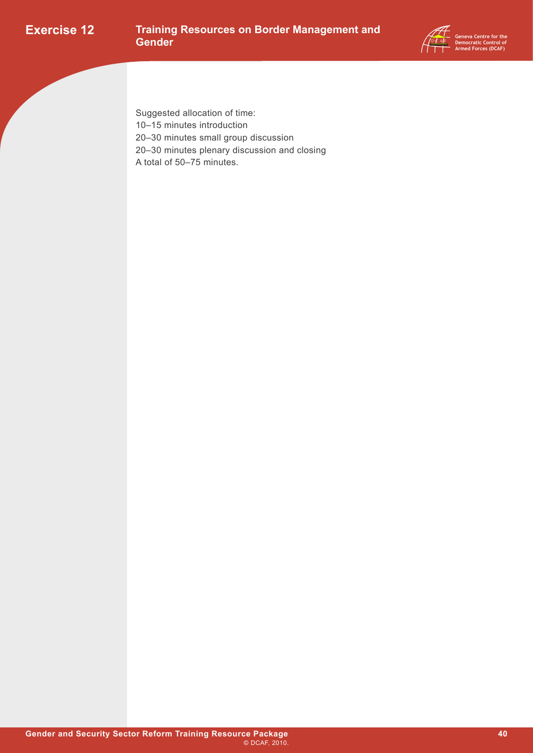Suggested allocation of time:
10–15 minutes introduction
20–30 minutes small group discussion
20–30 minutes plenary discussion and closing
A total of 50–75 minutes.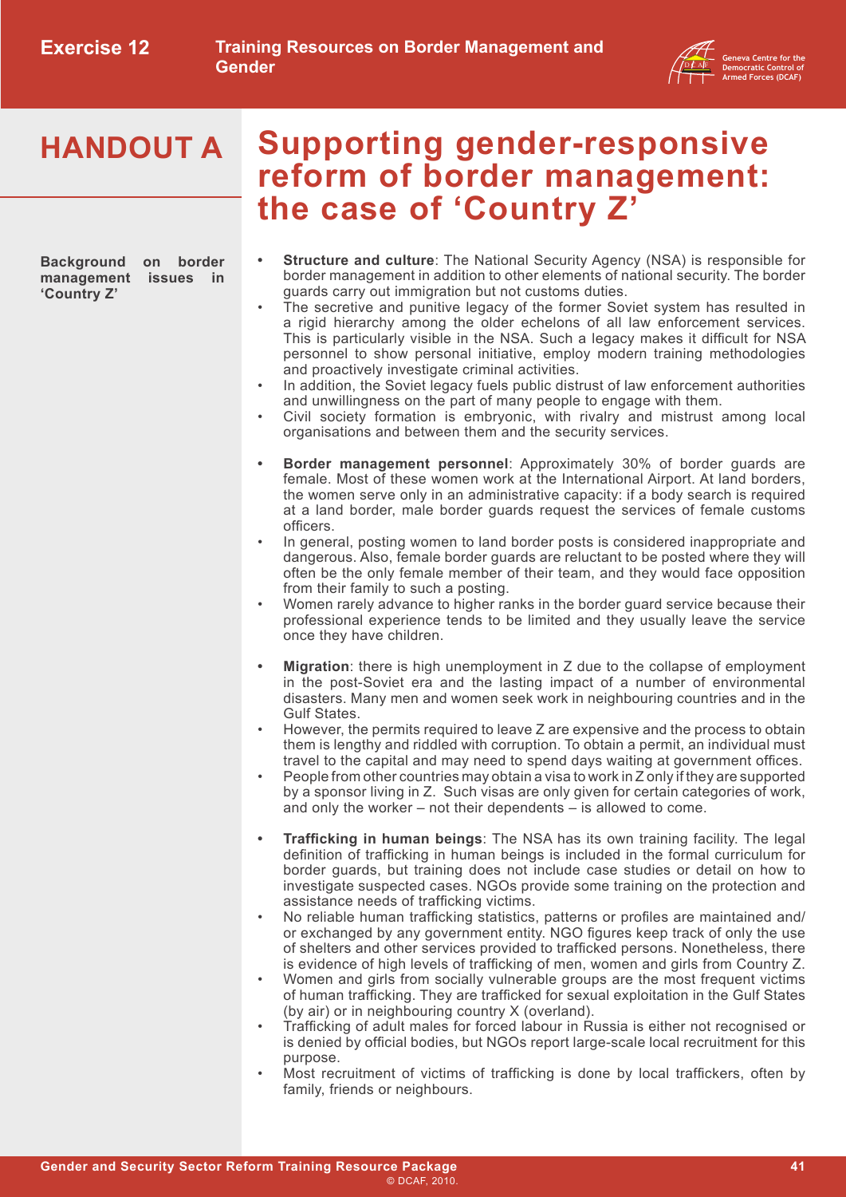# HANDOUT A

# Supporting gender-responsive reform of border management: the case of 'Country Z'

**Background on border management issues in 'Country Z'**

- **Structure and culture**: The National Security Agency (NSA) is responsible for border management in addition to other elements of national security. The border guards carry out immigration but not customs duties.
- The secretive and punitive legacy of the former Soviet system has resulted in a rigid hierarchy among the older echelons of all law enforcement services. This is particularly visible in the NSA. Such a legacy makes it difficult for NSA personnel to show personal initiative, employ modern training methodologies and proactively investigate criminal activities.
- In addition, the Soviet legacy fuels public distrust of law enforcement authorities and unwillingness on the part of many people to engage with them.
- Civil society formation is embryonic, with rivalry and mistrust among local organisations and between them and the security services.

- **Border management personnel**: Approximately 30% of border guards are female. Most of these women work at the International Airport. At land borders, the women serve only in an administrative capacity: if a body search is required at a land border, male border guards request the services of female customs officers.
- In general, posting women to land border posts is considered inappropriate and dangerous. Also, female border guards are reluctant to be posted where they will often be the only female member of their team, and they would face opposition from their family to such a posting.
- Women rarely advance to higher ranks in the border guard service because their professional experience tends to be limited and they usually leave the service once they have children.

- **Migration**: there is high unemployment in Z due to the collapse of employment in the post-Soviet era and the lasting impact of a number of environmental disasters. Many men and women seek work in neighbouring countries and in the Gulf States.
- However, the permits required to leave Z are expensive and the process to obtain them is lengthy and riddled with corruption. To obtain a permit, an individual must travel to the capital and may need to spend days waiting at government offices.
- People from other countries may obtain a visa to work in Z only if they are supported by a sponsor living in Z. Such visas are only given for certain categories of work, and only the worker – not their dependents – is allowed to come.

- **Trafficking in human beings**: The NSA has its own training facility. The legal definition of trafficking in human beings is included in the formal curriculum for border guards, but training does not include case studies or detail on how to investigate suspected cases. NGOs provide some training on the protection and assistance needs of trafficking victims.
- No reliable human trafficking statistics, patterns or profiles are maintained and/or exchanged by any government entity. NGO figures keep track of only the use of shelters and other services provided to trafficked persons. Nonetheless, there is evidence of high levels of trafficking of men, women and girls from Country Z.
- Women and girls from socially vulnerable groups are the most frequent victims of human trafficking. They are trafficked for sexual exploitation in the Gulf States (by air) or in neighbouring country X (overland).
- Trafficking of adult males for forced labour in Russia is either not recognised or is denied by official bodies, but NGOs report large-scale local recruitment for this purpose.
- Most recruitment of victims of trafficking is done by local traffickers, often by family, friends or neighbours.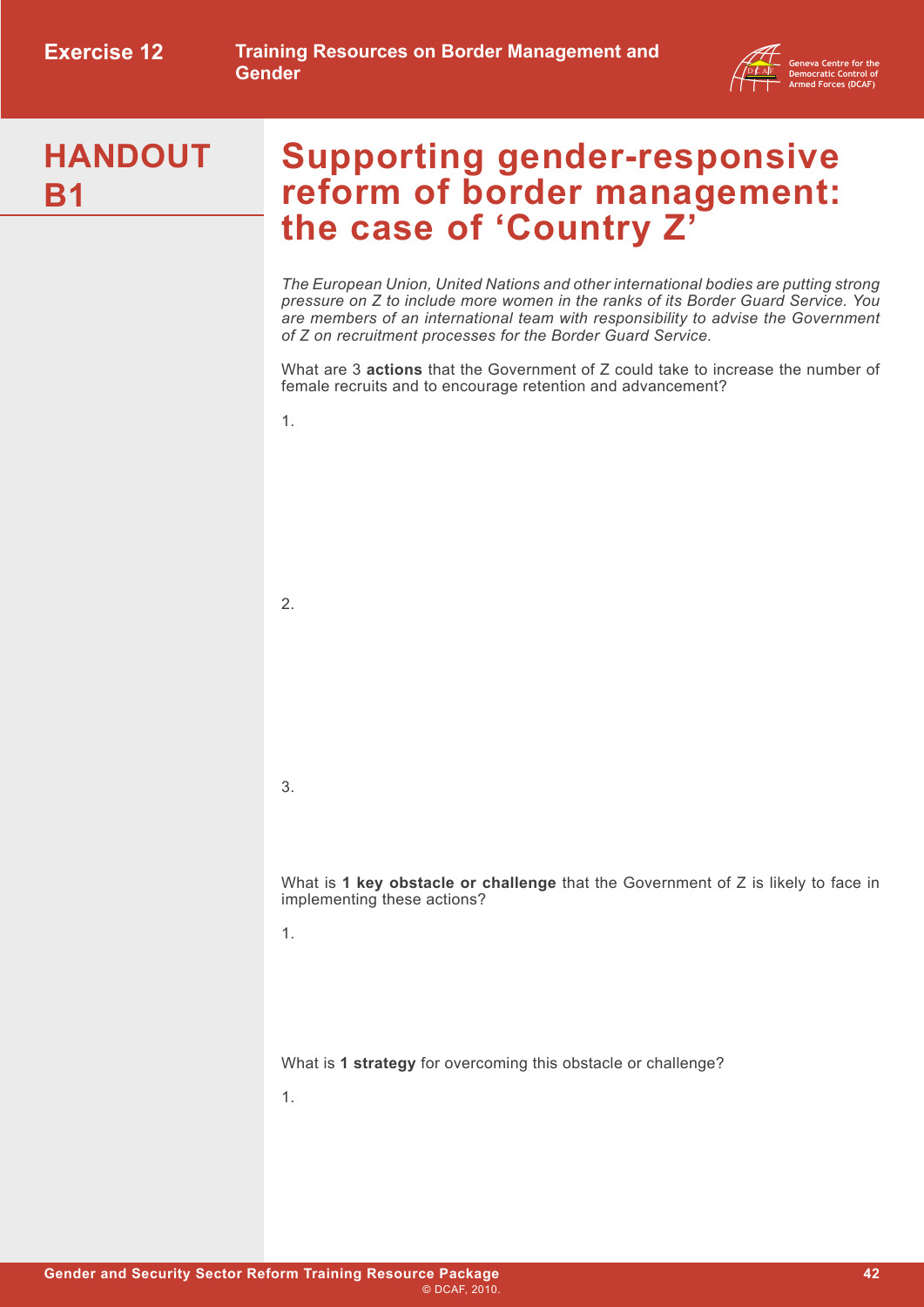# HANDOUT B1

# Supporting gender-responsive reform of border management: the case of 'Country Z'

*The European Union, United Nations and other international bodies are putting strong pressure on Z to include more women in the ranks of its Border Guard Service. You are members of an international team with responsibility to advise the Government of Z on recruitment processes for the Border Guard Service.*

What are 3 **actions** that the Government of Z could take to increase the number of female recruits and to encourage retention and advancement?

1.

2.

3.

What is **1 key obstacle or challenge** that the Government of Z is likely to face in implementing these actions?

1.

What is **1 strategy** for overcoming this obstacle or challenge?

1.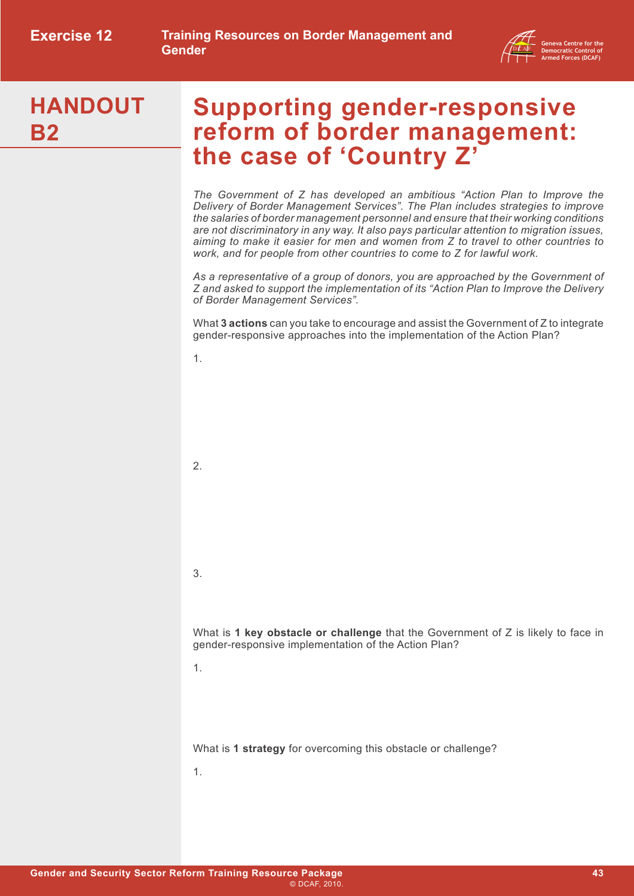# HANDOUT B2

# Supporting gender-responsive reform of border management: the case of 'Country Z'

*The Government of Z has developed an ambitious "Action Plan to Improve the Delivery of Border Management Services". The Plan includes strategies to improve the salaries of border management personnel and ensure that their working conditions are not discriminatory in any way. It also pays particular attention to migration issues, aiming to make it easier for men and women from Z to travel to other countries to work, and for people from other countries to come to Z for lawful work.*

*As a representative of a group of donors, you are approached by the Government of Z and asked to support the implementation of its "Action Plan to Improve the Delivery of Border Management Services".*

What **3 actions** can you take to encourage and assist the Government of Z to integrate gender-responsive approaches into the implementation of the Action Plan?

1.

2.

3.

What is **1 key obstacle or challenge** that the Government of Z is likely to face in gender-responsive implementation of the Action Plan?

1.

What is **1 strategy** for overcoming this obstacle or challenge?

1.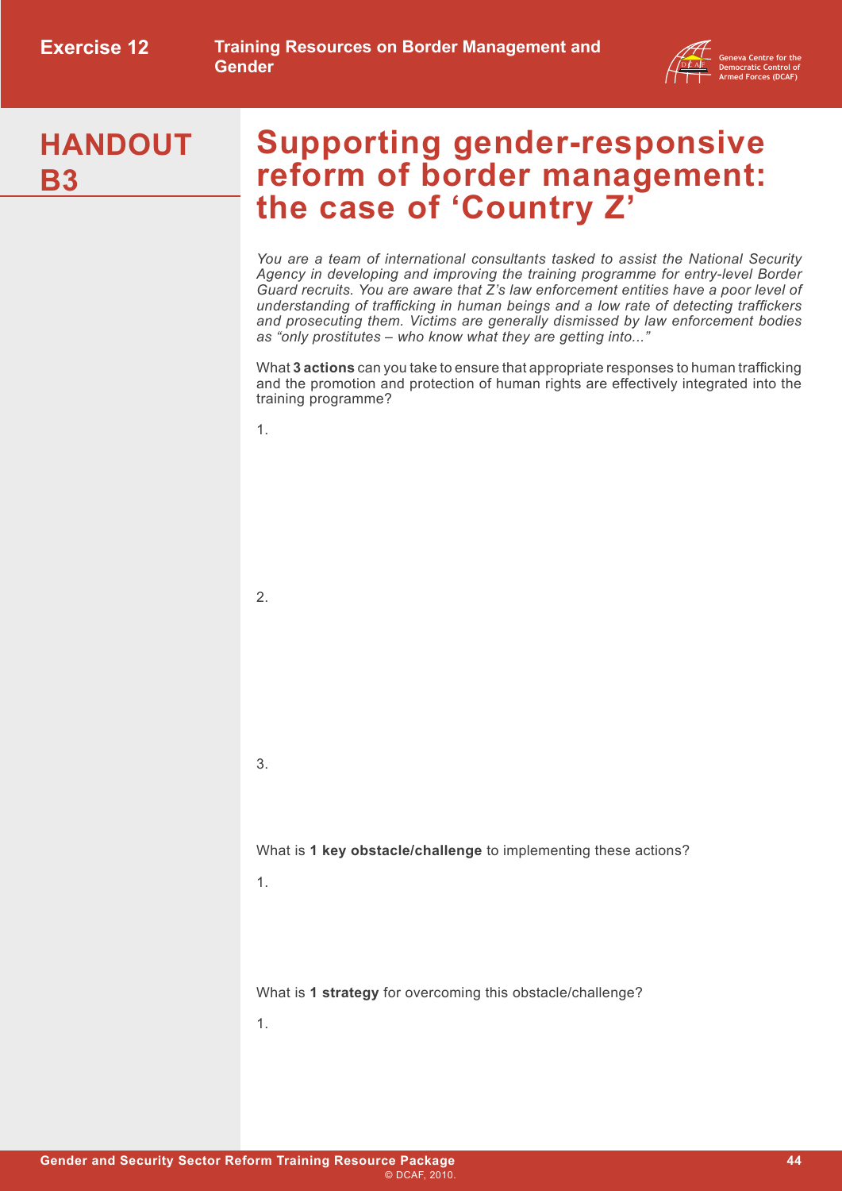# HANDOUT B3

# Supporting gender-responsive reform of border management: the case of 'Country Z'

*You are a team of international consultants tasked to assist the National Security Agency in developing and improving the training programme for entry-level Border Guard recruits. You are aware that Z's law enforcement entities have a poor level of understanding of trafficking in human beings and a low rate of detecting traffickers and prosecuting them. Victims are generally dismissed by law enforcement bodies as "only prostitutes – who know what they are getting into..."*

What **3 actions** can you take to ensure that appropriate responses to human trafficking and the promotion and protection of human rights are effectively integrated into the training programme?

1.

2.

3.

What is **1 key obstacle/challenge** to implementing these actions?

1.

What is **1 strategy** for overcoming this obstacle/challenge?

1.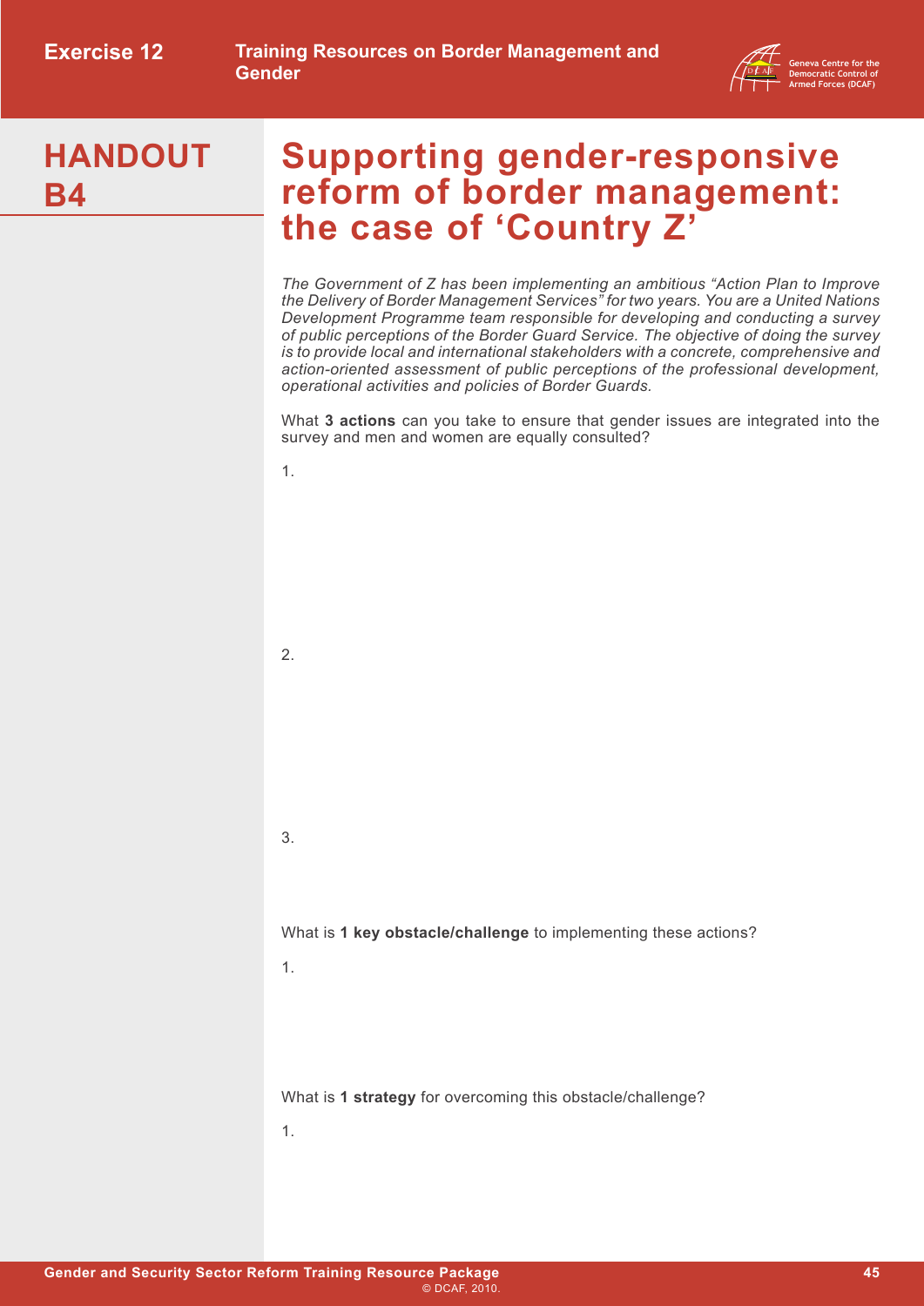# HANDOUT B4

# Supporting gender-responsive reform of border management: the case of 'Country Z'

*The Government of Z has been implementing an ambitious "Action Plan to Improve the Delivery of Border Management Services" for two years. You are a United Nations Development Programme team responsible for developing and conducting a survey of public perceptions of the Border Guard Service. The objective of doing the survey is to provide local and international stakeholders with a concrete, comprehensive and action-oriented assessment of public perceptions of the professional development, operational activities and policies of Border Guards.*

What **3 actions** can you take to ensure that gender issues are integrated into the survey and men and women are equally consulted?

1.

2.

3.

What is **1 key obstacle/challenge** to implementing these actions?

1.

What is **1 strategy** for overcoming this obstacle/challenge?

1.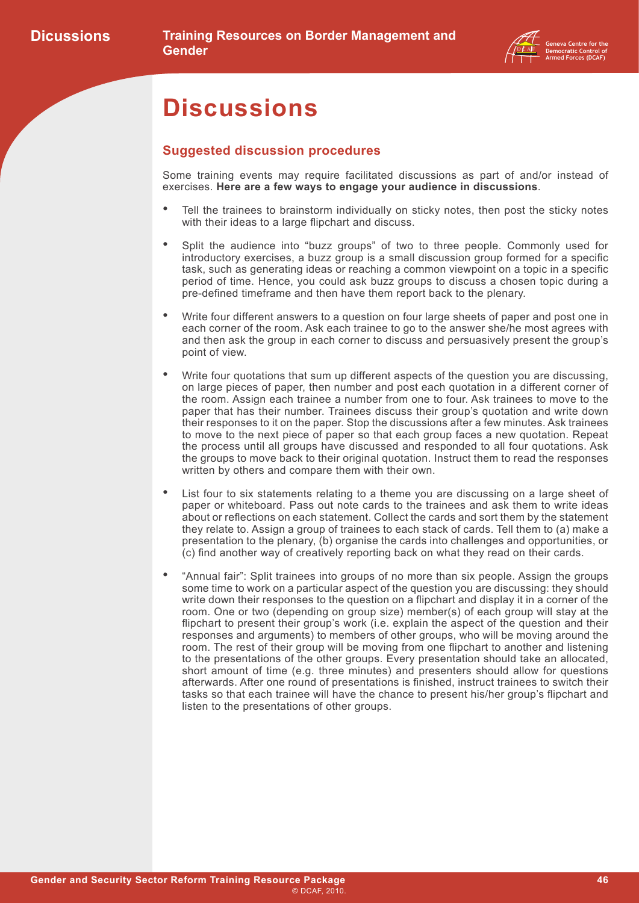# Discussions

## Suggested discussion procedures

Some training events may require facilitated discussions as part of and/or instead of exercises. **Here are a few ways to engage your audience in discussions**.

- Tell the trainees to brainstorm individually on sticky notes, then post the sticky notes with their ideas to a large flipchart and discuss.
- Split the audience into "buzz groups" of two to three people. Commonly used for introductory exercises, a buzz group is a small discussion group formed for a specific task, such as generating ideas or reaching a common viewpoint on a topic in a specific period of time. Hence, you could ask buzz groups to discuss a chosen topic during a pre-defined timeframe and then have them report back to the plenary.
- Write four different answers to a question on four large sheets of paper and post one in each corner of the room. Ask each trainee to go to the answer she/he most agrees with and then ask the group in each corner to discuss and persuasively present the group's point of view.
- Write four quotations that sum up different aspects of the question you are discussing, on large pieces of paper, then number and post each quotation in a different corner of the room. Assign each trainee a number from one to four. Ask trainees to move to the paper that has their number. Trainees discuss their group's quotation and write down their responses to it on the paper. Stop the discussions after a few minutes. Ask trainees to move to the next piece of paper so that each group faces a new quotation. Repeat the process until all groups have discussed and responded to all four quotations. Ask the groups to move back to their original quotation. Instruct them to read the responses written by others and compare them with their own.
- List four to six statements relating to a theme you are discussing on a large sheet of paper or whiteboard. Pass out note cards to the trainees and ask them to write ideas about or reflections on each statement. Collect the cards and sort them by the statement they relate to. Assign a group of trainees to each stack of cards. Tell them to (a) make a presentation to the plenary, (b) organise the cards into challenges and opportunities, or (c) find another way of creatively reporting back on what they read on their cards.
- "Annual fair": Split trainees into groups of no more than six people. Assign the groups some time to work on a particular aspect of the question you are discussing: they should write down their responses to the question on a flipchart and display it in a corner of the room. One or two (depending on group size) member(s) of each group will stay at the flipchart to present their group's work (i.e. explain the aspect of the question and their responses and arguments) to members of other groups, who will be moving around the room. The rest of their group will be moving from one flipchart to another and listening to the presentations of the other groups. Every presentation should take an allocated, short amount of time (e.g. three minutes) and presenters should allow for questions afterwards. After one round of presentations is finished, instruct trainees to switch their tasks so that each trainee will have the chance to present his/her group's flipchart and listen to the presentations of other groups.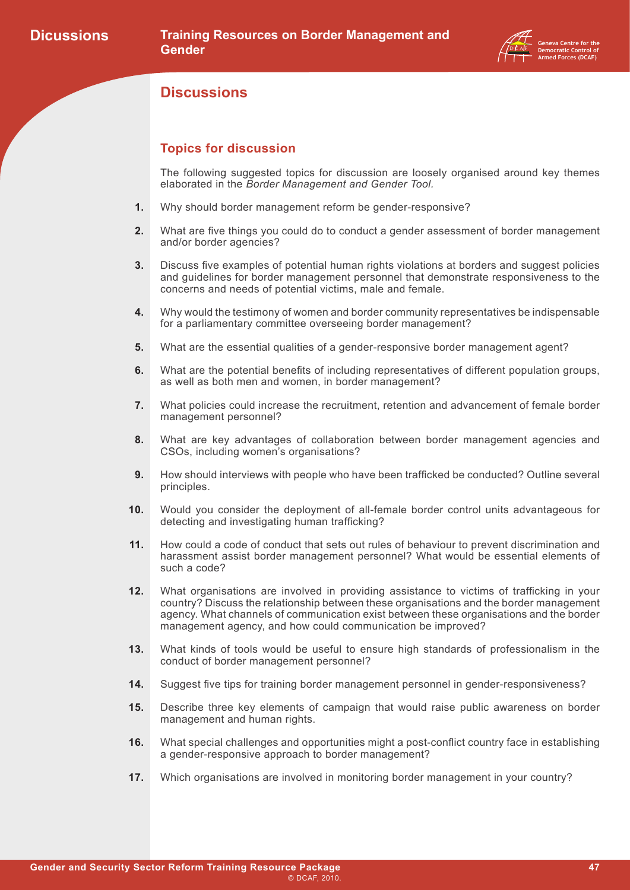# Discussions

## Topics for discussion

The following suggested topics for discussion are loosely organised around key themes elaborated in the *Border Management and Gender Tool*.

1. Why should border management reform be gender-responsive?
2. What are five things you could do to conduct a gender assessment of border management and/or border agencies?
3. Discuss five examples of potential human rights violations at borders and suggest policies and guidelines for border management personnel that demonstrate responsiveness to the concerns and needs of potential victims, male and female.
4. Why would the testimony of women and border community representatives be indispensable for a parliamentary committee overseeing border management?
5. What are the essential qualities of a gender-responsive border management agent?
6. What are the potential benefits of including representatives of different population groups, as well as both men and women, in border management?
7. What policies could increase the recruitment, retention and advancement of female border management personnel?
8. What are key advantages of collaboration between border management agencies and CSOs, including women's organisations?
9. How should interviews with people who have been trafficked be conducted? Outline several principles.
10. Would you consider the deployment of all-female border control units advantageous for detecting and investigating human trafficking?
11. How could a code of conduct that sets out rules of behaviour to prevent discrimination and harassment assist border management personnel? What would be essential elements of such a code?
12. What organisations are involved in providing assistance to victims of trafficking in your country? Discuss the relationship between these organisations and the border management agency. What channels of communication exist between these organisations and the border management agency, and how could communication be improved?
13. What kinds of tools would be useful to ensure high standards of professionalism in the conduct of border management personnel?
14. Suggest five tips for training border management personnel in gender-responsiveness?
15. Describe three key elements of campaign that would raise public awareness on border management and human rights.
16. What special challenges and opportunities might a post-conflict country face in establishing a gender-responsive approach to border management?
17. Which organisations are involved in monitoring border management in your country?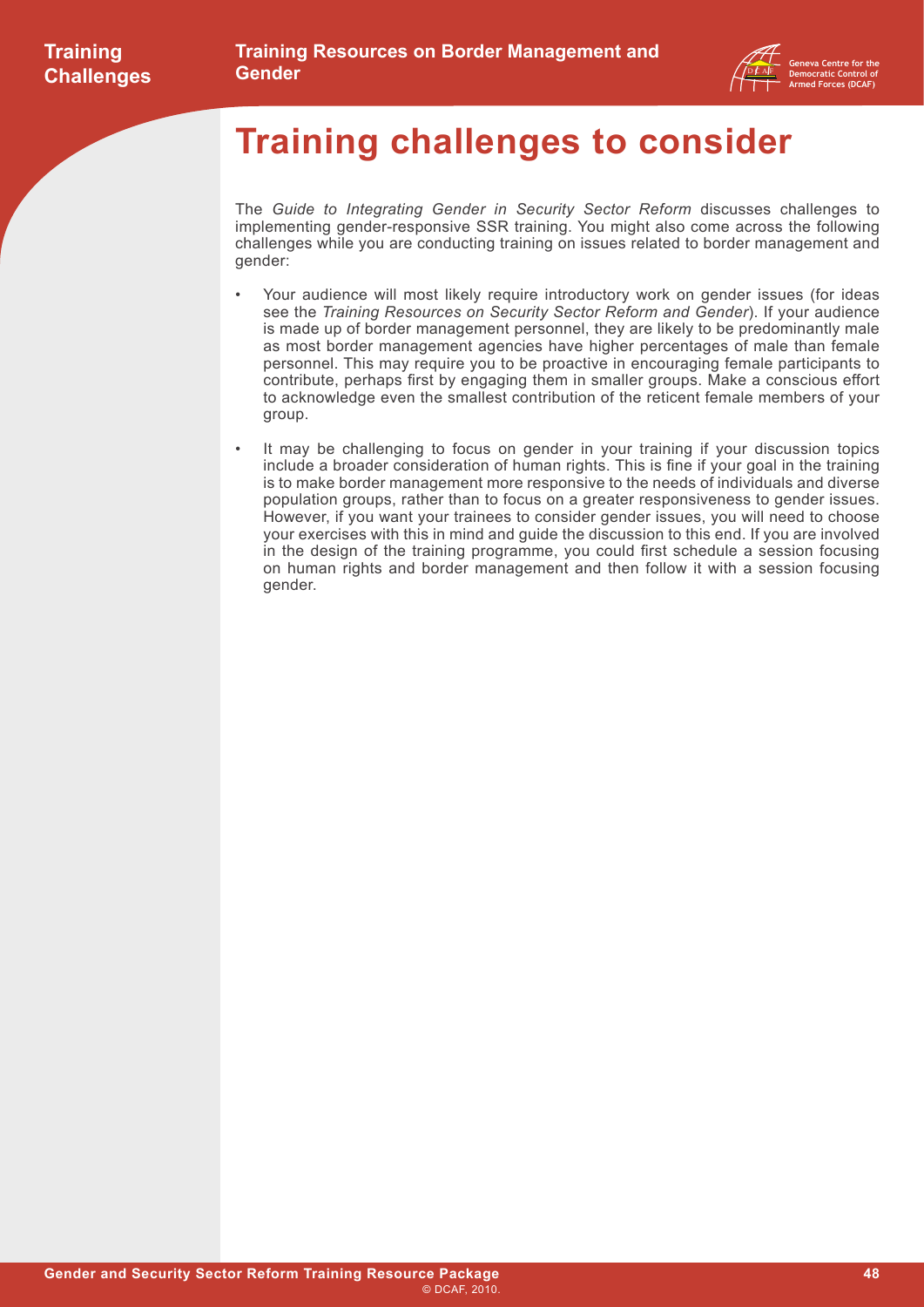# Training challenges to consider

The *Guide to Integrating Gender in Security Sector Reform* discusses challenges to implementing gender-responsive SSR training. You might also come across the following challenges while you are conducting training on issues related to border management and gender:

- Your audience will most likely require introductory work on gender issues (for ideas see the *Training Resources on Security Sector Reform and Gender*). If your audience is made up of border management personnel, they are likely to be predominantly male as most border management agencies have higher percentages of male than female personnel. This may require you to be proactive in encouraging female participants to contribute, perhaps first by engaging them in smaller groups. Make a conscious effort to acknowledge even the smallest contribution of the reticent female members of your group.
- It may be challenging to focus on gender in your training if your discussion topics include a broader consideration of human rights. This is fine if your goal in the training is to make border management more responsive to the needs of individuals and diverse population groups, rather than to focus on a greater responsiveness to gender issues. However, if you want your trainees to consider gender issues, you will need to choose your exercises with this in mind and guide the discussion to this end. If you are involved in the design of the training programme, you could first schedule a session focusing on human rights and border management and then follow it with a session focusing gender.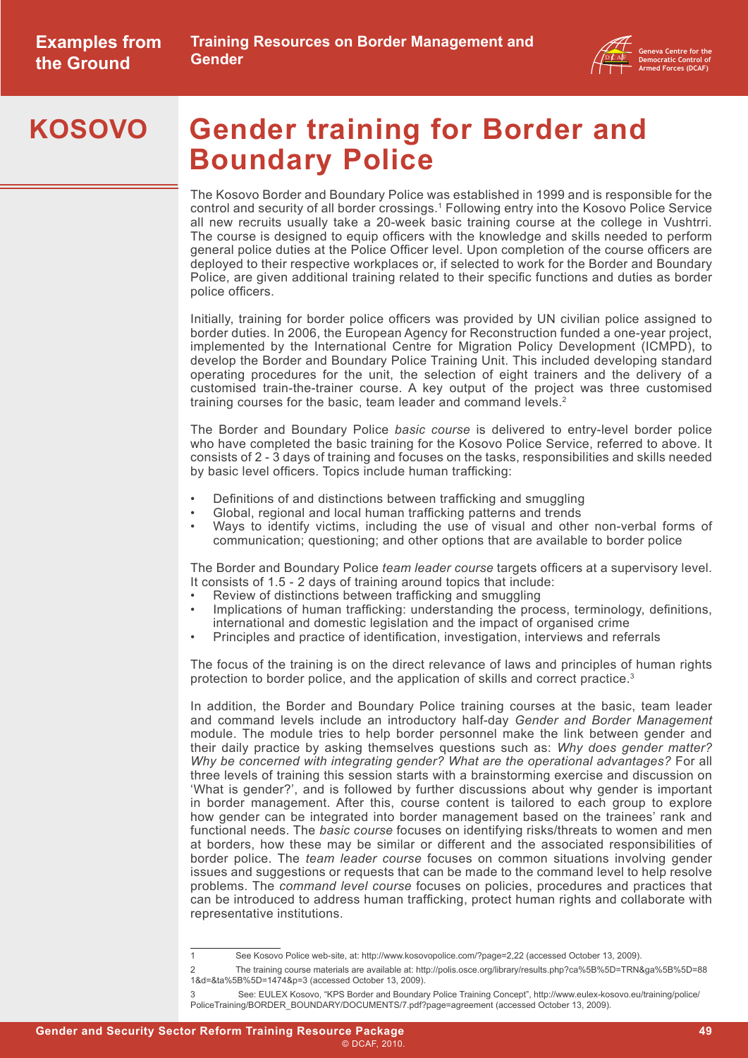# KOSOVO

# Gender training for Border and Boundary Police

The Kosovo Border and Boundary Police was established in 1999 and is responsible for the control and security of all border crossings.[1] Following entry into the Kosovo Police Service all new recruits usually take a 20-week basic training course at the college in Vushtrri. The course is designed to equip officers with the knowledge and skills needed to perform general police duties at the Police Officer level. Upon completion of the course officers are deployed to their respective workplaces or, if selected to work for the Border and Boundary Police, are given additional training related to their specific functions and duties as border police officers.

Initially, training for border police officers was provided by UN civilian police assigned to border duties. In 2006, the European Agency for Reconstruction funded a one-year project, implemented by the International Centre for Migration Policy Development (ICMPD), to develop the Border and Boundary Police Training Unit. This included developing standard operating procedures for the unit, the selection of eight trainers and the delivery of a customised train-the-trainer course. A key output of the project was three customised training courses for the basic, team leader and command levels.[2]

The Border and Boundary Police *basic course* is delivered to entry-level border police who have completed the basic training for the Kosovo Police Service, referred to above. It consists of 2 - 3 days of training and focuses on the tasks, responsibilities and skills needed by basic level officers. Topics include human trafficking:

- Definitions of and distinctions between trafficking and smuggling
- Global, regional and local human trafficking patterns and trends
- Ways to identify victims, including the use of visual and other non-verbal forms of communication; questioning; and other options that are available to border police

The Border and Boundary Police *team leader course* targets officers at a supervisory level. It consists of 1.5 - 2 days of training around topics that include:

- Review of distinctions between trafficking and smuggling
- Implications of human trafficking: understanding the process, terminology, definitions, international and domestic legislation and the impact of organised crime
- Principles and practice of identification, investigation, interviews and referrals

The focus of the training is on the direct relevance of laws and principles of human rights protection to border police, and the application of skills and correct practice.[3]

In addition, the Border and Boundary Police training courses at the basic, team leader and command levels include an introductory half-day *Gender and Border Management* module. The module tries to help border personnel make the link between gender and their daily practice by asking themselves questions such as: *Why does gender matter? Why be concerned with integrating gender? What are the operational advantages?* For all three levels of training this session starts with a brainstorming exercise and discussion on 'What is gender?', and is followed by further discussions about why gender is important in border management. After this, course content is tailored to each group to explore how gender can be integrated into border management based on the trainees' rank and functional needs. The *basic course* focuses on identifying risks/threats to women and men at borders, how these may be similar or different and the associated responsibilities of border police. The *team leader course* focuses on common situations involving gender issues and suggestions or requests that can be made to the command level to help resolve problems. The *command level course* focuses on policies, procedures and practices that can be introduced to address human trafficking, protect human rights and collaborate with representative institutions.

---

1 See Kosovo Police web-site, at: http://www.kosovopolice.com/?page=2,22 (accessed October 13, 2009).

2 The training course materials are available at: http://polis.osce.org/library/results.php?ca%5B%5D=TRN&ga%5B%5D=881&d=&ta%5B%5D=1474&p=3 (accessed October 13, 2009).

3 See: EULEX Kosovo, "KPS Border and Boundary Police Training Concept", http://www.eulex-kosovo.eu/training/police/PoliceTraining/BORDER_BOUNDARY/DOCUMENTS/7.pdf?page=agreement (accessed October 13, 2009).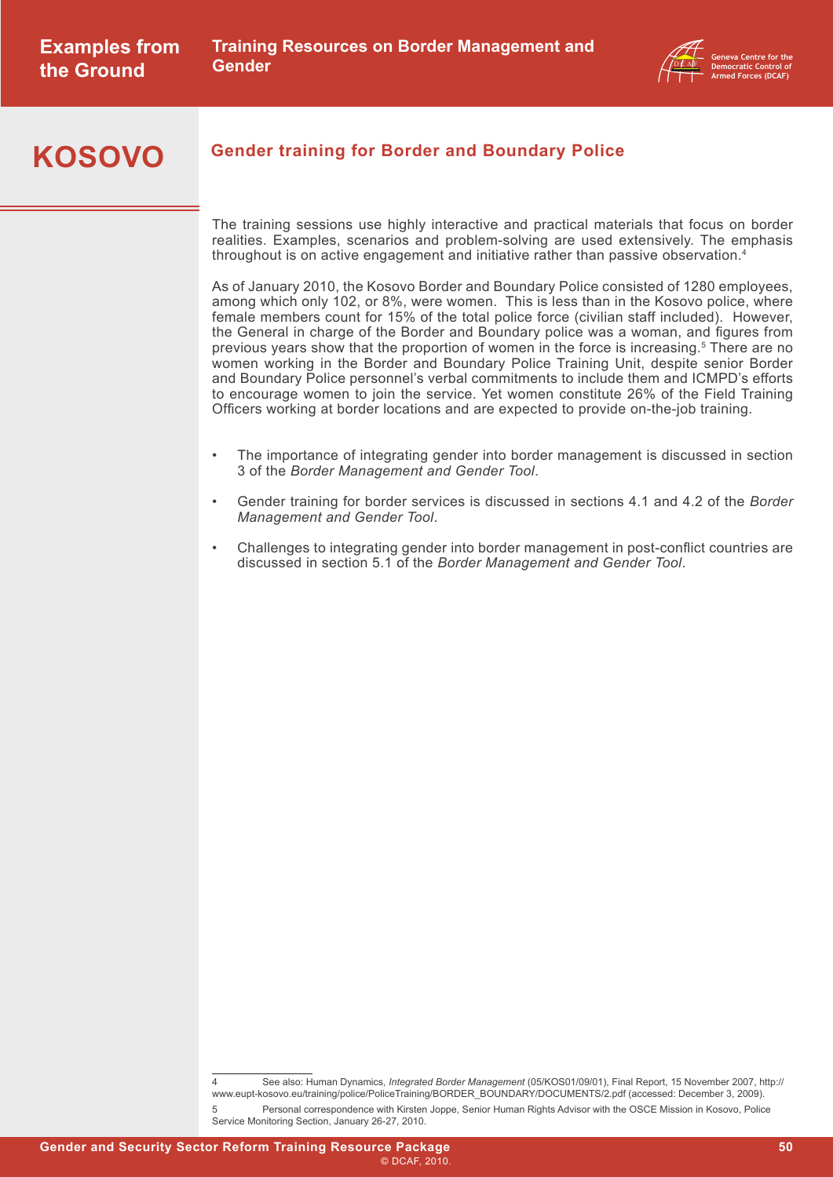# KOSOVO

## Gender training for Border and Boundary Police

The training sessions use highly interactive and practical materials that focus on border realities. Examples, scenarios and problem-solving are used extensively. The emphasis throughout is on active engagement and initiative rather than passive observation.[4]

As of January 2010, the Kosovo Border and Boundary Police consisted of 1280 employees, among which only 102, or 8%, were women. This is less than in the Kosovo police, where female members count for 15% of the total police force (civilian staff included). However, the General in charge of the Border and Boundary police was a woman, and figures from previous years show that the proportion of women in the force is increasing.[5] There are no women working in the Border and Boundary Police Training Unit, despite senior Border and Boundary Police personnel's verbal commitments to include them and ICMPD's efforts to encourage women to join the service. Yet women constitute 26% of the Field Training Officers working at border locations and are expected to provide on-the-job training.

- The importance of integrating gender into border management is discussed in section 3 of the *Border Management and Gender Tool*.
- Gender training for border services is discussed in sections 4.1 and 4.2 of the *Border Management and Gender Tool*.
- Challenges to integrating gender into border management in post-conflict countries are discussed in section 5.1 of the *Border Management and Gender Tool*.

---

4 See also: Human Dynamics, *Integrated Border Management* (05/KOS01/09/01), Final Report, 15 November 2007, http://www.eupt-kosovo.eu/training/police/PoliceTraining/BORDER_BOUNDARY/DOCUMENTS/2.pdf (accessed: December 3, 2009).

5 Personal correspondence with Kirsten Joppe, Senior Human Rights Advisor with the OSCE Mission in Kosovo, Police Service Monitoring Section, January 26-27, 2010.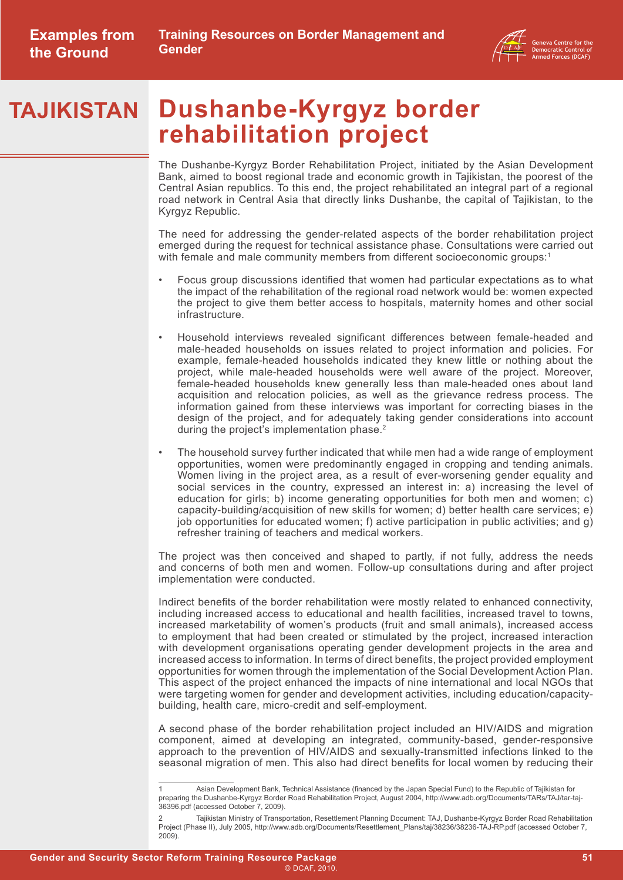# TAJIKISTAN

## Dushanbe-Kyrgyz border rehabilitation project

The Dushanbe-Kyrgyz Border Rehabilitation Project, initiated by the Asian Development Bank, aimed to boost regional trade and economic growth in Tajikistan, the poorest of the Central Asian republics. To this end, the project rehabilitated an integral part of a regional road network in Central Asia that directly links Dushanbe, the capital of Tajikistan, to the Kyrgyz Republic.

The need for addressing the gender-related aspects of the border rehabilitation project emerged during the request for technical assistance phase. Consultations were carried out with female and male community members from different socioeconomic groups:[1]

- Focus group discussions identified that women had particular expectations as to what the impact of the rehabilitation of the regional road network would be: women expected the project to give them better access to hospitals, maternity homes and other social infrastructure.
- Household interviews revealed significant differences between female-headed and male-headed households on issues related to project information and policies. For example, female-headed households indicated they knew little or nothing about the project, while male-headed households were well aware of the project. Moreover, female-headed households knew generally less than male-headed ones about land acquisition and relocation policies, as well as the grievance redress process. The information gained from these interviews was important for correcting biases in the design of the project, and for adequately taking gender considerations into account during the project's implementation phase.[2]
- The household survey further indicated that while men had a wide range of employment opportunities, women were predominantly engaged in cropping and tending animals. Women living in the project area, as a result of ever-worsening gender equality and social services in the country, expressed an interest in: a) increasing the level of education for girls; b) income generating opportunities for both men and women; c) capacity-building/acquisition of new skills for women; d) better health care services; e) job opportunities for educated women; f) active participation in public activities; and g) refresher training of teachers and medical workers.

The project was then conceived and shaped to partly, if not fully, address the needs and concerns of both men and women. Follow-up consultations during and after project implementation were conducted.

Indirect benefits of the border rehabilitation were mostly related to enhanced connectivity, including increased access to educational and health facilities, increased travel to towns, increased marketability of women's products (fruit and small animals), increased access to employment that had been created or stimulated by the project, increased interaction with development organisations operating gender development projects in the area and increased access to information. In terms of direct benefits, the project provided employment opportunities for women through the implementation of the Social Development Action Plan. This aspect of the project enhanced the impacts of nine international and local NGOs that were targeting women for gender and development activities, including education/capacity-building, health care, micro-credit and self-employment.

A second phase of the border rehabilitation project included an HIV/AIDS and migration component, aimed at developing an integrated, community-based, gender-responsive approach to the prevention of HIV/AIDS and sexually-transmitted infections linked to the seasonal migration of men. This also had direct benefits for local women by reducing their

---

1 Asian Development Bank, Technical Assistance (financed by the Japan Special Fund) to the Republic of Tajikistan for preparing the Dushanbe-Kyrgyz Border Road Rehabilitation Project, August 2004, http://www.adb.org/Documents/TARs/TAJ/tar-taj-36396.pdf (accessed October 7, 2009).

2 Tajikistan Ministry of Transportation, Resettlement Planning Document: TAJ, Dushanbe-Kyrgyz Border Road Rehabilitation Project (Phase II), July 2005, http://www.adb.org/Documents/Resettlement_Plans/taj/38236/38236-TAJ-RP.pdf (accessed October 7, 2009).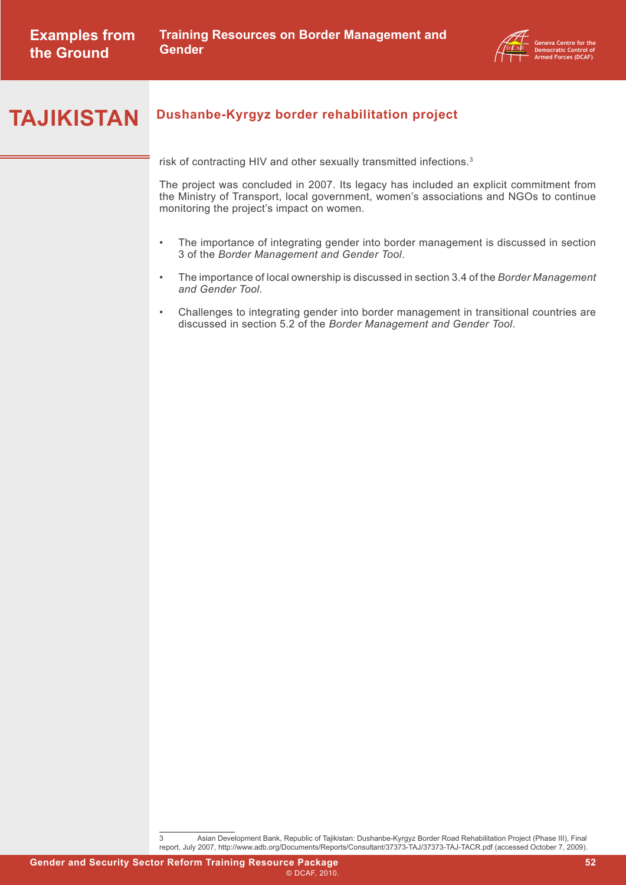# TAJIKISTAN

## Dushanbe-Kyrgyz border rehabilitation project

risk of contracting HIV and other sexually transmitted infections.[3]

The project was concluded in 2007. Its legacy has included an explicit commitment from the Ministry of Transport, local government, women's associations and NGOs to continue monitoring the project's impact on women.

- The importance of integrating gender into border management is discussed in section 3 of the *Border Management and Gender Tool*.
- The importance of local ownership is discussed in section 3.4 of the *Border Management and Gender Tool*.
- Challenges to integrating gender into border management in transitional countries are discussed in section 5.2 of the *Border Management and Gender Tool*.

---

3 Asian Development Bank, Republic of Tajikistan: Dushanbe-Kyrgyz Border Road Rehabilitation Project (Phase III), Final report, July 2007, http://www.adb.org/Documents/Reports/Consultant/37373-TAJ/37373-TAJ-TACR.pdf (accessed October 7, 2009).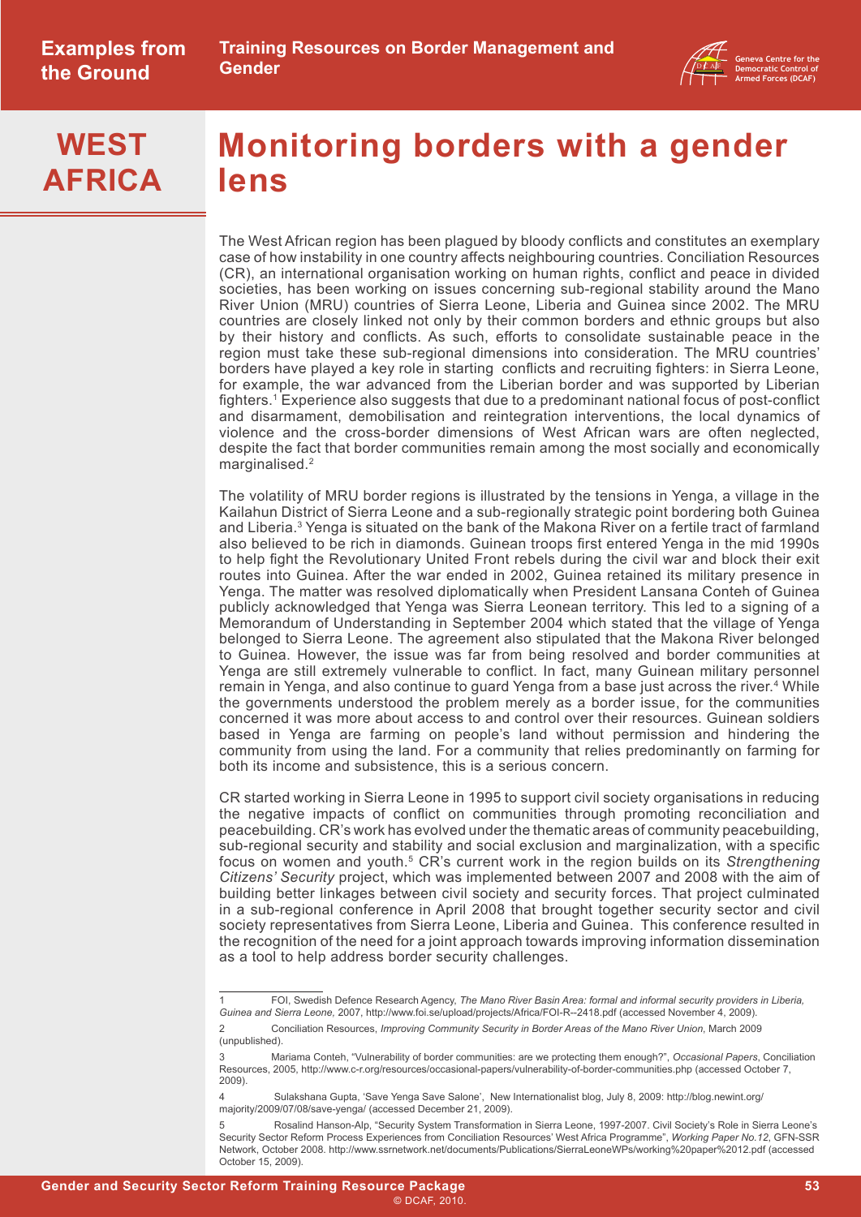# WEST AFRICA

# Monitoring borders with a gender lens

The West African region has been plagued by bloody conflicts and constitutes an exemplary case of how instability in one country affects neighbouring countries. Conciliation Resources (CR), an international organisation working on human rights, conflict and peace in divided societies, has been working on issues concerning sub-regional stability around the Mano River Union (MRU) countries of Sierra Leone, Liberia and Guinea since 2002. The MRU countries are closely linked not only by their common borders and ethnic groups but also by their history and conflicts. As such, efforts to consolidate sustainable peace in the region must take these sub-regional dimensions into consideration. The MRU countries' borders have played a key role in starting conflicts and recruiting fighters: in Sierra Leone, for example, the war advanced from the Liberian border and was supported by Liberian fighters.[1] Experience also suggests that due to a predominant national focus of post-conflict and disarmament, demobilisation and reintegration interventions, the local dynamics of violence and the cross-border dimensions of West African wars are often neglected, despite the fact that border communities remain among the most socially and economically marginalised.[2]

The volatility of MRU border regions is illustrated by the tensions in Yenga, a village in the Kailahun District of Sierra Leone and a sub-regionally strategic point bordering both Guinea and Liberia.[3] Yenga is situated on the bank of the Makona River on a fertile tract of farmland also believed to be rich in diamonds. Guinean troops first entered Yenga in the mid 1990s to help fight the Revolutionary United Front rebels during the civil war and block their exit routes into Guinea. After the war ended in 2002, Guinea retained its military presence in Yenga. The matter was resolved diplomatically when President Lansana Conteh of Guinea publicly acknowledged that Yenga was Sierra Leonean territory. This led to a signing of a Memorandum of Understanding in September 2004 which stated that the village of Yenga belonged to Sierra Leone. The agreement also stipulated that the Makona River belonged to Guinea. However, the issue was far from being resolved and border communities at Yenga are still extremely vulnerable to conflict. In fact, many Guinean military personnel remain in Yenga, and also continue to guard Yenga from a base just across the river.[4] While the governments understood the problem merely as a border issue, for the communities concerned it was more about access to and control over their resources. Guinean soldiers based in Yenga are farming on people's land without permission and hindering the community from using the land. For a community that relies predominantly on farming for both its income and subsistence, this is a serious concern.

CR started working in Sierra Leone in 1995 to support civil society organisations in reducing the negative impacts of conflict on communities through promoting reconciliation and peacebuilding. CR's work has evolved under the thematic areas of community peacebuilding, sub-regional security and stability and social exclusion and marginalization, with a specific focus on women and youth.[5] CR's current work in the region builds on its *Strengthening Citizens' Security* project, which was implemented between 2007 and 2008 with the aim of building better linkages between civil society and security forces. That project culminated in a sub-regional conference in April 2008 that brought together security sector and civil society representatives from Sierra Leone, Liberia and Guinea. This conference resulted in the recognition of the need for a joint approach towards improving information dissemination as a tool to help address border security challenges.

---

1 FOI, Swedish Defence Research Agency, *The Mano River Basin Area: formal and informal security providers in Liberia, Guinea and Sierra Leone,* 2007, http://www.foi.se/upload/projects/Africa/FOI-R--2418.pdf (accessed November 4, 2009).

2 Conciliation Resources, *Improving Community Security in Border Areas of the Mano River Union*, March 2009 (unpublished).

3 Mariama Conteh, "Vulnerability of border communities: are we protecting them enough?", *Occasional Papers*, Conciliation Resources, 2005, http://www.c-r.org/resources/occasional-papers/vulnerability-of-border-communities.php (accessed October 7, 2009).

4 Sulakshana Gupta, 'Save Yenga Save Salone', New Internationalist blog, July 8, 2009: http://blog.newint.org/majority/2009/07/08/save-yenga/ (accessed December 21, 2009).

5 Rosalind Hanson-Alp, "Security System Transformation in Sierra Leone, 1997-2007. Civil Society's Role in Sierra Leone's Security Sector Reform Process Experiences from Conciliation Resources' West Africa Programme", *Working Paper No.12*, GFN-SSR Network, October 2008. http://www.ssrnetwork.net/documents/Publications/SierraLeoneWPs/working%20paper%2012.pdf (accessed October 15, 2009).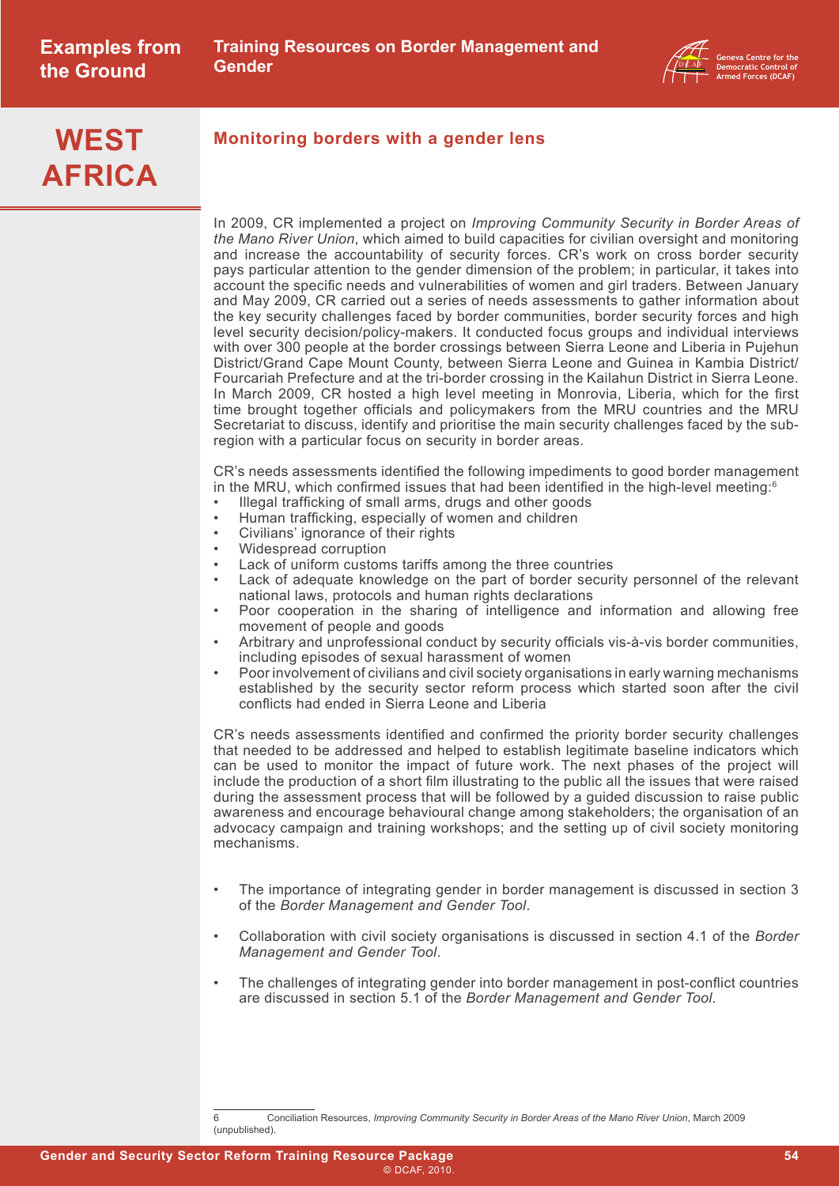## WEST AFRICA

### Monitoring borders with a gender lens

In 2009, CR implemented a project on *Improving Community Security in Border Areas of the Mano River Union*, which aimed to build capacities for civilian oversight and monitoring and increase the accountability of security forces. CR's work on cross border security pays particular attention to the gender dimension of the problem; in particular, it takes into account the specific needs and vulnerabilities of women and girl traders. Between January and May 2009, CR carried out a series of needs assessments to gather information about the key security challenges faced by border communities, border security forces and high level security decision/policy-makers. It conducted focus groups and individual interviews with over 300 people at the border crossings between Sierra Leone and Liberia in Pujehun District/Grand Cape Mount County, between Sierra Leone and Guinea in Kambia District/Fourcariah Prefecture and at the tri-border crossing in the Kailahun District in Sierra Leone. In March 2009, CR hosted a high level meeting in Monrovia, Liberia, which for the first time brought together officials and policymakers from the MRU countries and the MRU Secretariat to discuss, identify and prioritise the main security challenges faced by the sub-region with a particular focus on security in border areas.

CR's needs assessments identified the following impediments to good border management in the MRU, which confirmed issues that had been identified in the high-level meeting:[6]

- Illegal trafficking of small arms, drugs and other goods
- Human trafficking, especially of women and children
- Civilians' ignorance of their rights
- Widespread corruption
- Lack of uniform customs tariffs among the three countries
- Lack of adequate knowledge on the part of border security personnel of the relevant national laws, protocols and human rights declarations
- Poor cooperation in the sharing of intelligence and information and allowing free movement of people and goods
- Arbitrary and unprofessional conduct by security officials vis-à-vis border communities, including episodes of sexual harassment of women
- Poor involvement of civilians and civil society organisations in early warning mechanisms established by the security sector reform process which started soon after the civil conflicts had ended in Sierra Leone and Liberia

CR's needs assessments identified and confirmed the priority border security challenges that needed to be addressed and helped to establish legitimate baseline indicators which can be used to monitor the impact of future work. The next phases of the project will include the production of a short film illustrating to the public all the issues that were raised during the assessment process that will be followed by a guided discussion to raise public awareness and encourage behavioural change among stakeholders; the organisation of an advocacy campaign and training workshops; and the setting up of civil society monitoring mechanisms.

- The importance of integrating gender in border management is discussed in section 3 of the *Border Management and Gender Tool*.
- Collaboration with civil society organisations is discussed in section 4.1 of the *Border Management and Gender Tool*.
- The challenges of integrating gender into border management in post-conflict countries are discussed in section 5.1 of the *Border Management and Gender Tool*.

---

6 Conciliation Resources, *Improving Community Security in Border Areas of the Mano River Union*, March 2009 (unpublished).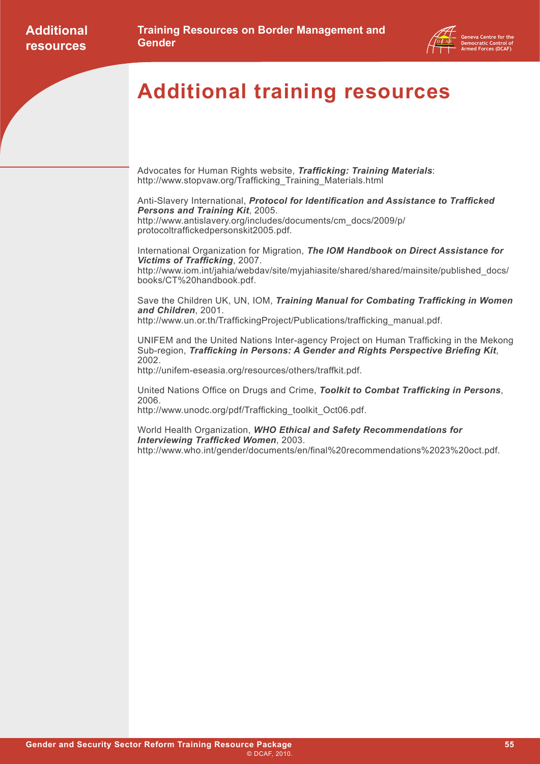# Additional training resources

Advocates for Human Rights website, ***Trafficking: Training Materials***: http://www.stopvaw.org/Trafficking_Training_Materials.html

Anti-Slavery International, ***Protocol for Identification and Assistance to Trafficked Persons and Training Kit***, 2005.
http://www.antislavery.org/includes/documents/cm_docs/2009/p/protocoltraffickedpersonskit2005.pdf.

International Organization for Migration, ***The IOM Handbook on Direct Assistance for Victims of Trafficking***, 2007.
http://www.iom.int/jahia/webdav/site/myjahiasite/shared/shared/mainsite/published_docs/books/CT%20handbook.pdf.

Save the Children UK, UN, IOM, ***Training Manual for Combating Trafficking in Women and Children***, 2001.
http://www.un.or.th/TraffickingProject/Publications/trafficking_manual.pdf.

UNIFEM and the United Nations Inter-agency Project on Human Trafficking in the Mekong Sub-region, ***Trafficking in Persons: A Gender and Rights Perspective Briefing Kit***, 2002.
http://unifem-eseasia.org/resources/others/traffkit.pdf.

United Nations Office on Drugs and Crime, ***Toolkit to Combat Trafficking in Persons***, 2006.
http://www.unodc.org/pdf/Trafficking_toolkit_Oct06.pdf.

World Health Organization, ***WHO Ethical and Safety Recommendations for Interviewing Trafficked Women***, 2003.
http://www.who.int/gender/documents/en/final%20recommendations%2023%20oct.pdf.